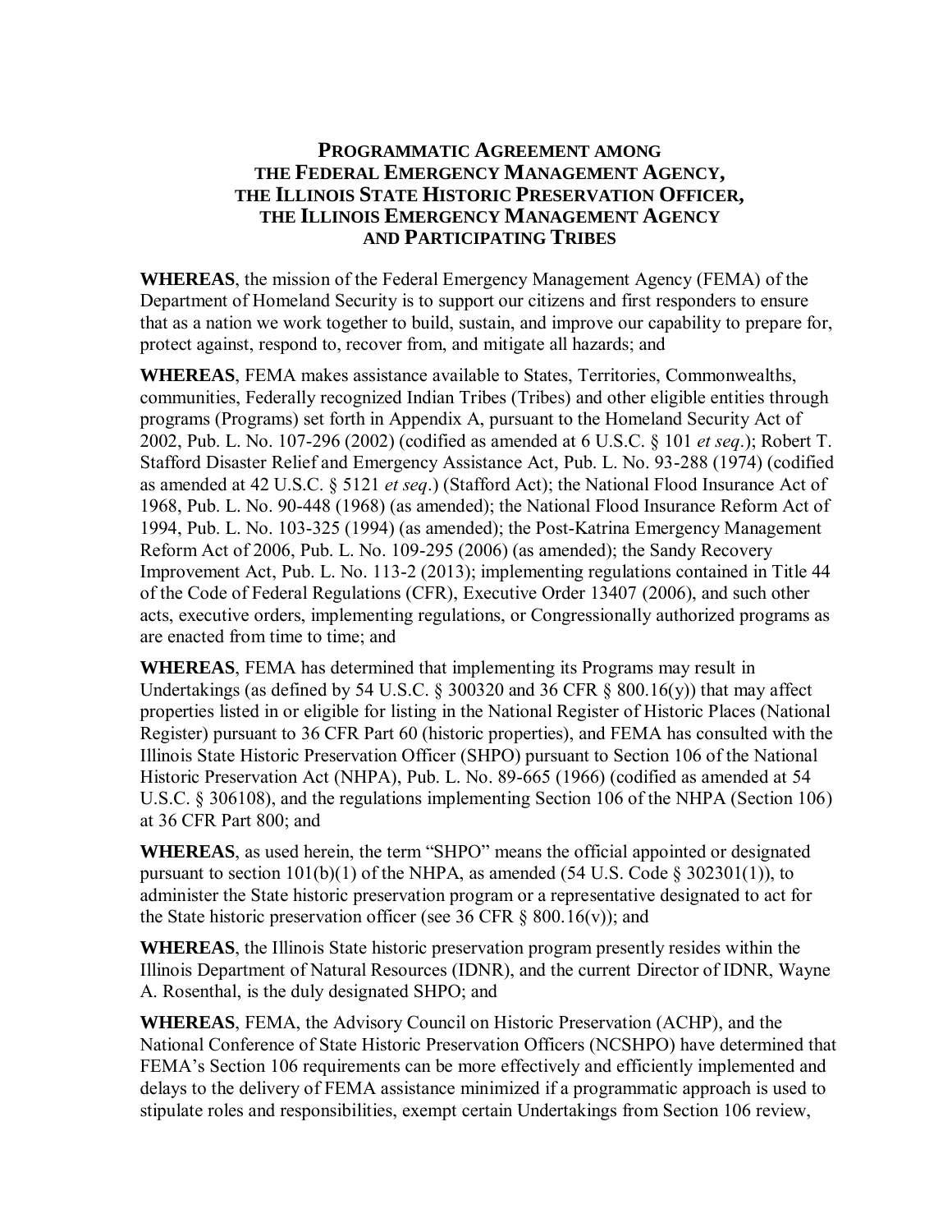# PROGRAMMATIC AGREEMENT AMONG THE FEDERAL EMERGENCY MANAGEMENT AGENCY, THE ILLINOIS STATE HISTORIC PRESERVATION OFFICER, THE ILLINOIS EMERGENCY MANAGEMENT AGENCY AND PARTICIPATING TRIBES

**WHEREAS**, the mission of the Federal Emergency Management Agency (FEMA) of the Department of Homeland Security is to support our citizens and first responders to ensure that as a nation we work together to build, sustain, and improve our capability to prepare for, protect against, respond to, recover from, and mitigate all hazards; and

**WHEREAS**, FEMA makes assistance available to States, Territories, Commonwealths, communities, Federally recognized Indian Tribes (Tribes) and other eligible entities through programs (Programs) set forth in Appendix A, pursuant to the Homeland Security Act of 2002, Pub. L. No. 107-296 (2002) (codified as amended at 6 U.S.C. § 101 *et seq*.); Robert T. Stafford Disaster Relief and Emergency Assistance Act, Pub. L. No. 93-288 (1974) (codified as amended at 42 U.S.C. § 5121 *et seq*.) (Stafford Act); the National Flood Insurance Act of 1968, Pub. L. No. 90-448 (1968) (as amended); the National Flood Insurance Reform Act of 1994, Pub. L. No. 103-325 (1994) (as amended); the Post-Katrina Emergency Management Reform Act of 2006, Pub. L. No. 109-295 (2006) (as amended); the Sandy Recovery Improvement Act, Pub. L. No. 113-2 (2013); implementing regulations contained in Title 44 of the Code of Federal Regulations (CFR), Executive Order 13407 (2006), and such other acts, executive orders, implementing regulations, or Congressionally authorized programs as are enacted from time to time; and

**WHEREAS**, FEMA has determined that implementing its Programs may result in Undertakings (as defined by 54 U.S.C. § 300320 and 36 CFR § 800.16(y)) that may affect properties listed in or eligible for listing in the National Register of Historic Places (National Register) pursuant to 36 CFR Part 60 (historic properties), and FEMA has consulted with the Illinois State Historic Preservation Officer (SHPO) pursuant to Section 106 of the National Historic Preservation Act (NHPA), Pub. L. No. 89-665 (1966) (codified as amended at 54 U.S.C. § 306108), and the regulations implementing Section 106 of the NHPA (Section 106) at 36 CFR Part 800; and

**WHEREAS**, as used herein, the term "SHPO" means the official appointed or designated pursuant to section 101(b)(1) of the NHPA, as amended (54 U.S. Code § 302301(1)), to administer the State historic preservation program or a representative designated to act for the State historic preservation officer (see 36 CFR § 800.16(v)); and

**WHEREAS**, the Illinois State historic preservation program presently resides within the Illinois Department of Natural Resources (IDNR), and the current Director of IDNR, Wayne A. Rosenthal, is the duly designated SHPO; and

**WHEREAS**, FEMA, the Advisory Council on Historic Preservation (ACHP), and the National Conference of State Historic Preservation Officers (NCSHPO) have determined that FEMA's Section 106 requirements can be more effectively and efficiently implemented and delays to the delivery of FEMA assistance minimized if a programmatic approach is used to stipulate roles and responsibilities, exempt certain Undertakings from Section 106 review,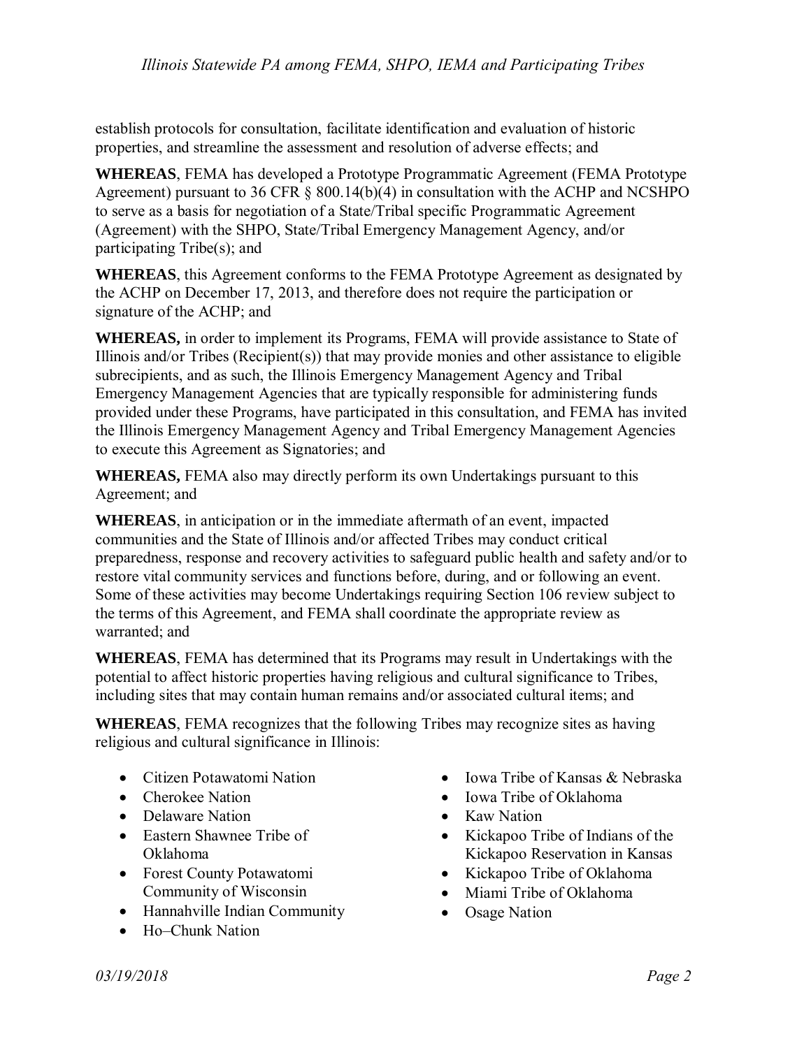establish protocols for consultation, facilitate identification and evaluation of historic properties, and streamline the assessment and resolution of adverse effects; and

**WHEREAS**, FEMA has developed a Prototype Programmatic Agreement (FEMA Prototype Agreement) pursuant to 36 CFR § 800.14(b)(4) in consultation with the ACHP and NCSHPO to serve as a basis for negotiation of a State/Tribal specific Programmatic Agreement (Agreement) with the SHPO, State/Tribal Emergency Management Agency, and/or participating Tribe(s); and

**WHEREAS**, this Agreement conforms to the FEMA Prototype Agreement as designated by the ACHP on December 17, 2013, and therefore does not require the participation or signature of the ACHP; and

**WHEREAS,** in order to implement its Programs, FEMA will provide assistance to State of Illinois and/or Tribes (Recipient(s)) that may provide monies and other assistance to eligible subrecipients, and as such, the Illinois Emergency Management Agency and Tribal Emergency Management Agencies that are typically responsible for administering funds provided under these Programs, have participated in this consultation, and FEMA has invited the Illinois Emergency Management Agency and Tribal Emergency Management Agencies to execute this Agreement as Signatories; and

**WHEREAS,** FEMA also may directly perform its own Undertakings pursuant to this Agreement; and

**WHEREAS**, in anticipation or in the immediate aftermath of an event, impacted communities and the State of Illinois and/or affected Tribes may conduct critical preparedness, response and recovery activities to safeguard public health and safety and/or to restore vital community services and functions before, during, and or following an event. Some of these activities may become Undertakings requiring Section 106 review subject to the terms of this Agreement, and FEMA shall coordinate the appropriate review as warranted; and

**WHEREAS**, FEMA has determined that its Programs may result in Undertakings with the potential to affect historic properties having religious and cultural significance to Tribes, including sites that may contain human remains and/or associated cultural items; and

**WHEREAS**, FEMA recognizes that the following Tribes may recognize sites as having religious and cultural significance in Illinois:

- Citizen Potawatomi Nation
- Cherokee Nation
- Delaware Nation
- Eastern Shawnee Tribe of Oklahoma
- Forest County Potawatomi Community of Wisconsin
- Hannahville Indian Community
- Ho–Chunk Nation
- Iowa Tribe of Kansas & Nebraska
- Iowa Tribe of Oklahoma
- Kaw Nation
- Kickapoo Tribe of Indians of the Kickapoo Reservation in Kansas
- Kickapoo Tribe of Oklahoma
- Miami Tribe of Oklahoma
- Osage Nation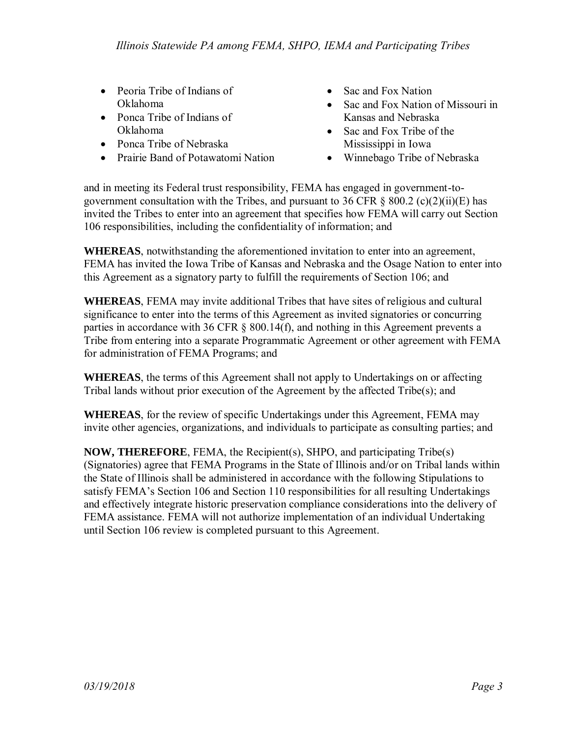- Peoria Tribe of Indians of Oklahoma
- Ponca Tribe of Indians of Oklahoma
- Ponca Tribe of Nebraska
- Prairie Band of Potawatomi Nation
- Sac and Fox Nation
- Sac and Fox Nation of Missouri in Kansas and Nebraska
- Sac and Fox Tribe of the Mississippi in Iowa
- Winnebago Tribe of Nebraska

and in meeting its Federal trust responsibility, FEMA has engaged in government-to-government consultation with the Tribes, and pursuant to 36 CFR § 800.2 (c)(2)(ii)(E) has invited the Tribes to enter into an agreement that specifies how FEMA will carry out Section 106 responsibilities, including the confidentiality of information; and

**WHEREAS**, notwithstanding the aforementioned invitation to enter into an agreement, FEMA has invited the Iowa Tribe of Kansas and Nebraska and the Osage Nation to enter into this Agreement as a signatory party to fulfill the requirements of Section 106; and

**WHEREAS**, FEMA may invite additional Tribes that have sites of religious and cultural significance to enter into the terms of this Agreement as invited signatories or concurring parties in accordance with 36 CFR § 800.14(f), and nothing in this Agreement prevents a Tribe from entering into a separate Programmatic Agreement or other agreement with FEMA for administration of FEMA Programs; and

**WHEREAS**, the terms of this Agreement shall not apply to Undertakings on or affecting Tribal lands without prior execution of the Agreement by the affected Tribe(s); and

**WHEREAS**, for the review of specific Undertakings under this Agreement, FEMA may invite other agencies, organizations, and individuals to participate as consulting parties; and

**NOW, THEREFORE**, FEMA, the Recipient(s), SHPO, and participating Tribe(s) (Signatories) agree that FEMA Programs in the State of Illinois and/or on Tribal lands within the State of Illinois shall be administered in accordance with the following Stipulations to satisfy FEMA's Section 106 and Section 110 responsibilities for all resulting Undertakings and effectively integrate historic preservation compliance considerations into the delivery of FEMA assistance. FEMA will not authorize implementation of an individual Undertaking until Section 106 review is completed pursuant to this Agreement.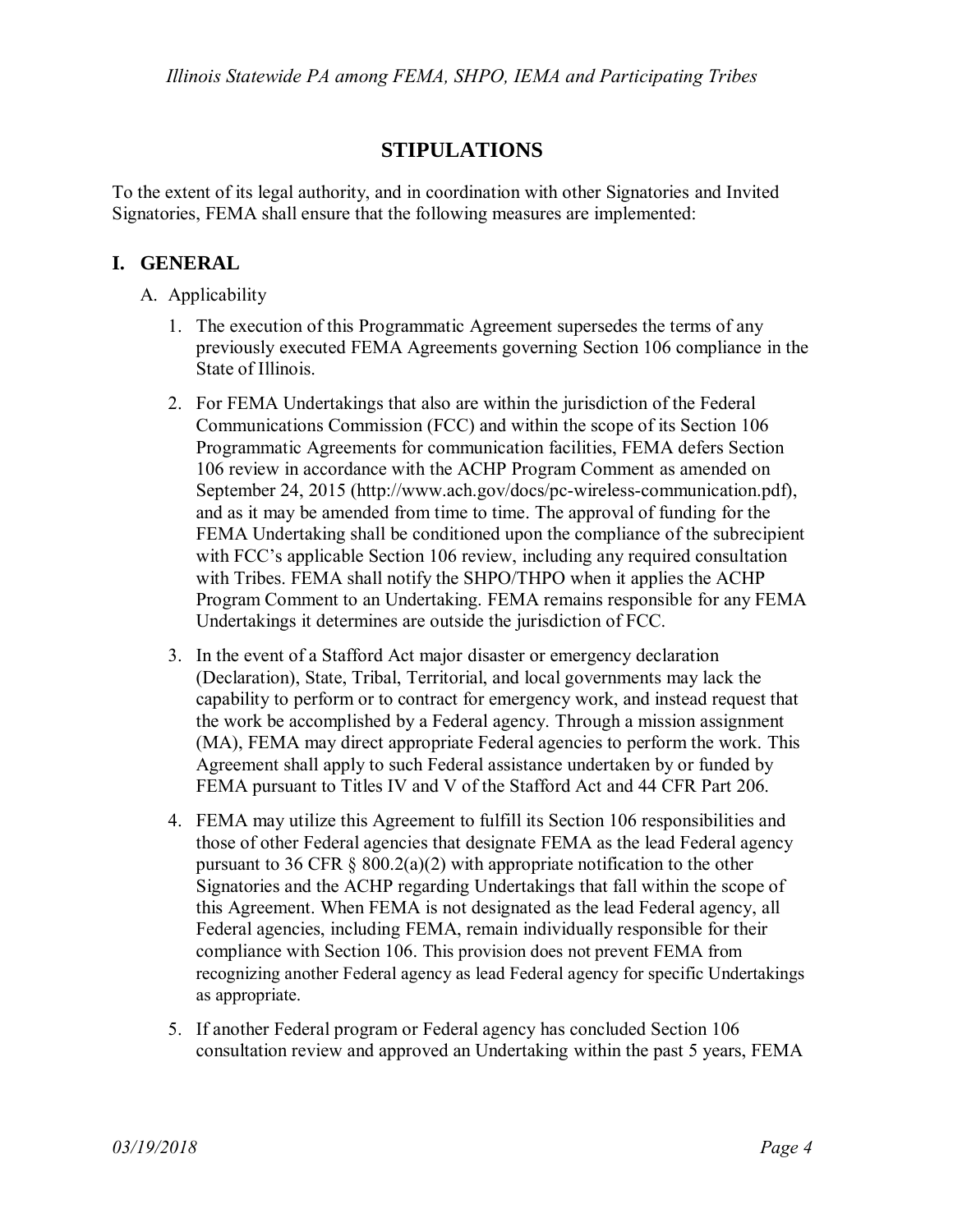## STIPULATIONS

To the extent of its legal authority, and in coordination with other Signatories and Invited Signatories, FEMA shall ensure that the following measures are implemented:

### I. GENERAL

A. Applicability

1. The execution of this Programmatic Agreement supersedes the terms of any previously executed FEMA Agreements governing Section 106 compliance in the State of Illinois.

2. For FEMA Undertakings that also are within the jurisdiction of the Federal Communications Commission (FCC) and within the scope of its Section 106 Programmatic Agreements for communication facilities, FEMA defers Section 106 review in accordance with the ACHP Program Comment as amended on September 24, 2015 (http://www.ach.gov/docs/pc-wireless-communication.pdf), and as it may be amended from time to time. The approval of funding for the FEMA Undertaking shall be conditioned upon the compliance of the subrecipient with FCC's applicable Section 106 review, including any required consultation with Tribes. FEMA shall notify the SHPO/THPO when it applies the ACHP Program Comment to an Undertaking. FEMA remains responsible for any FEMA Undertakings it determines are outside the jurisdiction of FCC.

3. In the event of a Stafford Act major disaster or emergency declaration (Declaration), State, Tribal, Territorial, and local governments may lack the capability to perform or to contract for emergency work, and instead request that the work be accomplished by a Federal agency. Through a mission assignment (MA), FEMA may direct appropriate Federal agencies to perform the work. This Agreement shall apply to such Federal assistance undertaken by or funded by FEMA pursuant to Titles IV and V of the Stafford Act and 44 CFR Part 206.

4. FEMA may utilize this Agreement to fulfill its Section 106 responsibilities and those of other Federal agencies that designate FEMA as the lead Federal agency pursuant to 36 CFR § 800.2(a)(2) with appropriate notification to the other Signatories and the ACHP regarding Undertakings that fall within the scope of this Agreement. When FEMA is not designated as the lead Federal agency, all Federal agencies, including FEMA, remain individually responsible for their compliance with Section 106. This provision does not prevent FEMA from recognizing another Federal agency as lead Federal agency for specific Undertakings as appropriate.

5. If another Federal program or Federal agency has concluded Section 106 consultation review and approved an Undertaking within the past 5 years, FEMA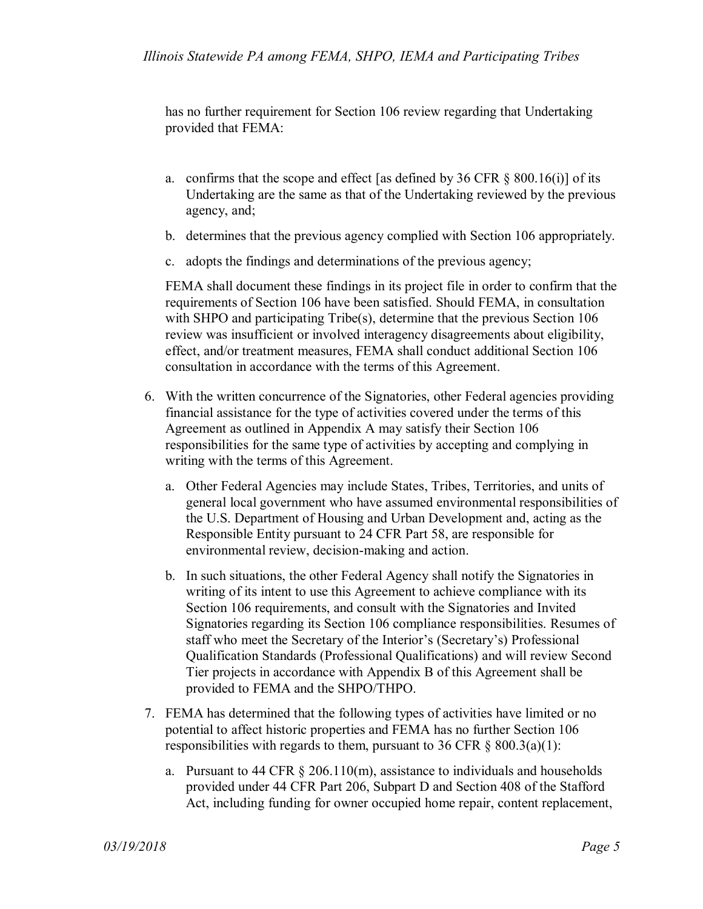has no further requirement for Section 106 review regarding that Undertaking provided that FEMA:

a. confirms that the scope and effect [as defined by 36 CFR § 800.16(i)] of its Undertaking are the same as that of the Undertaking reviewed by the previous agency, and;

b. determines that the previous agency complied with Section 106 appropriately.

c. adopts the findings and determinations of the previous agency;

FEMA shall document these findings in its project file in order to confirm that the requirements of Section 106 have been satisfied. Should FEMA, in consultation with SHPO and participating Tribe(s), determine that the previous Section 106 review was insufficient or involved interagency disagreements about eligibility, effect, and/or treatment measures, FEMA shall conduct additional Section 106 consultation in accordance with the terms of this Agreement.

6. With the written concurrence of the Signatories, other Federal agencies providing financial assistance for the type of activities covered under the terms of this Agreement as outlined in Appendix A may satisfy their Section 106 responsibilities for the same type of activities by accepting and complying in writing with the terms of this Agreement.

   a. Other Federal Agencies may include States, Tribes, Territories, and units of general local government who have assumed environmental responsibilities of the U.S. Department of Housing and Urban Development and, acting as the Responsible Entity pursuant to 24 CFR Part 58, are responsible for environmental review, decision-making and action.

   b. In such situations, the other Federal Agency shall notify the Signatories in writing of its intent to use this Agreement to achieve compliance with its Section 106 requirements, and consult with the Signatories and Invited Signatories regarding its Section 106 compliance responsibilities. Resumes of staff who meet the Secretary of the Interior's (Secretary's) Professional Qualification Standards (Professional Qualifications) and will review Second Tier projects in accordance with Appendix B of this Agreement shall be provided to FEMA and the SHPO/THPO.

7. FEMA has determined that the following types of activities have limited or no potential to affect historic properties and FEMA has no further Section 106 responsibilities with regards to them, pursuant to 36 CFR § 800.3(a)(1):

   a. Pursuant to 44 CFR § 206.110(m), assistance to individuals and households provided under 44 CFR Part 206, Subpart D and Section 408 of the Stafford Act, including funding for owner occupied home repair, content replacement,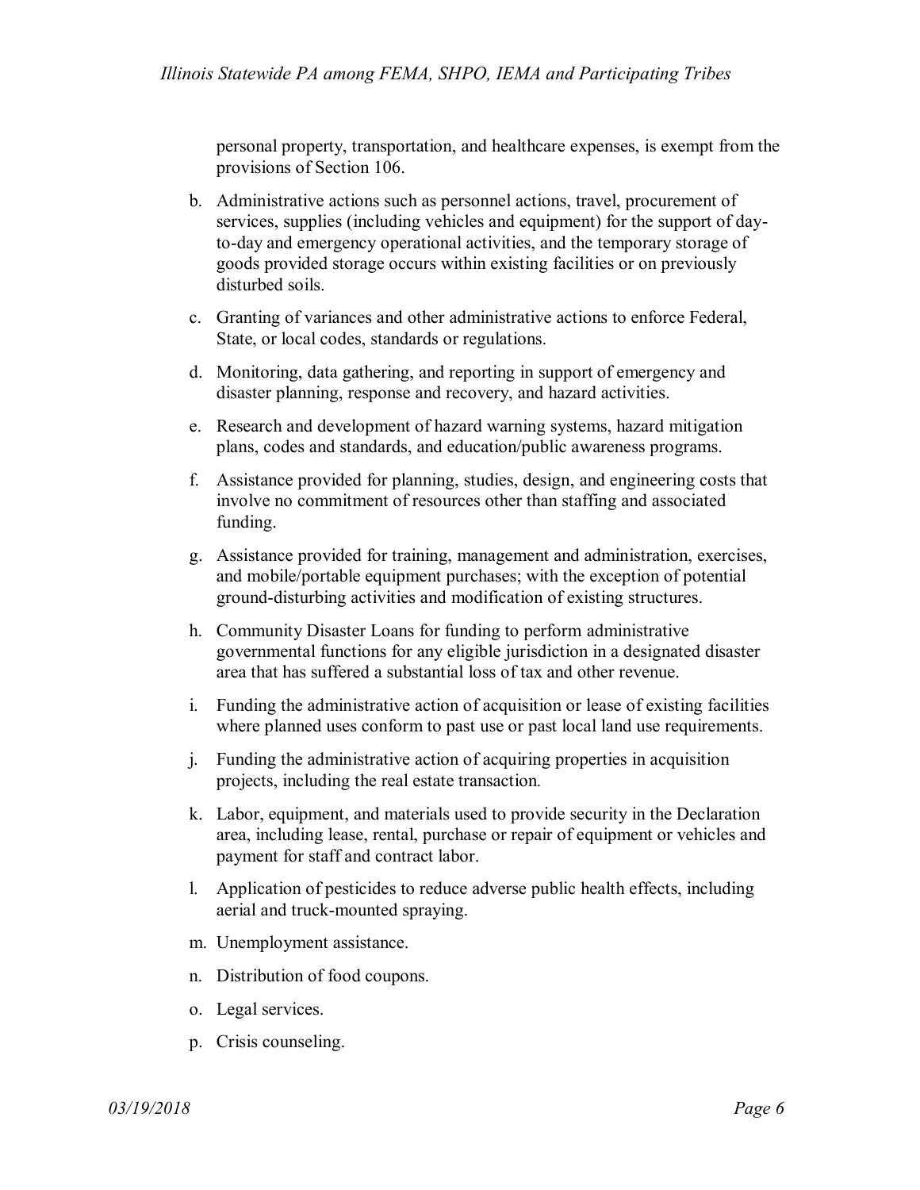personal property, transportation, and healthcare expenses, is exempt from the provisions of Section 106.

b. Administrative actions such as personnel actions, travel, procurement of services, supplies (including vehicles and equipment) for the support of day-to-day and emergency operational activities, and the temporary storage of goods provided storage occurs within existing facilities or on previously disturbed soils.

c. Granting of variances and other administrative actions to enforce Federal, State, or local codes, standards or regulations.

d. Monitoring, data gathering, and reporting in support of emergency and disaster planning, response and recovery, and hazard activities.

e. Research and development of hazard warning systems, hazard mitigation plans, codes and standards, and education/public awareness programs.

f. Assistance provided for planning, studies, design, and engineering costs that involve no commitment of resources other than staffing and associated funding.

g. Assistance provided for training, management and administration, exercises, and mobile/portable equipment purchases; with the exception of potential ground-disturbing activities and modification of existing structures.

h. Community Disaster Loans for funding to perform administrative governmental functions for any eligible jurisdiction in a designated disaster area that has suffered a substantial loss of tax and other revenue.

i. Funding the administrative action of acquisition or lease of existing facilities where planned uses conform to past use or past local land use requirements.

j. Funding the administrative action of acquiring properties in acquisition projects, including the real estate transaction.

k. Labor, equipment, and materials used to provide security in the Declaration area, including lease, rental, purchase or repair of equipment or vehicles and payment for staff and contract labor.

l. Application of pesticides to reduce adverse public health effects, including aerial and truck-mounted spraying.

m. Unemployment assistance.

n. Distribution of food coupons.

o. Legal services.

p. Crisis counseling.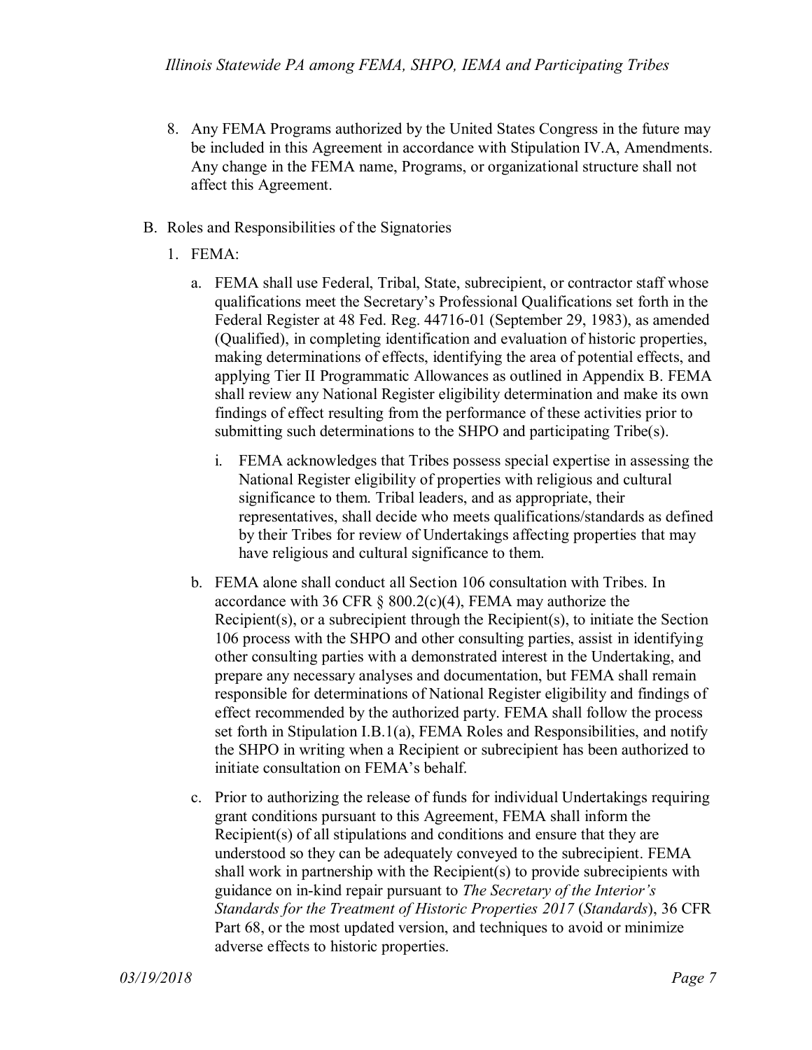8. Any FEMA Programs authorized by the United States Congress in the future may be included in this Agreement in accordance with Stipulation IV.A, Amendments. Any change in the FEMA name, Programs, or organizational structure shall not affect this Agreement.

B. Roles and Responsibilities of the Signatories

   1. FEMA:

      a. FEMA shall use Federal, Tribal, State, subrecipient, or contractor staff whose qualifications meet the Secretary's Professional Qualifications set forth in the Federal Register at 48 Fed. Reg. 44716-01 (September 29, 1983), as amended (Qualified), in completing identification and evaluation of historic properties, making determinations of effects, identifying the area of potential effects, and applying Tier II Programmatic Allowances as outlined in Appendix B. FEMA shall review any National Register eligibility determination and make its own findings of effect resulting from the performance of these activities prior to submitting such determinations to the SHPO and participating Tribe(s).

         i. FEMA acknowledges that Tribes possess special expertise in assessing the National Register eligibility of properties with religious and cultural significance to them. Tribal leaders, and as appropriate, their representatives, shall decide who meets qualifications/standards as defined by their Tribes for review of Undertakings affecting properties that may have religious and cultural significance to them.

      b. FEMA alone shall conduct all Section 106 consultation with Tribes. In accordance with 36 CFR § 800.2(c)(4), FEMA may authorize the Recipient(s), or a subrecipient through the Recipient(s), to initiate the Section 106 process with the SHPO and other consulting parties, assist in identifying other consulting parties with a demonstrated interest in the Undertaking, and prepare any necessary analyses and documentation, but FEMA shall remain responsible for determinations of National Register eligibility and findings of effect recommended by the authorized party. FEMA shall follow the process set forth in Stipulation I.B.1(a), FEMA Roles and Responsibilities, and notify the SHPO in writing when a Recipient or subrecipient has been authorized to initiate consultation on FEMA's behalf.

      c. Prior to authorizing the release of funds for individual Undertakings requiring grant conditions pursuant to this Agreement, FEMA shall inform the Recipient(s) of all stipulations and conditions and ensure that they are understood so they can be adequately conveyed to the subrecipient. FEMA shall work in partnership with the Recipient(s) to provide subrecipients with guidance on in-kind repair pursuant to *The Secretary of the Interior's Standards for the Treatment of Historic Properties 2017* (*Standards*), 36 CFR Part 68, or the most updated version, and techniques to avoid or minimize adverse effects to historic properties.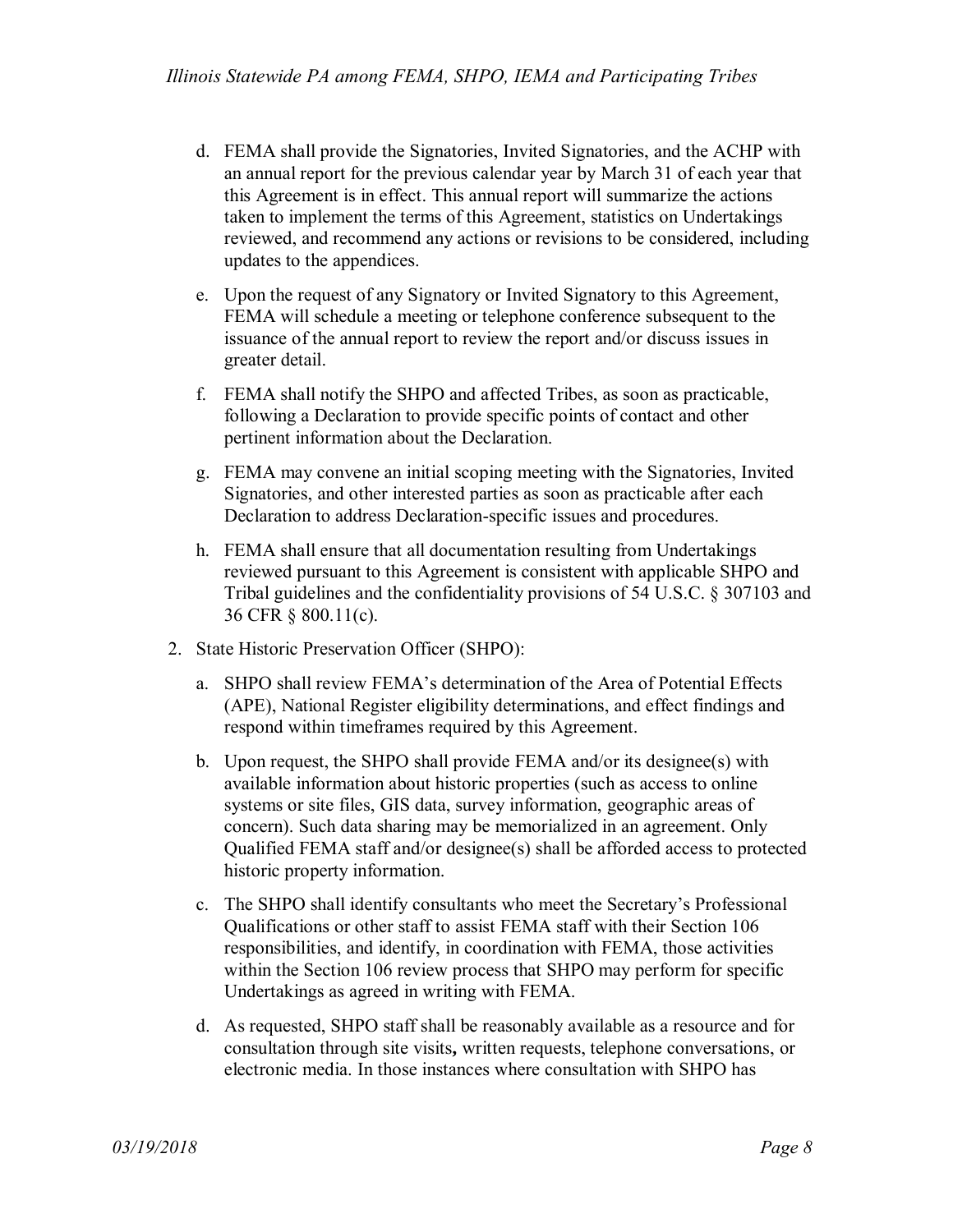d. FEMA shall provide the Signatories, Invited Signatories, and the ACHP with an annual report for the previous calendar year by March 31 of each year that this Agreement is in effect. This annual report will summarize the actions taken to implement the terms of this Agreement, statistics on Undertakings reviewed, and recommend any actions or revisions to be considered, including updates to the appendices.

e. Upon the request of any Signatory or Invited Signatory to this Agreement, FEMA will schedule a meeting or telephone conference subsequent to the issuance of the annual report to review the report and/or discuss issues in greater detail.

f. FEMA shall notify the SHPO and affected Tribes, as soon as practicable, following a Declaration to provide specific points of contact and other pertinent information about the Declaration.

g. FEMA may convene an initial scoping meeting with the Signatories, Invited Signatories, and other interested parties as soon as practicable after each Declaration to address Declaration-specific issues and procedures.

h. FEMA shall ensure that all documentation resulting from Undertakings reviewed pursuant to this Agreement is consistent with applicable SHPO and Tribal guidelines and the confidentiality provisions of 54 U.S.C. § 307103 and 36 CFR § 800.11(c).

2. State Historic Preservation Officer (SHPO):

   a. SHPO shall review FEMA's determination of the Area of Potential Effects (APE), National Register eligibility determinations, and effect findings and respond within timeframes required by this Agreement.

   b. Upon request, the SHPO shall provide FEMA and/or its designee(s) with available information about historic properties (such as access to online systems or site files, GIS data, survey information, geographic areas of concern). Such data sharing may be memorialized in an agreement. Only Qualified FEMA staff and/or designee(s) shall be afforded access to protected historic property information.

   c. The SHPO shall identify consultants who meet the Secretary's Professional Qualifications or other staff to assist FEMA staff with their Section 106 responsibilities, and identify, in coordination with FEMA, those activities within the Section 106 review process that SHPO may perform for specific Undertakings as agreed in writing with FEMA.

   d. As requested, SHPO staff shall be reasonably available as a resource and for consultation through site visits**,** written requests, telephone conversations, or electronic media. In those instances where consultation with SHPO has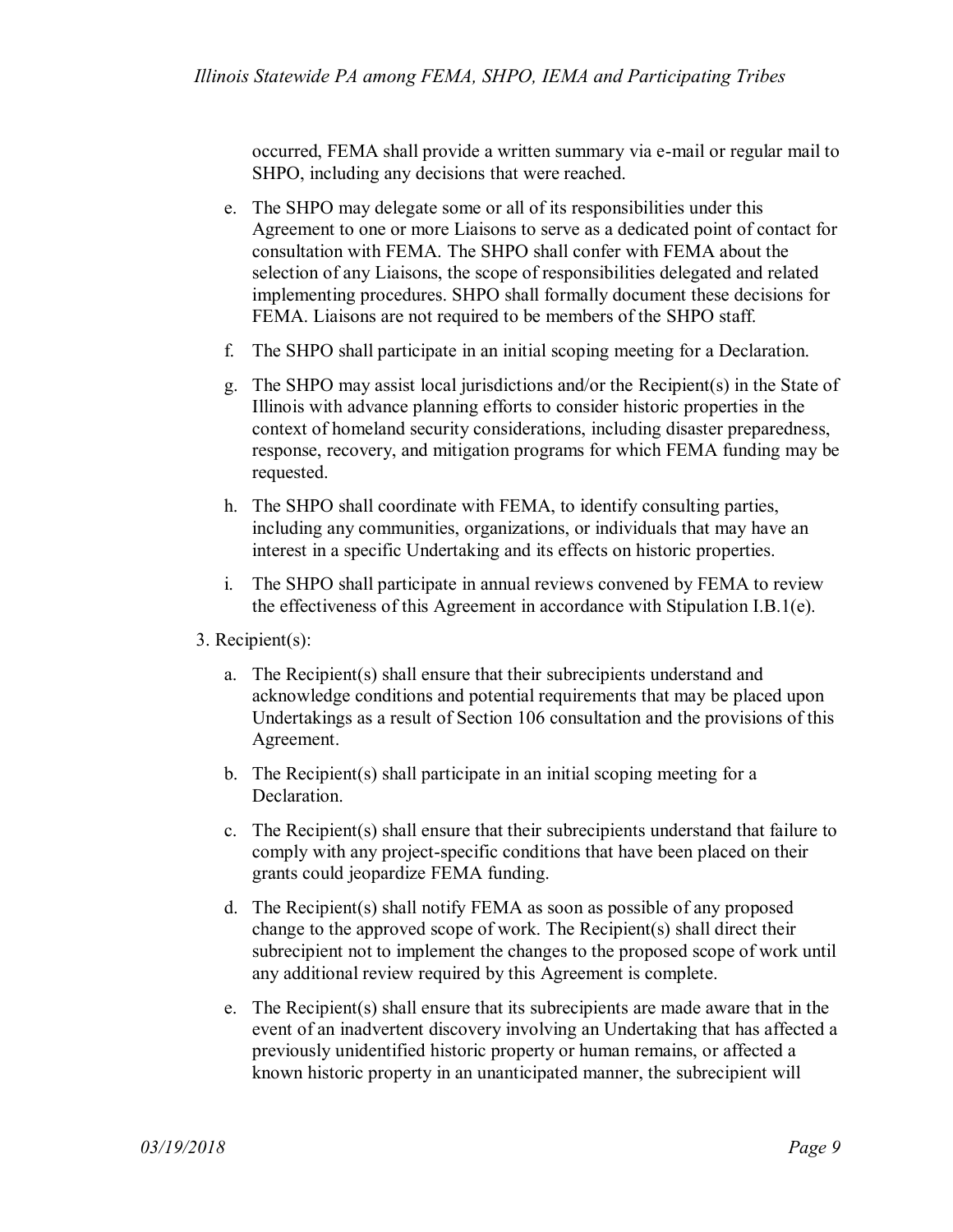occurred, FEMA shall provide a written summary via e-mail or regular mail to SHPO, including any decisions that were reached.

e. The SHPO may delegate some or all of its responsibilities under this Agreement to one or more Liaisons to serve as a dedicated point of contact for consultation with FEMA. The SHPO shall confer with FEMA about the selection of any Liaisons, the scope of responsibilities delegated and related implementing procedures. SHPO shall formally document these decisions for FEMA. Liaisons are not required to be members of the SHPO staff.

f. The SHPO shall participate in an initial scoping meeting for a Declaration.

g. The SHPO may assist local jurisdictions and/or the Recipient(s) in the State of Illinois with advance planning efforts to consider historic properties in the context of homeland security considerations, including disaster preparedness, response, recovery, and mitigation programs for which FEMA funding may be requested.

h. The SHPO shall coordinate with FEMA, to identify consulting parties, including any communities, organizations, or individuals that may have an interest in a specific Undertaking and its effects on historic properties.

i. The SHPO shall participate in annual reviews convened by FEMA to review the effectiveness of this Agreement in accordance with Stipulation I.B.1(e).

3. Recipient(s):

a. The Recipient(s) shall ensure that their subrecipients understand and acknowledge conditions and potential requirements that may be placed upon Undertakings as a result of Section 106 consultation and the provisions of this Agreement.

b. The Recipient(s) shall participate in an initial scoping meeting for a Declaration.

c. The Recipient(s) shall ensure that their subrecipients understand that failure to comply with any project-specific conditions that have been placed on their grants could jeopardize FEMA funding.

d. The Recipient(s) shall notify FEMA as soon as possible of any proposed change to the approved scope of work. The Recipient(s) shall direct their subrecipient not to implement the changes to the proposed scope of work until any additional review required by this Agreement is complete.

e. The Recipient(s) shall ensure that its subrecipients are made aware that in the event of an inadvertent discovery involving an Undertaking that has affected a previously unidentified historic property or human remains, or affected a known historic property in an unanticipated manner, the subrecipient will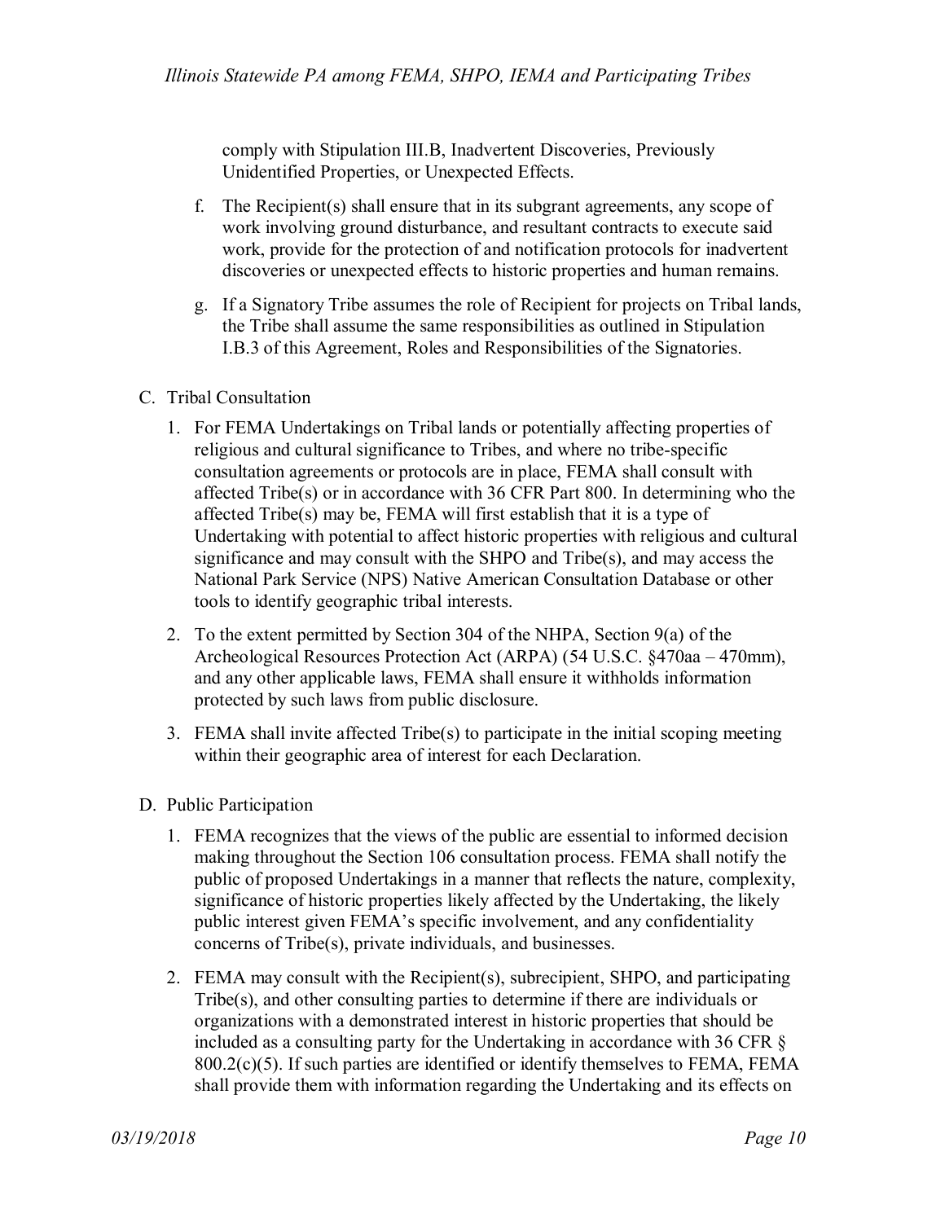comply with Stipulation III.B, Inadvertent Discoveries, Previously Unidentified Properties, or Unexpected Effects.

f. The Recipient(s) shall ensure that in its subgrant agreements, any scope of work involving ground disturbance, and resultant contracts to execute said work, provide for the protection of and notification protocols for inadvertent discoveries or unexpected effects to historic properties and human remains.

g. If a Signatory Tribe assumes the role of Recipient for projects on Tribal lands, the Tribe shall assume the same responsibilities as outlined in Stipulation I.B.3 of this Agreement, Roles and Responsibilities of the Signatories.

C. Tribal Consultation

1. For FEMA Undertakings on Tribal lands or potentially affecting properties of religious and cultural significance to Tribes, and where no tribe-specific consultation agreements or protocols are in place, FEMA shall consult with affected Tribe(s) or in accordance with 36 CFR Part 800. In determining who the affected Tribe(s) may be, FEMA will first establish that it is a type of Undertaking with potential to affect historic properties with religious and cultural significance and may consult with the SHPO and Tribe(s), and may access the National Park Service (NPS) Native American Consultation Database or other tools to identify geographic tribal interests.

2. To the extent permitted by Section 304 of the NHPA, Section 9(a) of the Archeological Resources Protection Act (ARPA) (54 U.S.C. §470aa – 470mm), and any other applicable laws, FEMA shall ensure it withholds information protected by such laws from public disclosure.

3. FEMA shall invite affected Tribe(s) to participate in the initial scoping meeting within their geographic area of interest for each Declaration.

D. Public Participation

1. FEMA recognizes that the views of the public are essential to informed decision making throughout the Section 106 consultation process. FEMA shall notify the public of proposed Undertakings in a manner that reflects the nature, complexity, significance of historic properties likely affected by the Undertaking, the likely public interest given FEMA's specific involvement, and any confidentiality concerns of Tribe(s), private individuals, and businesses.

2. FEMA may consult with the Recipient(s), subrecipient, SHPO, and participating Tribe(s), and other consulting parties to determine if there are individuals or organizations with a demonstrated interest in historic properties that should be included as a consulting party for the Undertaking in accordance with 36 CFR § 800.2(c)(5). If such parties are identified or identify themselves to FEMA, FEMA shall provide them with information regarding the Undertaking and its effects on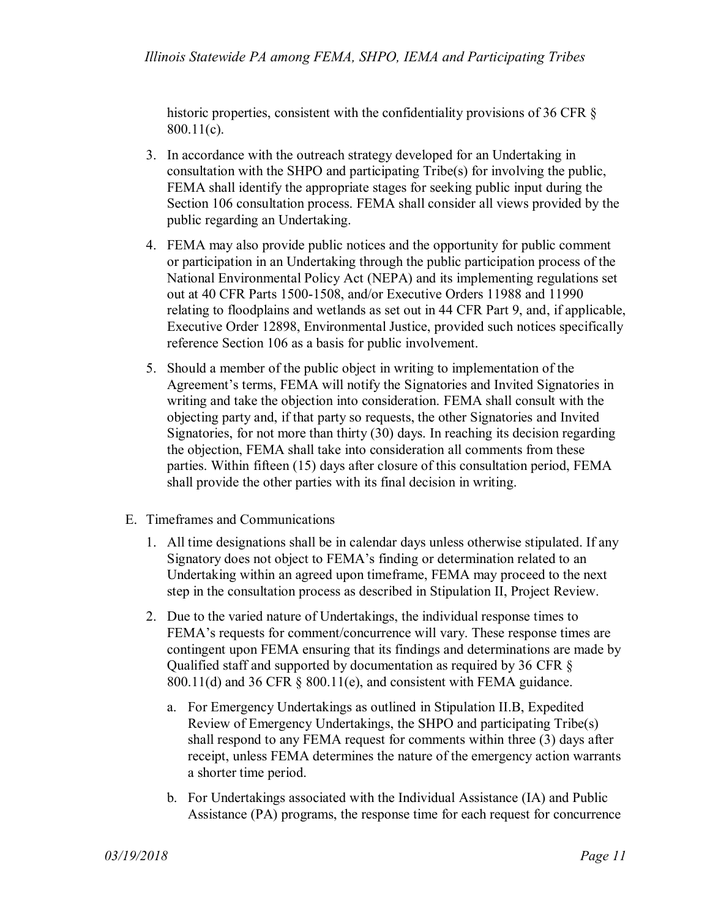historic properties, consistent with the confidentiality provisions of 36 CFR § 800.11(c).

3. In accordance with the outreach strategy developed for an Undertaking in consultation with the SHPO and participating Tribe(s) for involving the public, FEMA shall identify the appropriate stages for seeking public input during the Section 106 consultation process. FEMA shall consider all views provided by the public regarding an Undertaking.

4. FEMA may also provide public notices and the opportunity for public comment or participation in an Undertaking through the public participation process of the National Environmental Policy Act (NEPA) and its implementing regulations set out at 40 CFR Parts 1500-1508, and/or Executive Orders 11988 and 11990 relating to floodplains and wetlands as set out in 44 CFR Part 9, and, if applicable, Executive Order 12898, Environmental Justice, provided such notices specifically reference Section 106 as a basis for public involvement.

5. Should a member of the public object in writing to implementation of the Agreement's terms, FEMA will notify the Signatories and Invited Signatories in writing and take the objection into consideration. FEMA shall consult with the objecting party and, if that party so requests, the other Signatories and Invited Signatories, for not more than thirty (30) days. In reaching its decision regarding the objection, FEMA shall take into consideration all comments from these parties. Within fifteen (15) days after closure of this consultation period, FEMA shall provide the other parties with its final decision in writing.

E. Timeframes and Communications

1. All time designations shall be in calendar days unless otherwise stipulated. If any Signatory does not object to FEMA's finding or determination related to an Undertaking within an agreed upon timeframe, FEMA may proceed to the next step in the consultation process as described in Stipulation II, Project Review.

2. Due to the varied nature of Undertakings, the individual response times to FEMA's requests for comment/concurrence will vary. These response times are contingent upon FEMA ensuring that its findings and determinations are made by Qualified staff and supported by documentation as required by 36 CFR § 800.11(d) and 36 CFR § 800.11(e), and consistent with FEMA guidance.

   a. For Emergency Undertakings as outlined in Stipulation II.B, Expedited Review of Emergency Undertakings, the SHPO and participating Tribe(s) shall respond to any FEMA request for comments within three (3) days after receipt, unless FEMA determines the nature of the emergency action warrants a shorter time period.

   b. For Undertakings associated with the Individual Assistance (IA) and Public Assistance (PA) programs, the response time for each request for concurrence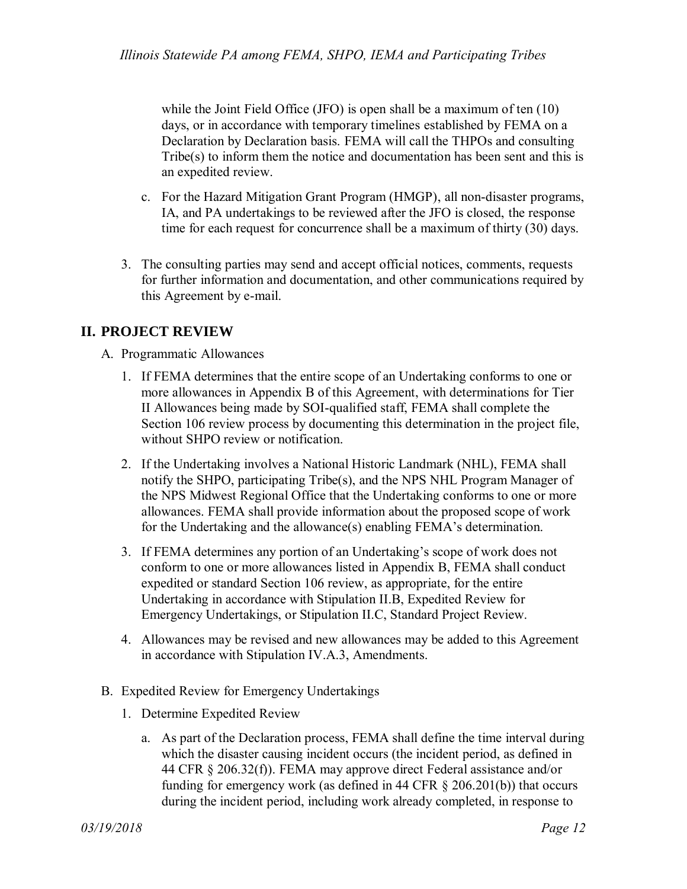while the Joint Field Office (JFO) is open shall be a maximum of ten (10) days, or in accordance with temporary timelines established by FEMA on a Declaration by Declaration basis. FEMA will call the THPOs and consulting Tribe(s) to inform them the notice and documentation has been sent and this is an expedited review.

c. For the Hazard Mitigation Grant Program (HMGP), all non-disaster programs, IA, and PA undertakings to be reviewed after the JFO is closed, the response time for each request for concurrence shall be a maximum of thirty (30) days.

3. The consulting parties may send and accept official notices, comments, requests for further information and documentation, and other communications required by this Agreement by e-mail.

## II. PROJECT REVIEW

A. Programmatic Allowances

1. If FEMA determines that the entire scope of an Undertaking conforms to one or more allowances in Appendix B of this Agreement, with determinations for Tier II Allowances being made by SOI-qualified staff, FEMA shall complete the Section 106 review process by documenting this determination in the project file, without SHPO review or notification.

2. If the Undertaking involves a National Historic Landmark (NHL), FEMA shall notify the SHPO, participating Tribe(s), and the NPS NHL Program Manager of the NPS Midwest Regional Office that the Undertaking conforms to one or more allowances. FEMA shall provide information about the proposed scope of work for the Undertaking and the allowance(s) enabling FEMA's determination.

3. If FEMA determines any portion of an Undertaking's scope of work does not conform to one or more allowances listed in Appendix B, FEMA shall conduct expedited or standard Section 106 review, as appropriate, for the entire Undertaking in accordance with Stipulation II.B, Expedited Review for Emergency Undertakings, or Stipulation II.C, Standard Project Review.

4. Allowances may be revised and new allowances may be added to this Agreement in accordance with Stipulation IV.A.3, Amendments.

B. Expedited Review for Emergency Undertakings

1. Determine Expedited Review

a. As part of the Declaration process, FEMA shall define the time interval during which the disaster causing incident occurs (the incident period, as defined in 44 CFR § 206.32(f)). FEMA may approve direct Federal assistance and/or funding for emergency work (as defined in 44 CFR § 206.201(b)) that occurs during the incident period, including work already completed, in response to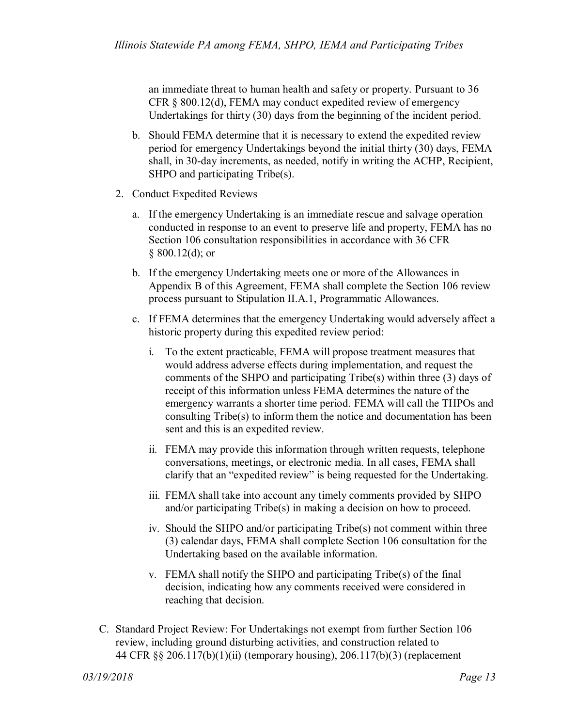an immediate threat to human health and safety or property. Pursuant to 36 CFR § 800.12(d), FEMA may conduct expedited review of emergency Undertakings for thirty (30) days from the beginning of the incident period.

b. Should FEMA determine that it is necessary to extend the expedited review period for emergency Undertakings beyond the initial thirty (30) days, FEMA shall, in 30-day increments, as needed, notify in writing the ACHP, Recipient, SHPO and participating Tribe(s).

2. Conduct Expedited Reviews

   a. If the emergency Undertaking is an immediate rescue and salvage operation conducted in response to an event to preserve life and property, FEMA has no Section 106 consultation responsibilities in accordance with 36 CFR § 800.12(d); or

   b. If the emergency Undertaking meets one or more of the Allowances in Appendix B of this Agreement, FEMA shall complete the Section 106 review process pursuant to Stipulation II.A.1, Programmatic Allowances.

   c. If FEMA determines that the emergency Undertaking would adversely affect a historic property during this expedited review period:

      i. To the extent practicable, FEMA will propose treatment measures that would address adverse effects during implementation, and request the comments of the SHPO and participating Tribe(s) within three (3) days of receipt of this information unless FEMA determines the nature of the emergency warrants a shorter time period. FEMA will call the THPOs and consulting Tribe(s) to inform them the notice and documentation has been sent and this is an expedited review.

      ii. FEMA may provide this information through written requests, telephone conversations, meetings, or electronic media. In all cases, FEMA shall clarify that an "expedited review" is being requested for the Undertaking.

      iii. FEMA shall take into account any timely comments provided by SHPO and/or participating Tribe(s) in making a decision on how to proceed.

      iv. Should the SHPO and/or participating Tribe(s) not comment within three (3) calendar days, FEMA shall complete Section 106 consultation for the Undertaking based on the available information.

      v. FEMA shall notify the SHPO and participating Tribe(s) of the final decision, indicating how any comments received were considered in reaching that decision.

C. Standard Project Review: For Undertakings not exempt from further Section 106 review, including ground disturbing activities, and construction related to 44 CFR §§ 206.117(b)(1)(ii) (temporary housing), 206.117(b)(3) (replacement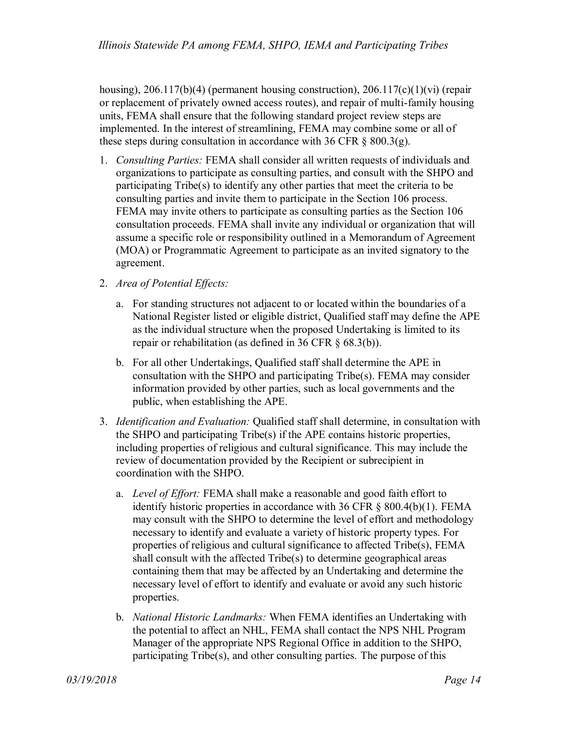housing), 206.117(b)(4) (permanent housing construction), 206.117(c)(1)(vi) (repair or replacement of privately owned access routes), and repair of multi-family housing units, FEMA shall ensure that the following standard project review steps are implemented. In the interest of streamlining, FEMA may combine some or all of these steps during consultation in accordance with 36 CFR § 800.3(g).

1. *Consulting Parties:* FEMA shall consider all written requests of individuals and organizations to participate as consulting parties, and consult with the SHPO and participating Tribe(s) to identify any other parties that meet the criteria to be consulting parties and invite them to participate in the Section 106 process. FEMA may invite others to participate as consulting parties as the Section 106 consultation proceeds. FEMA shall invite any individual or organization that will assume a specific role or responsibility outlined in a Memorandum of Agreement (MOA) or Programmatic Agreement to participate as an invited signatory to the agreement.

2. *Area of Potential Effects:*

   a. For standing structures not adjacent to or located within the boundaries of a National Register listed or eligible district, Qualified staff may define the APE as the individual structure when the proposed Undertaking is limited to its repair or rehabilitation (as defined in 36 CFR § 68.3(b)).

   b. For all other Undertakings, Qualified staff shall determine the APE in consultation with the SHPO and participating Tribe(s). FEMA may consider information provided by other parties, such as local governments and the public, when establishing the APE.

3. *Identification and Evaluation:* Qualified staff shall determine, in consultation with the SHPO and participating Tribe(s) if the APE contains historic properties, including properties of religious and cultural significance. This may include the review of documentation provided by the Recipient or subrecipient in coordination with the SHPO.

   a. *Level of Effort:* FEMA shall make a reasonable and good faith effort to identify historic properties in accordance with 36 CFR § 800.4(b)(1). FEMA may consult with the SHPO to determine the level of effort and methodology necessary to identify and evaluate a variety of historic property types. For properties of religious and cultural significance to affected Tribe(s), FEMA shall consult with the affected Tribe(s) to determine geographical areas containing them that may be affected by an Undertaking and determine the necessary level of effort to identify and evaluate or avoid any such historic properties.

   b. *National Historic Landmarks:* When FEMA identifies an Undertaking with the potential to affect an NHL, FEMA shall contact the NPS NHL Program Manager of the appropriate NPS Regional Office in addition to the SHPO, participating Tribe(s), and other consulting parties. The purpose of this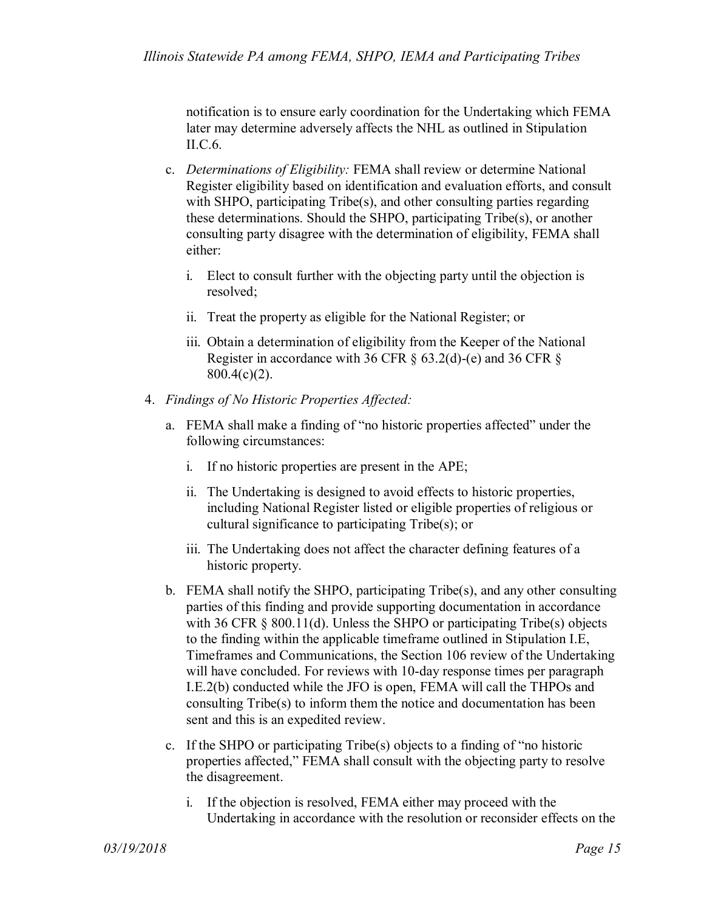notification is to ensure early coordination for the Undertaking which FEMA later may determine adversely affects the NHL as outlined in Stipulation II.C.6.

c. *Determinations of Eligibility:* FEMA shall review or determine National Register eligibility based on identification and evaluation efforts, and consult with SHPO, participating Tribe(s), and other consulting parties regarding these determinations. Should the SHPO, participating Tribe(s), or another consulting party disagree with the determination of eligibility, FEMA shall either:

   i. Elect to consult further with the objecting party until the objection is resolved;

   ii. Treat the property as eligible for the National Register; or

   iii. Obtain a determination of eligibility from the Keeper of the National Register in accordance with 36 CFR § 63.2(d)-(e) and 36 CFR § 800.4(c)(2).

4. *Findings of No Historic Properties Affected:*

   a. FEMA shall make a finding of "no historic properties affected" under the following circumstances:

      i. If no historic properties are present in the APE;

      ii. The Undertaking is designed to avoid effects to historic properties, including National Register listed or eligible properties of religious or cultural significance to participating Tribe(s); or

      iii. The Undertaking does not affect the character defining features of a historic property.

   b. FEMA shall notify the SHPO, participating Tribe(s), and any other consulting parties of this finding and provide supporting documentation in accordance with 36 CFR § 800.11(d). Unless the SHPO or participating Tribe(s) objects to the finding within the applicable timeframe outlined in Stipulation I.E, Timeframes and Communications, the Section 106 review of the Undertaking will have concluded. For reviews with 10-day response times per paragraph I.E.2(b) conducted while the JFO is open, FEMA will call the THPOs and consulting Tribe(s) to inform them the notice and documentation has been sent and this is an expedited review.

   c. If the SHPO or participating Tribe(s) objects to a finding of "no historic properties affected," FEMA shall consult with the objecting party to resolve the disagreement.

      i. If the objection is resolved, FEMA either may proceed with the Undertaking in accordance with the resolution or reconsider effects on the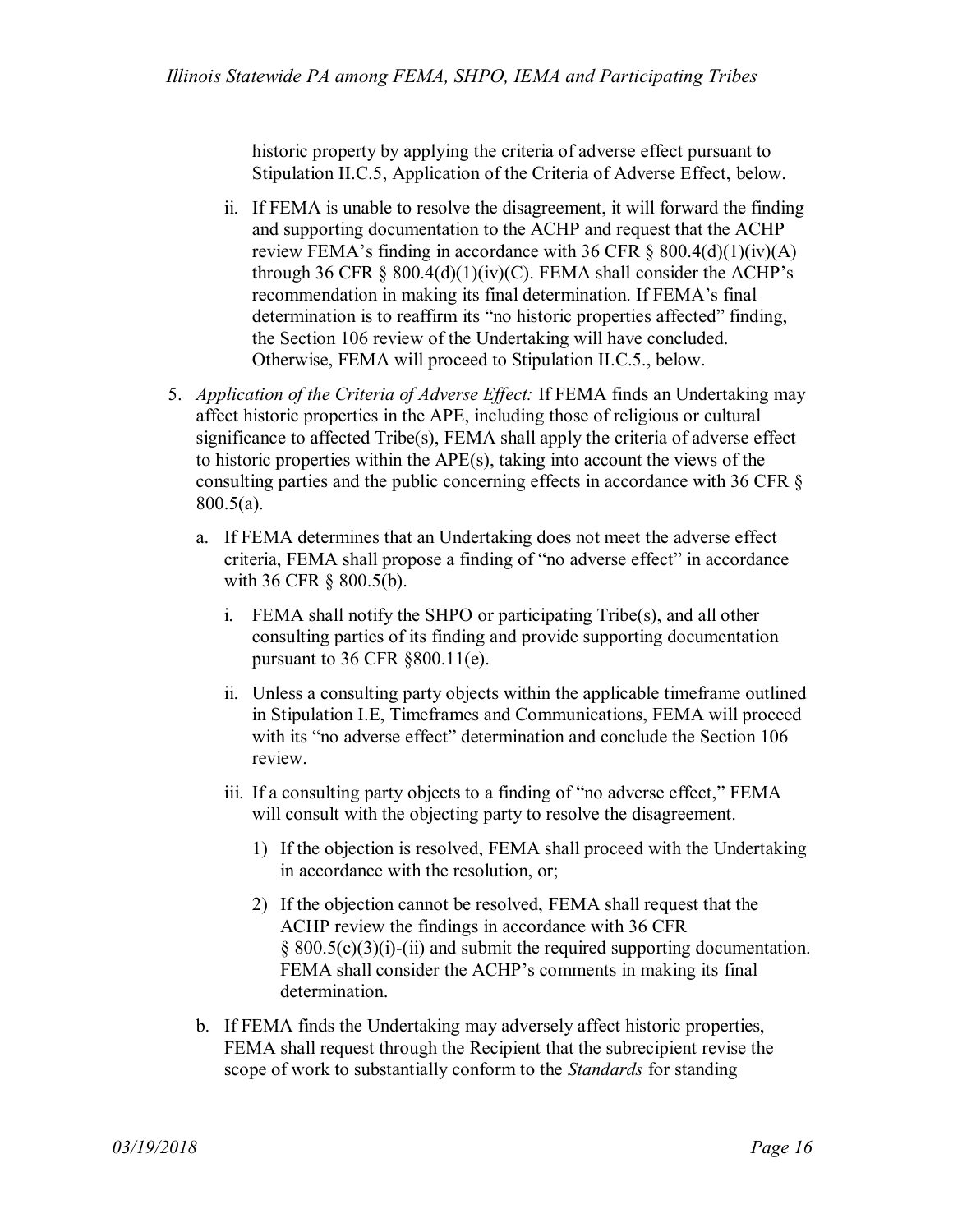historic property by applying the criteria of adverse effect pursuant to Stipulation II.C.5, Application of the Criteria of Adverse Effect, below.

   ii. If FEMA is unable to resolve the disagreement, it will forward the finding and supporting documentation to the ACHP and request that the ACHP review FEMA's finding in accordance with 36 CFR § 800.4(d)(1)(iv)(A) through 36 CFR § 800.4(d)(1)(iv)(C). FEMA shall consider the ACHP's recommendation in making its final determination. If FEMA's final determination is to reaffirm its "no historic properties affected" finding, the Section 106 review of the Undertaking will have concluded. Otherwise, FEMA will proceed to Stipulation II.C.5., below.

5. *Application of the Criteria of Adverse Effect:* If FEMA finds an Undertaking may affect historic properties in the APE, including those of religious or cultural significance to affected Tribe(s), FEMA shall apply the criteria of adverse effect to historic properties within the APE(s), taking into account the views of the consulting parties and the public concerning effects in accordance with 36 CFR § 800.5(a).

   a. If FEMA determines that an Undertaking does not meet the adverse effect criteria, FEMA shall propose a finding of "no adverse effect" in accordance with 36 CFR § 800.5(b).

      i. FEMA shall notify the SHPO or participating Tribe(s), and all other consulting parties of its finding and provide supporting documentation pursuant to 36 CFR §800.11(e).

      ii. Unless a consulting party objects within the applicable timeframe outlined in Stipulation I.E, Timeframes and Communications, FEMA will proceed with its "no adverse effect" determination and conclude the Section 106 review.

      iii. If a consulting party objects to a finding of "no adverse effect," FEMA will consult with the objecting party to resolve the disagreement.

         1) If the objection is resolved, FEMA shall proceed with the Undertaking in accordance with the resolution, or;

         2) If the objection cannot be resolved, FEMA shall request that the ACHP review the findings in accordance with 36 CFR § 800.5(c)(3)(i)-(ii) and submit the required supporting documentation. FEMA shall consider the ACHP's comments in making its final determination.

   b. If FEMA finds the Undertaking may adversely affect historic properties, FEMA shall request through the Recipient that the subrecipient revise the scope of work to substantially conform to the *Standards* for standing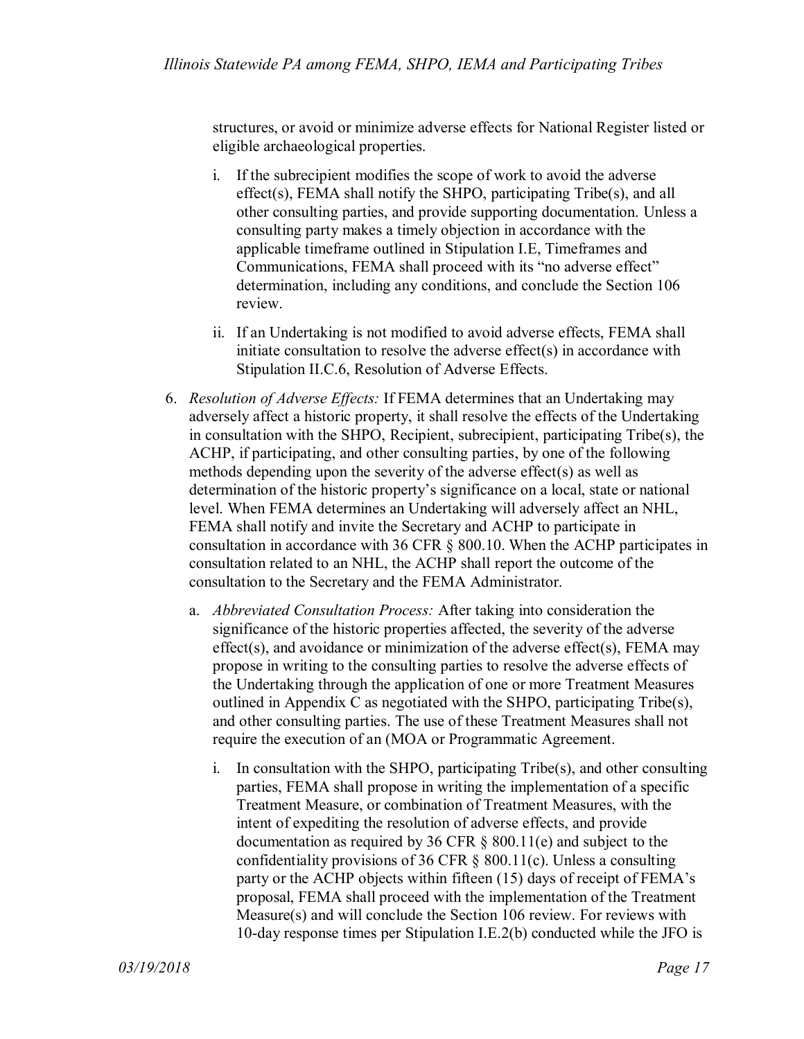structures, or avoid or minimize adverse effects for National Register listed or eligible archaeological properties.

i. If the subrecipient modifies the scope of work to avoid the adverse effect(s), FEMA shall notify the SHPO, participating Tribe(s), and all other consulting parties, and provide supporting documentation. Unless a consulting party makes a timely objection in accordance with the applicable timeframe outlined in Stipulation I.E, Timeframes and Communications, FEMA shall proceed with its "no adverse effect" determination, including any conditions, and conclude the Section 106 review.

ii. If an Undertaking is not modified to avoid adverse effects, FEMA shall initiate consultation to resolve the adverse effect(s) in accordance with Stipulation II.C.6, Resolution of Adverse Effects.

6. *Resolution of Adverse Effects:* If FEMA determines that an Undertaking may adversely affect a historic property, it shall resolve the effects of the Undertaking in consultation with the SHPO, Recipient, subrecipient, participating Tribe(s), the ACHP, if participating, and other consulting parties, by one of the following methods depending upon the severity of the adverse effect(s) as well as determination of the historic property's significance on a local, state or national level. When FEMA determines an Undertaking will adversely affect an NHL, FEMA shall notify and invite the Secretary and ACHP to participate in consultation in accordance with 36 CFR § 800.10. When the ACHP participates in consultation related to an NHL, the ACHP shall report the outcome of the consultation to the Secretary and the FEMA Administrator.

   a. *Abbreviated Consultation Process:* After taking into consideration the significance of the historic properties affected, the severity of the adverse effect(s), and avoidance or minimization of the adverse effect(s), FEMA may propose in writing to the consulting parties to resolve the adverse effects of the Undertaking through the application of one or more Treatment Measures outlined in Appendix C as negotiated with the SHPO, participating Tribe(s), and other consulting parties. The use of these Treatment Measures shall not require the execution of an (MOA or Programmatic Agreement.

      i. In consultation with the SHPO, participating Tribe(s), and other consulting parties, FEMA shall propose in writing the implementation of a specific Treatment Measure, or combination of Treatment Measures, with the intent of expediting the resolution of adverse effects, and provide documentation as required by 36 CFR § 800.11(e) and subject to the confidentiality provisions of 36 CFR § 800.11(c). Unless a consulting party or the ACHP objects within fifteen (15) days of receipt of FEMA's proposal, FEMA shall proceed with the implementation of the Treatment Measure(s) and will conclude the Section 106 review. For reviews with 10-day response times per Stipulation I.E.2(b) conducted while the JFO is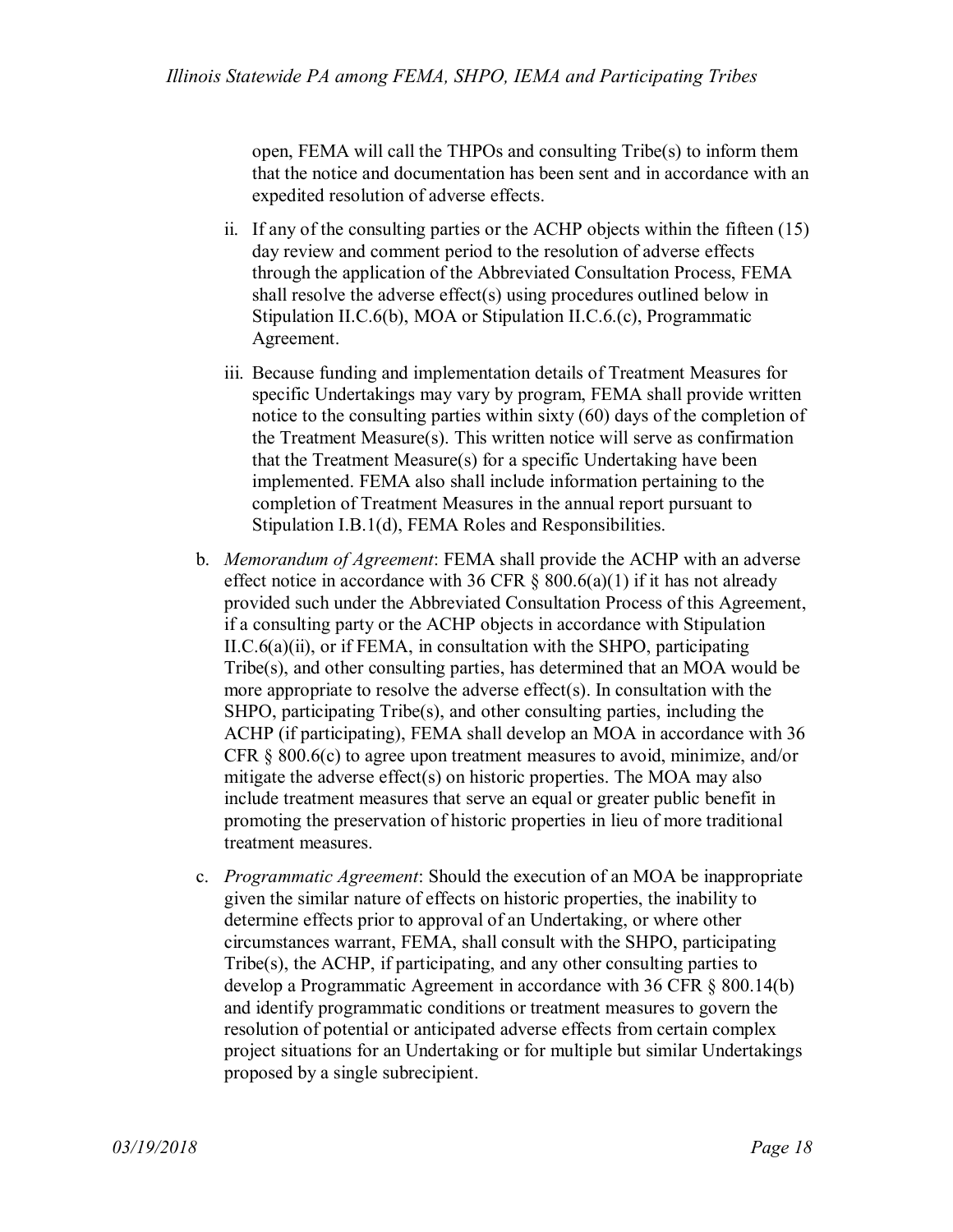open, FEMA will call the THPOs and consulting Tribe(s) to inform them that the notice and documentation has been sent and in accordance with an expedited resolution of adverse effects.

ii. If any of the consulting parties or the ACHP objects within the fifteen (15) day review and comment period to the resolution of adverse effects through the application of the Abbreviated Consultation Process, FEMA shall resolve the adverse effect(s) using procedures outlined below in Stipulation II.C.6(b), MOA or Stipulation II.C.6.(c), Programmatic Agreement.

iii. Because funding and implementation details of Treatment Measures for specific Undertakings may vary by program, FEMA shall provide written notice to the consulting parties within sixty (60) days of the completion of the Treatment Measure(s). This written notice will serve as confirmation that the Treatment Measure(s) for a specific Undertaking have been implemented. FEMA also shall include information pertaining to the completion of Treatment Measures in the annual report pursuant to Stipulation I.B.1(d), FEMA Roles and Responsibilities.

b. *Memorandum of Agreement*: FEMA shall provide the ACHP with an adverse effect notice in accordance with 36 CFR § 800.6(a)(1) if it has not already provided such under the Abbreviated Consultation Process of this Agreement, if a consulting party or the ACHP objects in accordance with Stipulation II.C.6(a)(ii), or if FEMA, in consultation with the SHPO, participating Tribe(s), and other consulting parties, has determined that an MOA would be more appropriate to resolve the adverse effect(s). In consultation with the SHPO, participating Tribe(s), and other consulting parties, including the ACHP (if participating), FEMA shall develop an MOA in accordance with 36 CFR § 800.6(c) to agree upon treatment measures to avoid, minimize, and/or mitigate the adverse effect(s) on historic properties. The MOA may also include treatment measures that serve an equal or greater public benefit in promoting the preservation of historic properties in lieu of more traditional treatment measures.

c. *Programmatic Agreement*: Should the execution of an MOA be inappropriate given the similar nature of effects on historic properties, the inability to determine effects prior to approval of an Undertaking, or where other circumstances warrant, FEMA, shall consult with the SHPO, participating Tribe(s), the ACHP, if participating, and any other consulting parties to develop a Programmatic Agreement in accordance with 36 CFR § 800.14(b) and identify programmatic conditions or treatment measures to govern the resolution of potential or anticipated adverse effects from certain complex project situations for an Undertaking or for multiple but similar Undertakings proposed by a single subrecipient.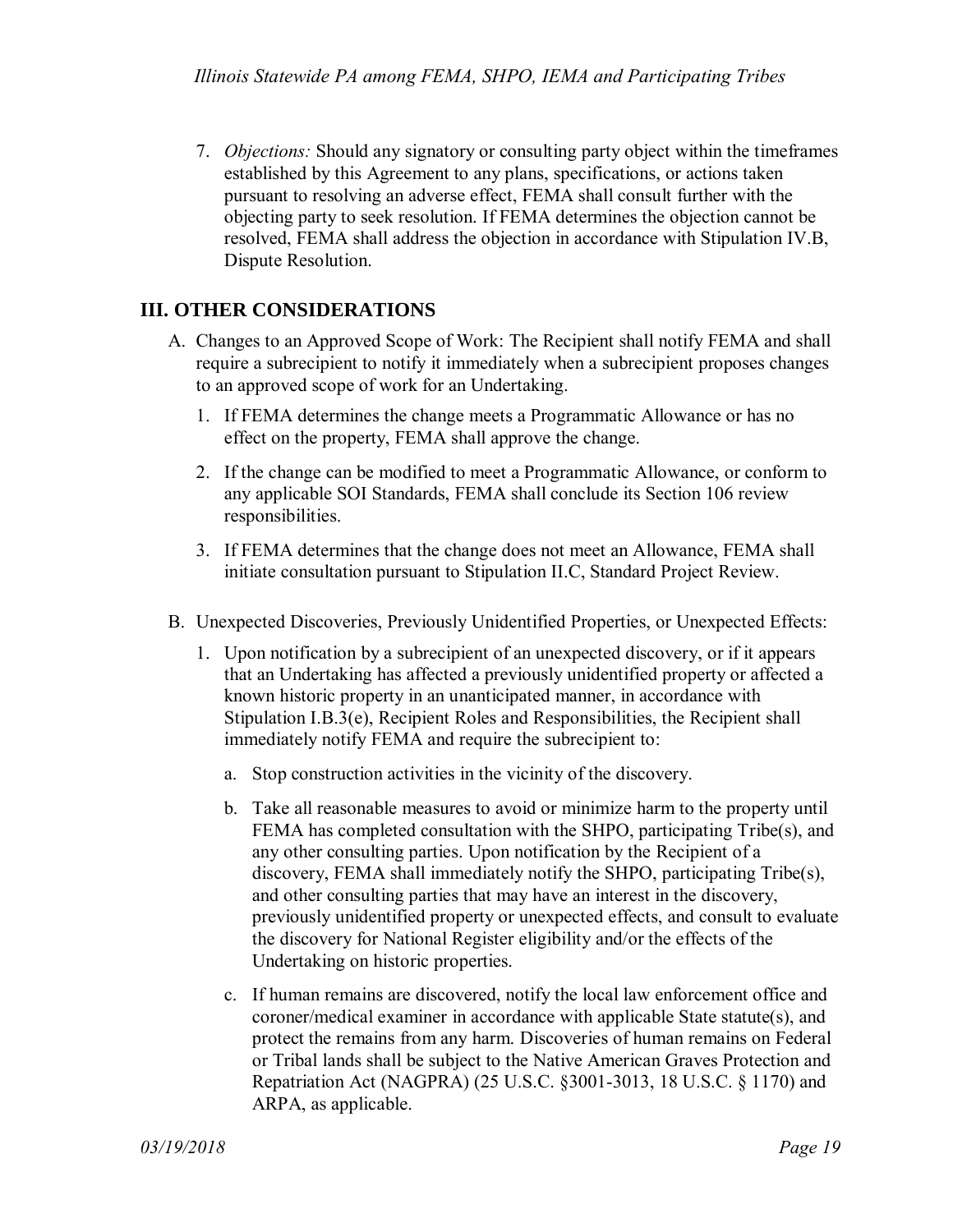7. *Objections:* Should any signatory or consulting party object within the timeframes established by this Agreement to any plans, specifications, or actions taken pursuant to resolving an adverse effect, FEMA shall consult further with the objecting party to seek resolution. If FEMA determines the objection cannot be resolved, FEMA shall address the objection in accordance with Stipulation IV.B, Dispute Resolution.

## III. OTHER CONSIDERATIONS

A. Changes to an Approved Scope of Work: The Recipient shall notify FEMA and shall require a subrecipient to notify it immediately when a subrecipient proposes changes to an approved scope of work for an Undertaking.

   1. If FEMA determines the change meets a Programmatic Allowance or has no effect on the property, FEMA shall approve the change.

   2. If the change can be modified to meet a Programmatic Allowance, or conform to any applicable SOI Standards, FEMA shall conclude its Section 106 review responsibilities.

   3. If FEMA determines that the change does not meet an Allowance, FEMA shall initiate consultation pursuant to Stipulation II.C, Standard Project Review.

B. Unexpected Discoveries, Previously Unidentified Properties, or Unexpected Effects:

   1. Upon notification by a subrecipient of an unexpected discovery, or if it appears that an Undertaking has affected a previously unidentified property or affected a known historic property in an unanticipated manner, in accordance with Stipulation I.B.3(e), Recipient Roles and Responsibilities, the Recipient shall immediately notify FEMA and require the subrecipient to:

      a. Stop construction activities in the vicinity of the discovery.

      b. Take all reasonable measures to avoid or minimize harm to the property until FEMA has completed consultation with the SHPO, participating Tribe(s), and any other consulting parties. Upon notification by the Recipient of a discovery, FEMA shall immediately notify the SHPO, participating Tribe(s), and other consulting parties that may have an interest in the discovery, previously unidentified property or unexpected effects, and consult to evaluate the discovery for National Register eligibility and/or the effects of the Undertaking on historic properties.

      c. If human remains are discovered, notify the local law enforcement office and coroner/medical examiner in accordance with applicable State statute(s), and protect the remains from any harm. Discoveries of human remains on Federal or Tribal lands shall be subject to the Native American Graves Protection and Repatriation Act (NAGPRA) (25 U.S.C. §3001-3013, 18 U.S.C. § 1170) and ARPA, as applicable.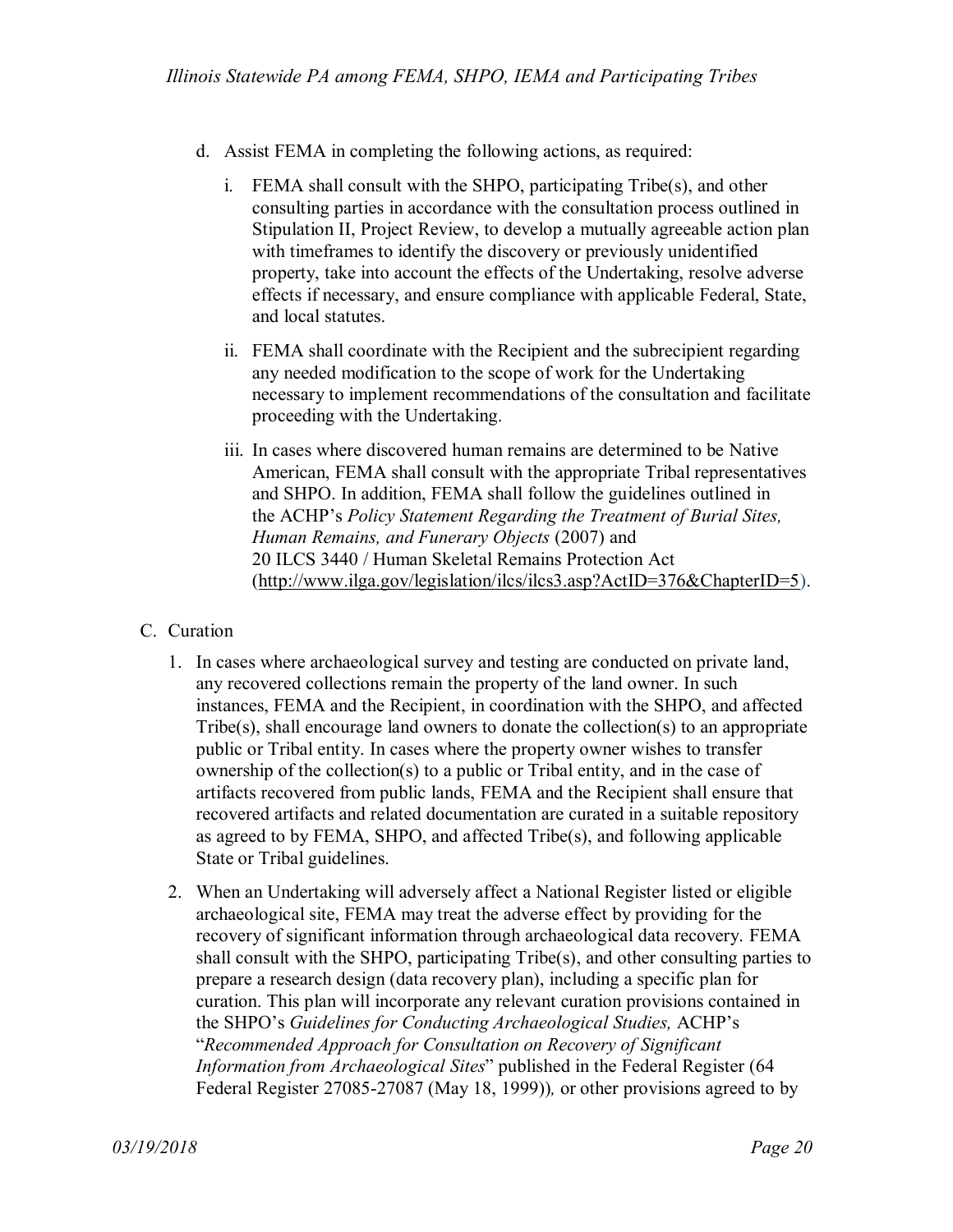d. Assist FEMA in completing the following actions, as required:

   i. FEMA shall consult with the SHPO, participating Tribe(s), and other consulting parties in accordance with the consultation process outlined in Stipulation II, Project Review, to develop a mutually agreeable action plan with timeframes to identify the discovery or previously unidentified property, take into account the effects of the Undertaking, resolve adverse effects if necessary, and ensure compliance with applicable Federal, State, and local statutes.

   ii. FEMA shall coordinate with the Recipient and the subrecipient regarding any needed modification to the scope of work for the Undertaking necessary to implement recommendations of the consultation and facilitate proceeding with the Undertaking.

   iii. In cases where discovered human remains are determined to be Native American, FEMA shall consult with the appropriate Tribal representatives and SHPO. In addition, FEMA shall follow the guidelines outlined in the ACHP's *Policy Statement Regarding the Treatment of Burial Sites, Human Remains, and Funerary Objects* (2007) and 20 ILCS 3440 / Human Skeletal Remains Protection Act (http://www.ilga.gov/legislation/ilcs/ilcs3.asp?ActID=376&ChapterID=5).

C. Curation

1. In cases where archaeological survey and testing are conducted on private land, any recovered collections remain the property of the land owner. In such instances, FEMA and the Recipient, in coordination with the SHPO, and affected Tribe(s), shall encourage land owners to donate the collection(s) to an appropriate public or Tribal entity. In cases where the property owner wishes to transfer ownership of the collection(s) to a public or Tribal entity, and in the case of artifacts recovered from public lands, FEMA and the Recipient shall ensure that recovered artifacts and related documentation are curated in a suitable repository as agreed to by FEMA, SHPO, and affected Tribe(s), and following applicable State or Tribal guidelines.

2. When an Undertaking will adversely affect a National Register listed or eligible archaeological site, FEMA may treat the adverse effect by providing for the recovery of significant information through archaeological data recovery. FEMA shall consult with the SHPO, participating Tribe(s), and other consulting parties to prepare a research design (data recovery plan), including a specific plan for curation. This plan will incorporate any relevant curation provisions contained in the SHPO's *Guidelines for Conducting Archaeological Studies,* ACHP's "*Recommended Approach for Consultation on Recovery of Significant Information from Archaeological Sites*" published in the Federal Register (64 Federal Register 27085-27087 (May 18, 1999))*,* or other provisions agreed to by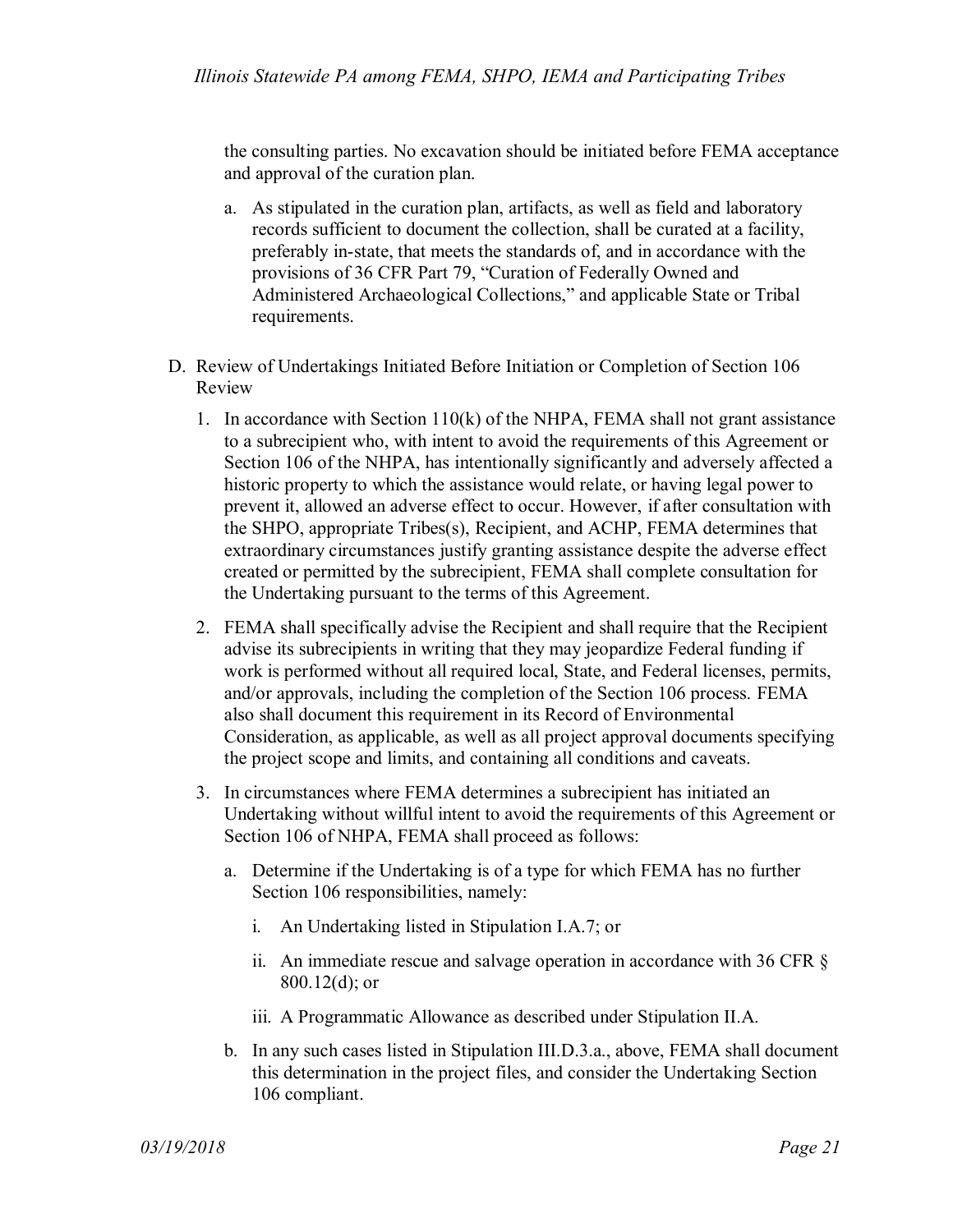the consulting parties. No excavation should be initiated before FEMA acceptance and approval of the curation plan.

a. As stipulated in the curation plan, artifacts, as well as field and laboratory records sufficient to document the collection, shall be curated at a facility, preferably in-state, that meets the standards of, and in accordance with the provisions of 36 CFR Part 79, "Curation of Federally Owned and Administered Archaeological Collections," and applicable State or Tribal requirements.

D. Review of Undertakings Initiated Before Initiation or Completion of Section 106 Review

1. In accordance with Section 110(k) of the NHPA, FEMA shall not grant assistance to a subrecipient who, with intent to avoid the requirements of this Agreement or Section 106 of the NHPA, has intentionally significantly and adversely affected a historic property to which the assistance would relate, or having legal power to prevent it, allowed an adverse effect to occur. However, if after consultation with the SHPO, appropriate Tribes(s), Recipient, and ACHP, FEMA determines that extraordinary circumstances justify granting assistance despite the adverse effect created or permitted by the subrecipient, FEMA shall complete consultation for the Undertaking pursuant to the terms of this Agreement.

2. FEMA shall specifically advise the Recipient and shall require that the Recipient advise its subrecipients in writing that they may jeopardize Federal funding if work is performed without all required local, State, and Federal licenses, permits, and/or approvals, including the completion of the Section 106 process. FEMA also shall document this requirement in its Record of Environmental Consideration, as applicable, as well as all project approval documents specifying the project scope and limits, and containing all conditions and caveats.

3. In circumstances where FEMA determines a subrecipient has initiated an Undertaking without willful intent to avoid the requirements of this Agreement or Section 106 of NHPA, FEMA shall proceed as follows:

   a. Determine if the Undertaking is of a type for which FEMA has no further Section 106 responsibilities, namely:

      i. An Undertaking listed in Stipulation I.A.7; or

      ii. An immediate rescue and salvage operation in accordance with 36 CFR § 800.12(d); or

      iii. A Programmatic Allowance as described under Stipulation II.A.

   b. In any such cases listed in Stipulation III.D.3.a., above, FEMA shall document this determination in the project files, and consider the Undertaking Section 106 compliant.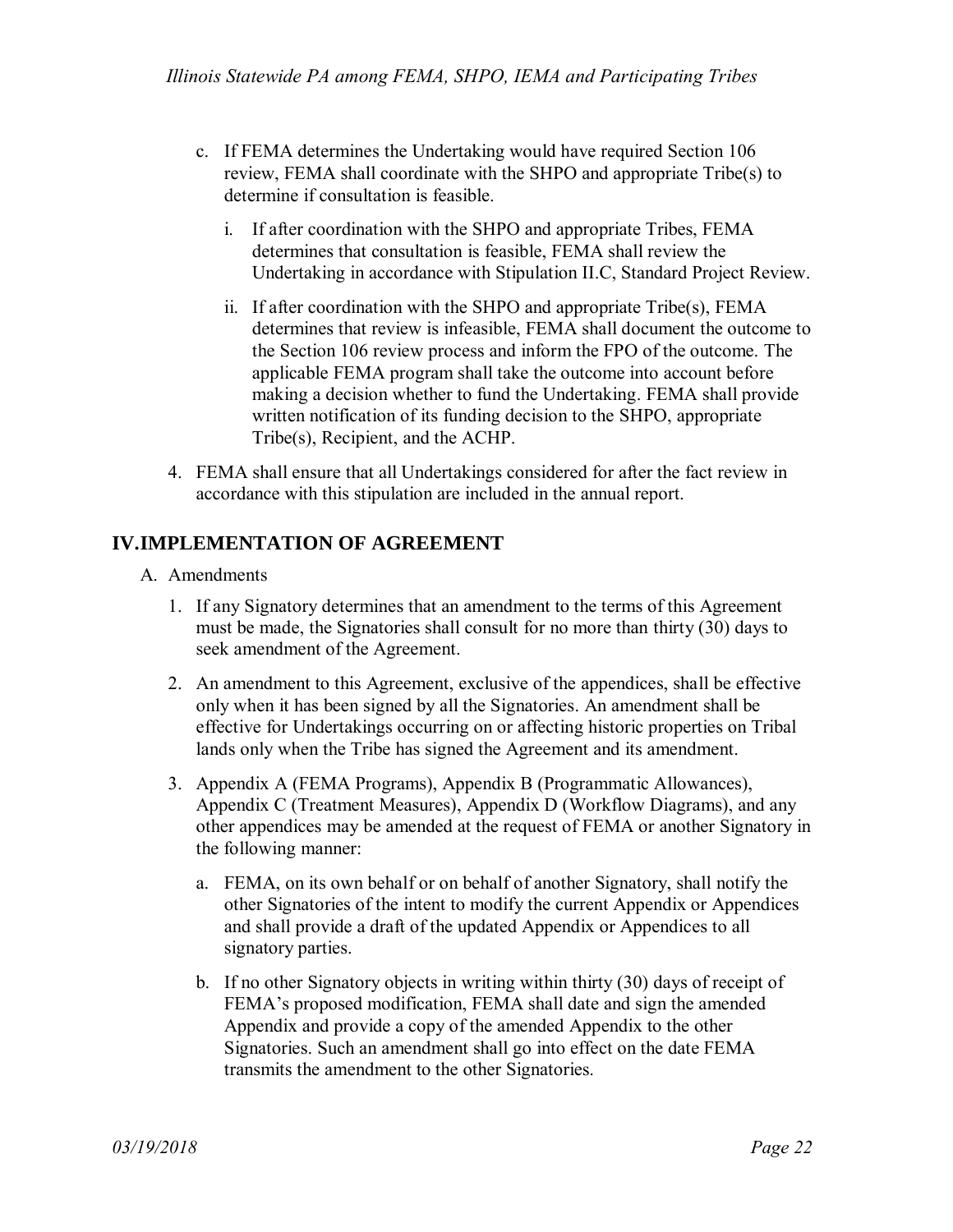c. If FEMA determines the Undertaking would have required Section 106 review, FEMA shall coordinate with the SHPO and appropriate Tribe(s) to determine if consultation is feasible.

   i. If after coordination with the SHPO and appropriate Tribes, FEMA determines that consultation is feasible, FEMA shall review the Undertaking in accordance with Stipulation II.C, Standard Project Review.

   ii. If after coordination with the SHPO and appropriate Tribe(s), FEMA determines that review is infeasible, FEMA shall document the outcome to the Section 106 review process and inform the FPO of the outcome. The applicable FEMA program shall take the outcome into account before making a decision whether to fund the Undertaking. FEMA shall provide written notification of its funding decision to the SHPO, appropriate Tribe(s), Recipient, and the ACHP.

4. FEMA shall ensure that all Undertakings considered for after the fact review in accordance with this stipulation are included in the annual report.

## IV. IMPLEMENTATION OF AGREEMENT

A. Amendments

1. If any Signatory determines that an amendment to the terms of this Agreement must be made, the Signatories shall consult for no more than thirty (30) days to seek amendment of the Agreement.

2. An amendment to this Agreement, exclusive of the appendices, shall be effective only when it has been signed by all the Signatories. An amendment shall be effective for Undertakings occurring on or affecting historic properties on Tribal lands only when the Tribe has signed the Agreement and its amendment.

3. Appendix A (FEMA Programs), Appendix B (Programmatic Allowances), Appendix C (Treatment Measures), Appendix D (Workflow Diagrams), and any other appendices may be amended at the request of FEMA or another Signatory in the following manner:

   a. FEMA, on its own behalf or on behalf of another Signatory, shall notify the other Signatories of the intent to modify the current Appendix or Appendices and shall provide a draft of the updated Appendix or Appendices to all signatory parties.

   b. If no other Signatory objects in writing within thirty (30) days of receipt of FEMA's proposed modification, FEMA shall date and sign the amended Appendix and provide a copy of the amended Appendix to the other Signatories. Such an amendment shall go into effect on the date FEMA transmits the amendment to the other Signatories.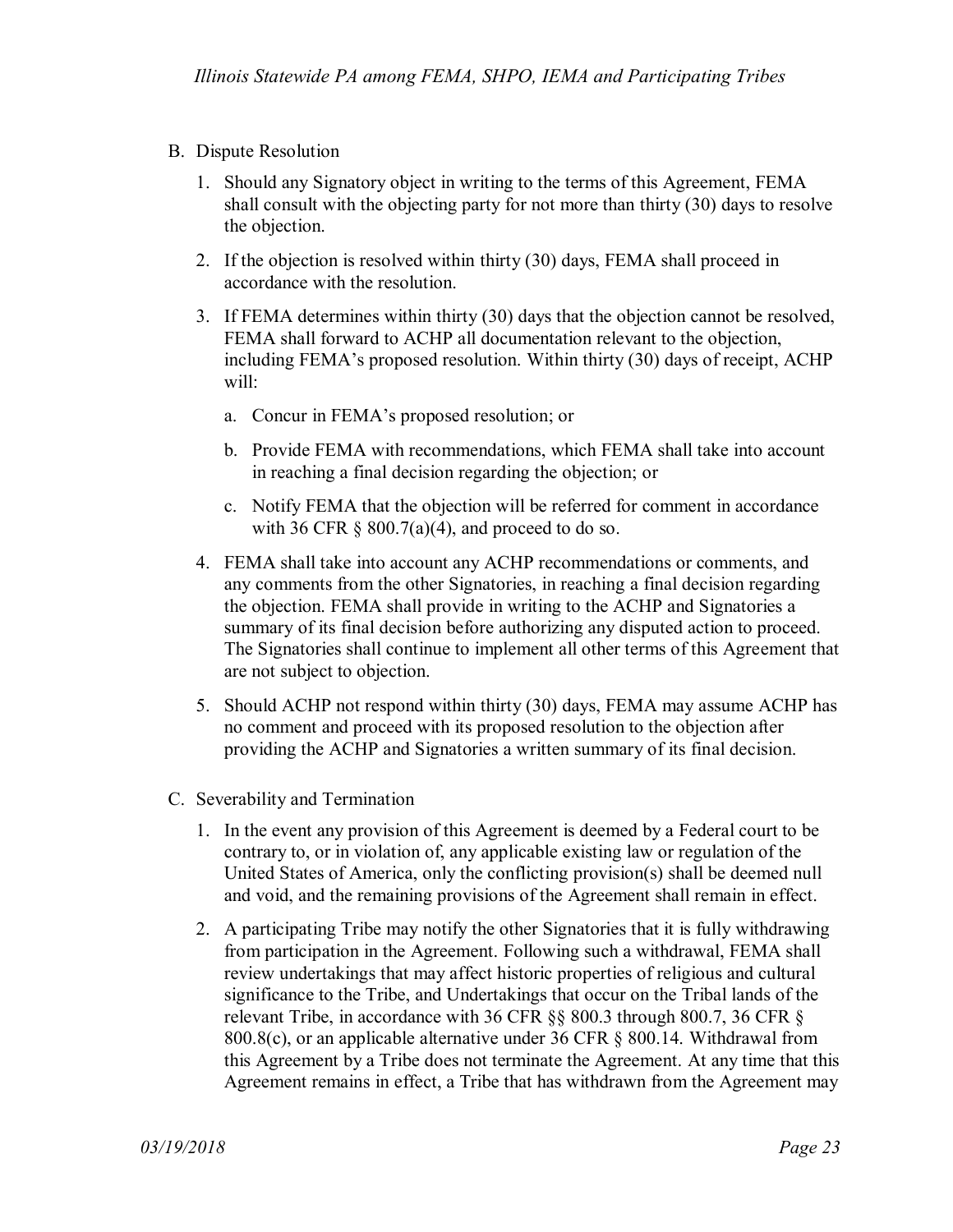B. Dispute Resolution

1. Should any Signatory object in writing to the terms of this Agreement, FEMA shall consult with the objecting party for not more than thirty (30) days to resolve the objection.

2. If the objection is resolved within thirty (30) days, FEMA shall proceed in accordance with the resolution.

3. If FEMA determines within thirty (30) days that the objection cannot be resolved, FEMA shall forward to ACHP all documentation relevant to the objection, including FEMA's proposed resolution. Within thirty (30) days of receipt, ACHP will:

   a. Concur in FEMA's proposed resolution; or

   b. Provide FEMA with recommendations, which FEMA shall take into account in reaching a final decision regarding the objection; or

   c. Notify FEMA that the objection will be referred for comment in accordance with 36 CFR § 800.7(a)(4), and proceed to do so.

4. FEMA shall take into account any ACHP recommendations or comments, and any comments from the other Signatories, in reaching a final decision regarding the objection. FEMA shall provide in writing to the ACHP and Signatories a summary of its final decision before authorizing any disputed action to proceed. The Signatories shall continue to implement all other terms of this Agreement that are not subject to objection.

5. Should ACHP not respond within thirty (30) days, FEMA may assume ACHP has no comment and proceed with its proposed resolution to the objection after providing the ACHP and Signatories a written summary of its final decision.

C. Severability and Termination

1. In the event any provision of this Agreement is deemed by a Federal court to be contrary to, or in violation of, any applicable existing law or regulation of the United States of America, only the conflicting provision(s) shall be deemed null and void, and the remaining provisions of the Agreement shall remain in effect.

2. A participating Tribe may notify the other Signatories that it is fully withdrawing from participation in the Agreement. Following such a withdrawal, FEMA shall review undertakings that may affect historic properties of religious and cultural significance to the Tribe, and Undertakings that occur on the Tribal lands of the relevant Tribe, in accordance with 36 CFR §§ 800.3 through 800.7, 36 CFR § 800.8(c), or an applicable alternative under 36 CFR § 800.14. Withdrawal from this Agreement by a Tribe does not terminate the Agreement. At any time that this Agreement remains in effect, a Tribe that has withdrawn from the Agreement may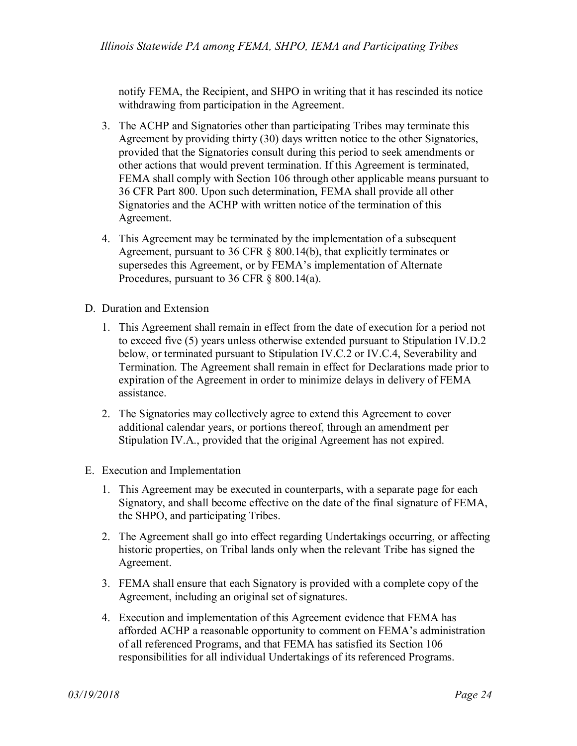notify FEMA, the Recipient, and SHPO in writing that it has rescinded its notice withdrawing from participation in the Agreement.

3. The ACHP and Signatories other than participating Tribes may terminate this Agreement by providing thirty (30) days written notice to the other Signatories, provided that the Signatories consult during this period to seek amendments or other actions that would prevent termination. If this Agreement is terminated, FEMA shall comply with Section 106 through other applicable means pursuant to 36 CFR Part 800. Upon such determination, FEMA shall provide all other Signatories and the ACHP with written notice of the termination of this Agreement.

4. This Agreement may be terminated by the implementation of a subsequent Agreement, pursuant to 36 CFR § 800.14(b), that explicitly terminates or supersedes this Agreement, or by FEMA's implementation of Alternate Procedures, pursuant to 36 CFR § 800.14(a).

D. Duration and Extension

1. This Agreement shall remain in effect from the date of execution for a period not to exceed five (5) years unless otherwise extended pursuant to Stipulation IV.D.2 below, or terminated pursuant to Stipulation IV.C.2 or IV.C.4, Severability and Termination. The Agreement shall remain in effect for Declarations made prior to expiration of the Agreement in order to minimize delays in delivery of FEMA assistance.

2. The Signatories may collectively agree to extend this Agreement to cover additional calendar years, or portions thereof, through an amendment per Stipulation IV.A., provided that the original Agreement has not expired.

E. Execution and Implementation

1. This Agreement may be executed in counterparts, with a separate page for each Signatory, and shall become effective on the date of the final signature of FEMA, the SHPO, and participating Tribes.

2. The Agreement shall go into effect regarding Undertakings occurring, or affecting historic properties, on Tribal lands only when the relevant Tribe has signed the Agreement.

3. FEMA shall ensure that each Signatory is provided with a complete copy of the Agreement, including an original set of signatures.

4. Execution and implementation of this Agreement evidence that FEMA has afforded ACHP a reasonable opportunity to comment on FEMA's administration of all referenced Programs, and that FEMA has satisfied its Section 106 responsibilities for all individual Undertakings of its referenced Programs.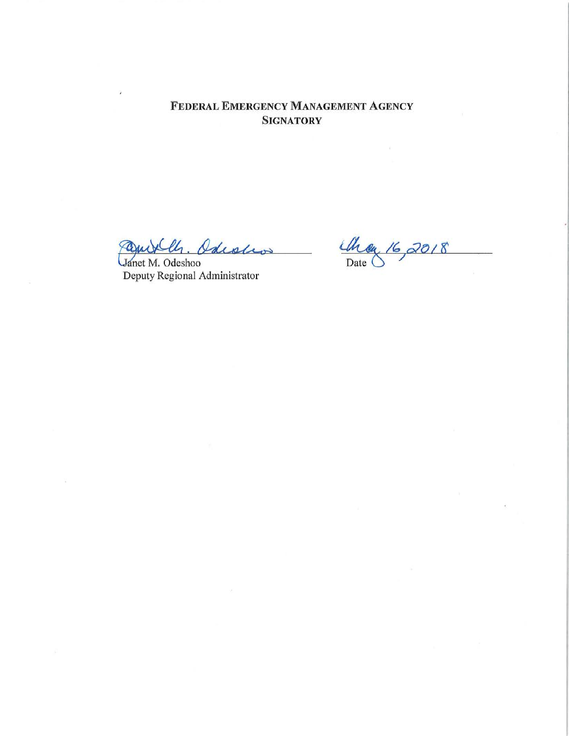## FEDERAL EMERGENCY MANAGEMENT AGENCY SIGNATORY

Janet M. Odeshoo
Deputy Regional Administrator

May 16, 2018
Date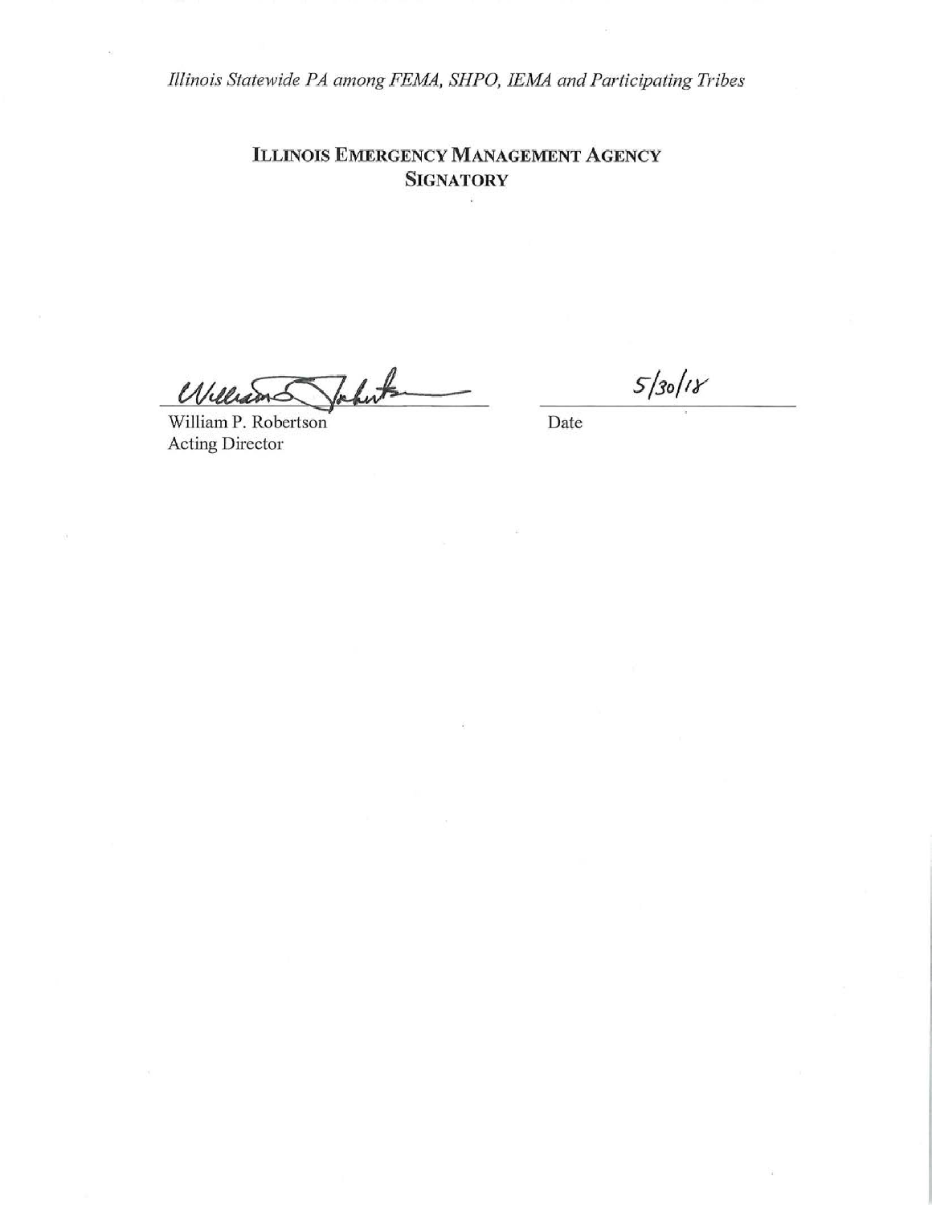**ILLINOIS EMERGENCY MANAGEMENT AGENCY SIGNATORY**

William P. Robertson
Acting Director

5/30/18
Date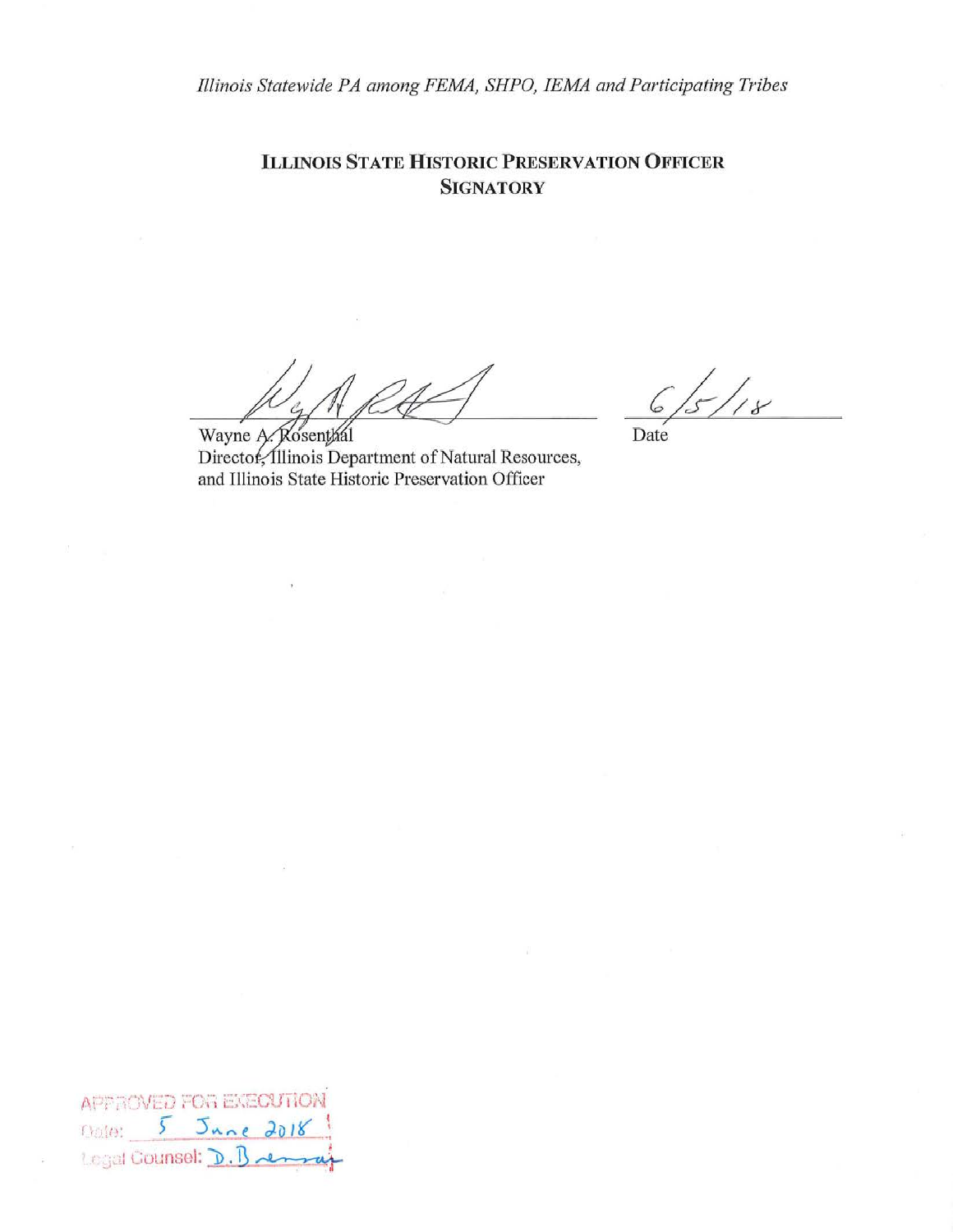## ILLINOIS STATE HISTORIC PRESERVATION OFFICER SIGNATORY

_______________________________ 6/5/18

Wayne A. Rosenthal
Director, Illinois Department of Natural Resources,
and Illinois State Historic Preservation Officer

Date

APPROVED FOR EXECUTION
Date: 5 June 2018
Legal Counsel: D. Brennan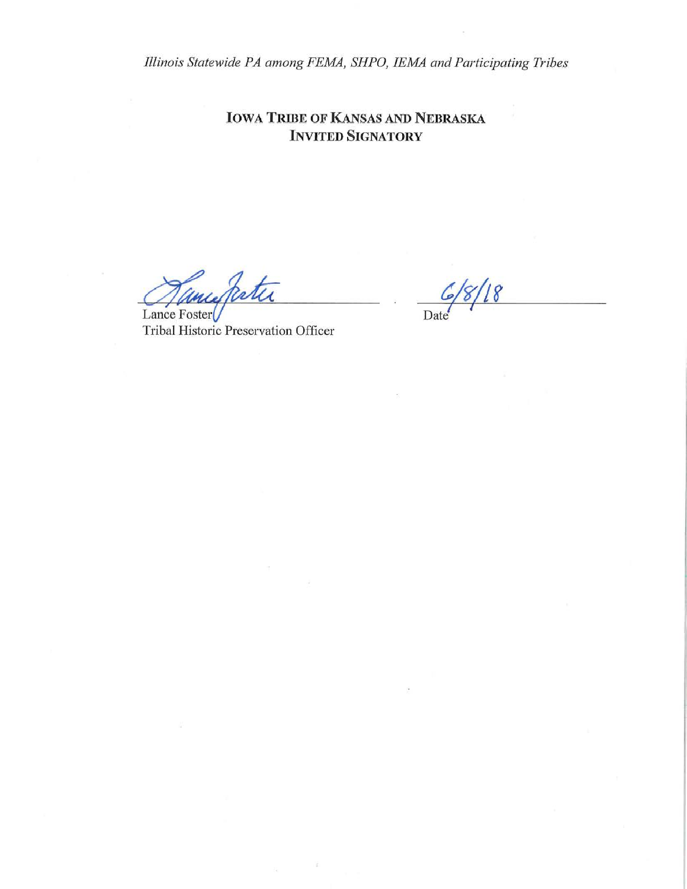**IOWA TRIBE OF KANSAS AND NEBRASKA**
**INVITED SIGNATORY**

Lance Foster
Tribal Historic Preservation Officer

6/8/18
Date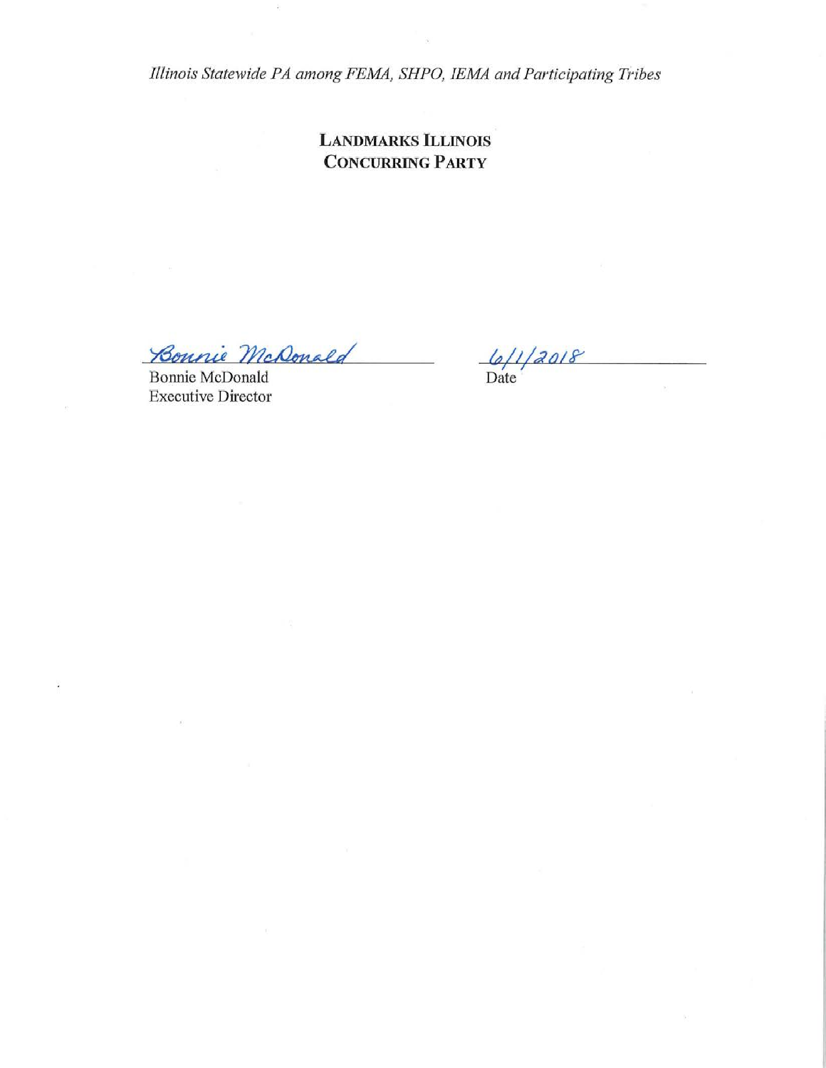*Illinois Statewide PA among FEMA, SHPO, IEMA and Participating Tribes*

**LANDMARKS ILLINOIS**
**CONCURRING PARTY**

Bonnie McDonald
Bonnie McDonald
Executive Director

6/1/2018
Date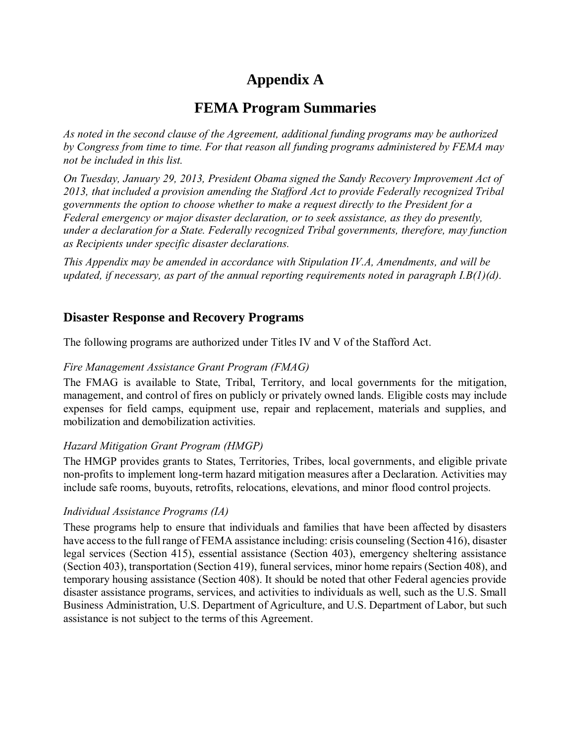# Appendix A

## FEMA Program Summaries

*As noted in the second clause of the Agreement, additional funding programs may be authorized by Congress from time to time. For that reason all funding programs administered by FEMA may not be included in this list.*

*On Tuesday, January 29, 2013, President Obama signed the Sandy Recovery Improvement Act of 2013, that included a provision amending the Stafford Act to provide Federally recognized Tribal governments the option to choose whether to make a request directly to the President for a Federal emergency or major disaster declaration, or to seek assistance, as they do presently, under a declaration for a State. Federally recognized Tribal governments, therefore, may function as Recipients under specific disaster declarations.*

*This Appendix may be amended in accordance with Stipulation IV.A, Amendments, and will be updated, if necessary, as part of the annual reporting requirements noted in paragraph I.B(1)(d).*

### Disaster Response and Recovery Programs

The following programs are authorized under Titles IV and V of the Stafford Act.

*Fire Management Assistance Grant Program (FMAG)*

The FMAG is available to State, Tribal, Territory, and local governments for the mitigation, management, and control of fires on publicly or privately owned lands. Eligible costs may include expenses for field camps, equipment use, repair and replacement, materials and supplies, and mobilization and demobilization activities.

*Hazard Mitigation Grant Program (HMGP)*

The HMGP provides grants to States, Territories, Tribes, local governments, and eligible private non-profits to implement long-term hazard mitigation measures after a Declaration. Activities may include safe rooms, buyouts, retrofits, relocations, elevations, and minor flood control projects.

*Individual Assistance Programs (IA)*

These programs help to ensure that individuals and families that have been affected by disasters have access to the full range of FEMA assistance including: crisis counseling (Section 416), disaster legal services (Section 415), essential assistance (Section 403), emergency sheltering assistance (Section 403), transportation (Section 419), funeral services, minor home repairs (Section 408), and temporary housing assistance (Section 408). It should be noted that other Federal agencies provide disaster assistance programs, services, and activities to individuals as well, such as the U.S. Small Business Administration, U.S. Department of Agriculture, and U.S. Department of Labor, but such assistance is not subject to the terms of this Agreement.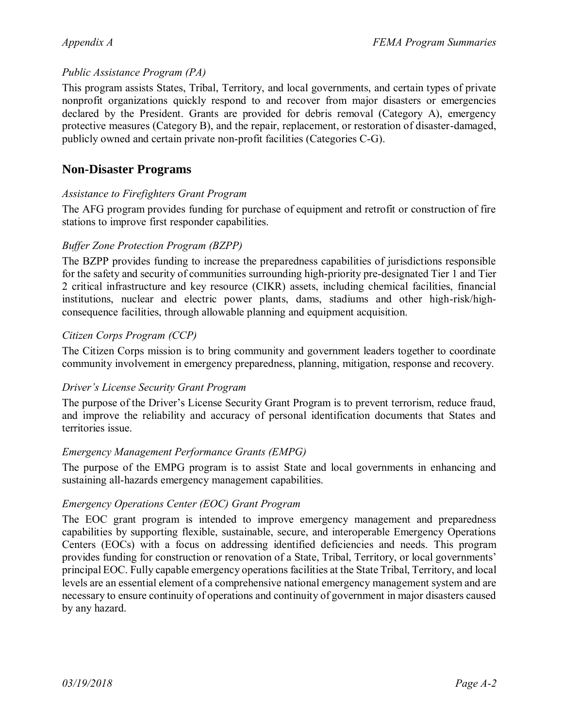*Public Assistance Program (PA)*

This program assists States, Tribal, Territory, and local governments, and certain types of private nonprofit organizations quickly respond to and recover from major disasters or emergencies declared by the President. Grants are provided for debris removal (Category A), emergency protective measures (Category B), and the repair, replacement, or restoration of disaster-damaged, publicly owned and certain private non-profit facilities (Categories C-G).

## Non-Disaster Programs

*Assistance to Firefighters Grant Program*

The AFG program provides funding for purchase of equipment and retrofit or construction of fire stations to improve first responder capabilities.

*Buffer Zone Protection Program (BZPP)*

The BZPP provides funding to increase the preparedness capabilities of jurisdictions responsible for the safety and security of communities surrounding high-priority pre-designated Tier 1 and Tier 2 critical infrastructure and key resource (CIKR) assets, including chemical facilities, financial institutions, nuclear and electric power plants, dams, stadiums and other high-risk/high-consequence facilities, through allowable planning and equipment acquisition.

*Citizen Corps Program (CCP)*

The Citizen Corps mission is to bring community and government leaders together to coordinate community involvement in emergency preparedness, planning, mitigation, response and recovery.

*Driver's License Security Grant Program*

The purpose of the Driver's License Security Grant Program is to prevent terrorism, reduce fraud, and improve the reliability and accuracy of personal identification documents that States and territories issue.

*Emergency Management Performance Grants (EMPG)*

The purpose of the EMPG program is to assist State and local governments in enhancing and sustaining all-hazards emergency management capabilities.

*Emergency Operations Center (EOC) Grant Program*

The EOC grant program is intended to improve emergency management and preparedness capabilities by supporting flexible, sustainable, secure, and interoperable Emergency Operations Centers (EOCs) with a focus on addressing identified deficiencies and needs. This program provides funding for construction or renovation of a State, Tribal, Territory, or local governments' principal EOC. Fully capable emergency operations facilities at the State Tribal, Territory, and local levels are an essential element of a comprehensive national emergency management system and are necessary to ensure continuity of operations and continuity of government in major disasters caused by any hazard.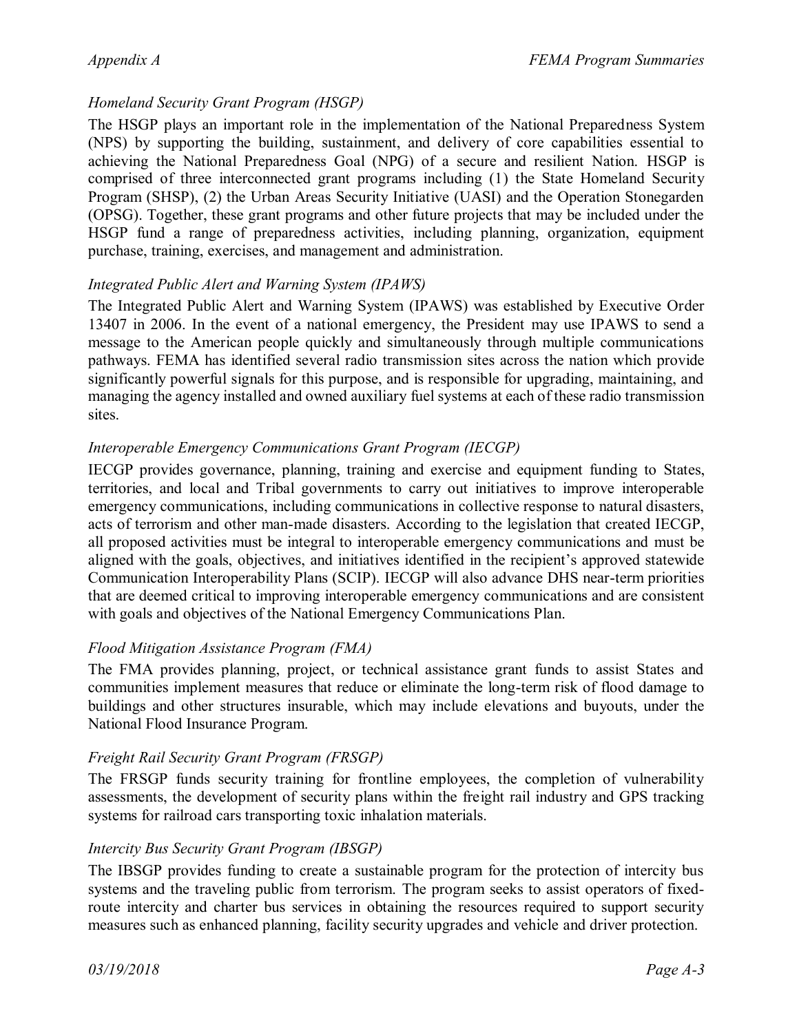*Homeland Security Grant Program (HSGP)*

The HSGP plays an important role in the implementation of the National Preparedness System (NPS) by supporting the building, sustainment, and delivery of core capabilities essential to achieving the National Preparedness Goal (NPG) of a secure and resilient Nation. HSGP is comprised of three interconnected grant programs including (1) the State Homeland Security Program (SHSP), (2) the Urban Areas Security Initiative (UASI) and the Operation Stonegarden (OPSG). Together, these grant programs and other future projects that may be included under the HSGP fund a range of preparedness activities, including planning, organization, equipment purchase, training, exercises, and management and administration.

*Integrated Public Alert and Warning System (IPAWS)*

The Integrated Public Alert and Warning System (IPAWS) was established by Executive Order 13407 in 2006. In the event of a national emergency, the President may use IPAWS to send a message to the American people quickly and simultaneously through multiple communications pathways. FEMA has identified several radio transmission sites across the nation which provide significantly powerful signals for this purpose, and is responsible for upgrading, maintaining, and managing the agency installed and owned auxiliary fuel systems at each of these radio transmission sites.

*Interoperable Emergency Communications Grant Program (IECGP)*

IECGP provides governance, planning, training and exercise and equipment funding to States, territories, and local and Tribal governments to carry out initiatives to improve interoperable emergency communications, including communications in collective response to natural disasters, acts of terrorism and other man-made disasters. According to the legislation that created IECGP, all proposed activities must be integral to interoperable emergency communications and must be aligned with the goals, objectives, and initiatives identified in the recipient's approved statewide Communication Interoperability Plans (SCIP). IECGP will also advance DHS near-term priorities that are deemed critical to improving interoperable emergency communications and are consistent with goals and objectives of the National Emergency Communications Plan.

*Flood Mitigation Assistance Program (FMA)*

The FMA provides planning, project, or technical assistance grant funds to assist States and communities implement measures that reduce or eliminate the long-term risk of flood damage to buildings and other structures insurable, which may include elevations and buyouts, under the National Flood Insurance Program.

*Freight Rail Security Grant Program (FRSGP)*

The FRSGP funds security training for frontline employees, the completion of vulnerability assessments, the development of security plans within the freight rail industry and GPS tracking systems for railroad cars transporting toxic inhalation materials.

*Intercity Bus Security Grant Program (IBSGP)*

The IBSGP provides funding to create a sustainable program for the protection of intercity bus systems and the traveling public from terrorism. The program seeks to assist operators of fixed-route intercity and charter bus services in obtaining the resources required to support security measures such as enhanced planning, facility security upgrades and vehicle and driver protection.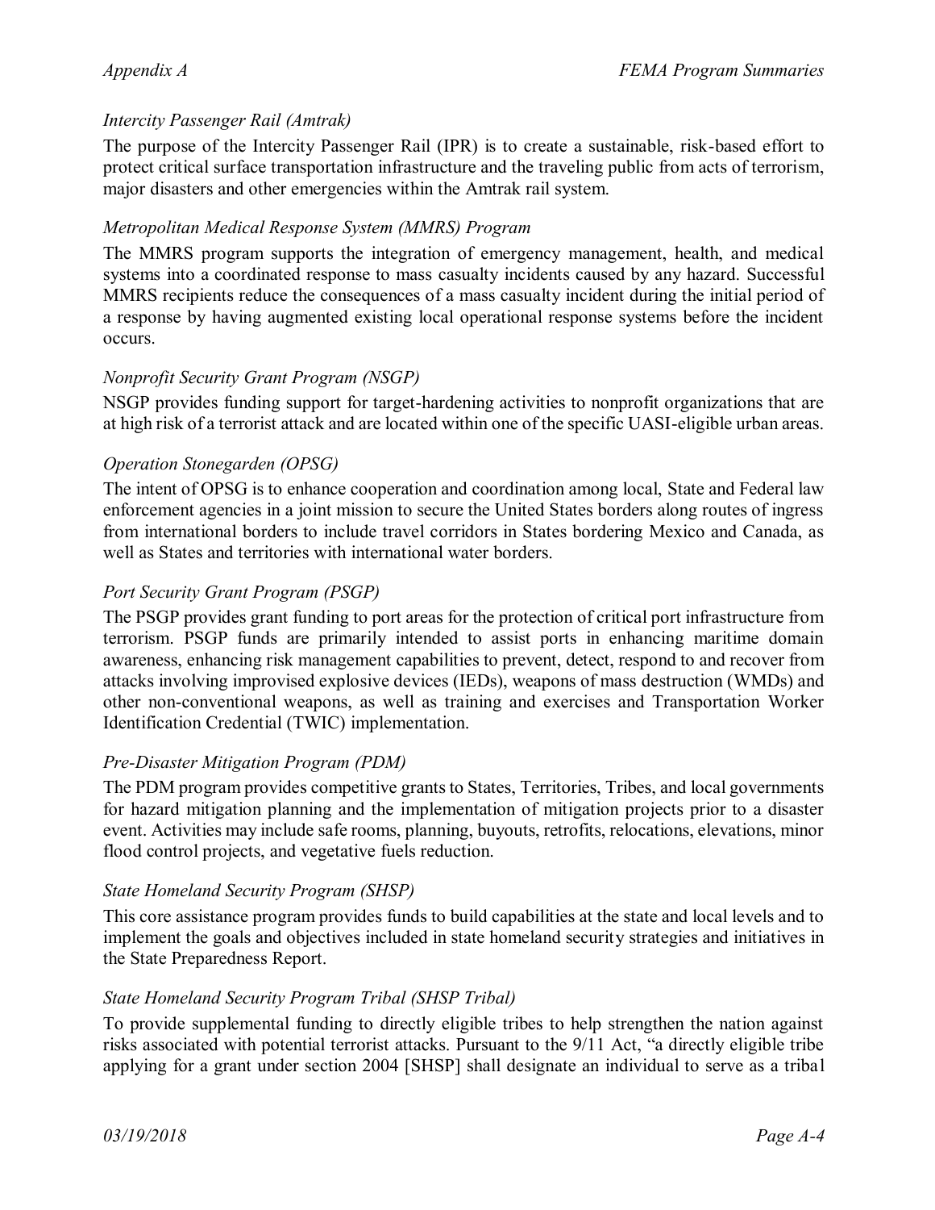*Intercity Passenger Rail (Amtrak)*

The purpose of the Intercity Passenger Rail (IPR) is to create a sustainable, risk-based effort to protect critical surface transportation infrastructure and the traveling public from acts of terrorism, major disasters and other emergencies within the Amtrak rail system.

*Metropolitan Medical Response System (MMRS) Program*

The MMRS program supports the integration of emergency management, health, and medical systems into a coordinated response to mass casualty incidents caused by any hazard. Successful MMRS recipients reduce the consequences of a mass casualty incident during the initial period of a response by having augmented existing local operational response systems before the incident occurs.

*Nonprofit Security Grant Program (NSGP)*

NSGP provides funding support for target-hardening activities to nonprofit organizations that are at high risk of a terrorist attack and are located within one of the specific UASI-eligible urban areas.

*Operation Stonegarden (OPSG)*

The intent of OPSG is to enhance cooperation and coordination among local, State and Federal law enforcement agencies in a joint mission to secure the United States borders along routes of ingress from international borders to include travel corridors in States bordering Mexico and Canada, as well as States and territories with international water borders.

*Port Security Grant Program (PSGP)*

The PSGP provides grant funding to port areas for the protection of critical port infrastructure from terrorism. PSGP funds are primarily intended to assist ports in enhancing maritime domain awareness, enhancing risk management capabilities to prevent, detect, respond to and recover from attacks involving improvised explosive devices (IEDs), weapons of mass destruction (WMDs) and other non-conventional weapons, as well as training and exercises and Transportation Worker Identification Credential (TWIC) implementation.

*Pre-Disaster Mitigation Program (PDM)*

The PDM program provides competitive grants to States, Territories, Tribes, and local governments for hazard mitigation planning and the implementation of mitigation projects prior to a disaster event. Activities may include safe rooms, planning, buyouts, retrofits, relocations, elevations, minor flood control projects, and vegetative fuels reduction.

*State Homeland Security Program (SHSP)*

This core assistance program provides funds to build capabilities at the state and local levels and to implement the goals and objectives included in state homeland security strategies and initiatives in the State Preparedness Report.

*State Homeland Security Program Tribal (SHSP Tribal)*

To provide supplemental funding to directly eligible tribes to help strengthen the nation against risks associated with potential terrorist attacks. Pursuant to the 9/11 Act, "a directly eligible tribe applying for a grant under section 2004 [SHSP] shall designate an individual to serve as a tribal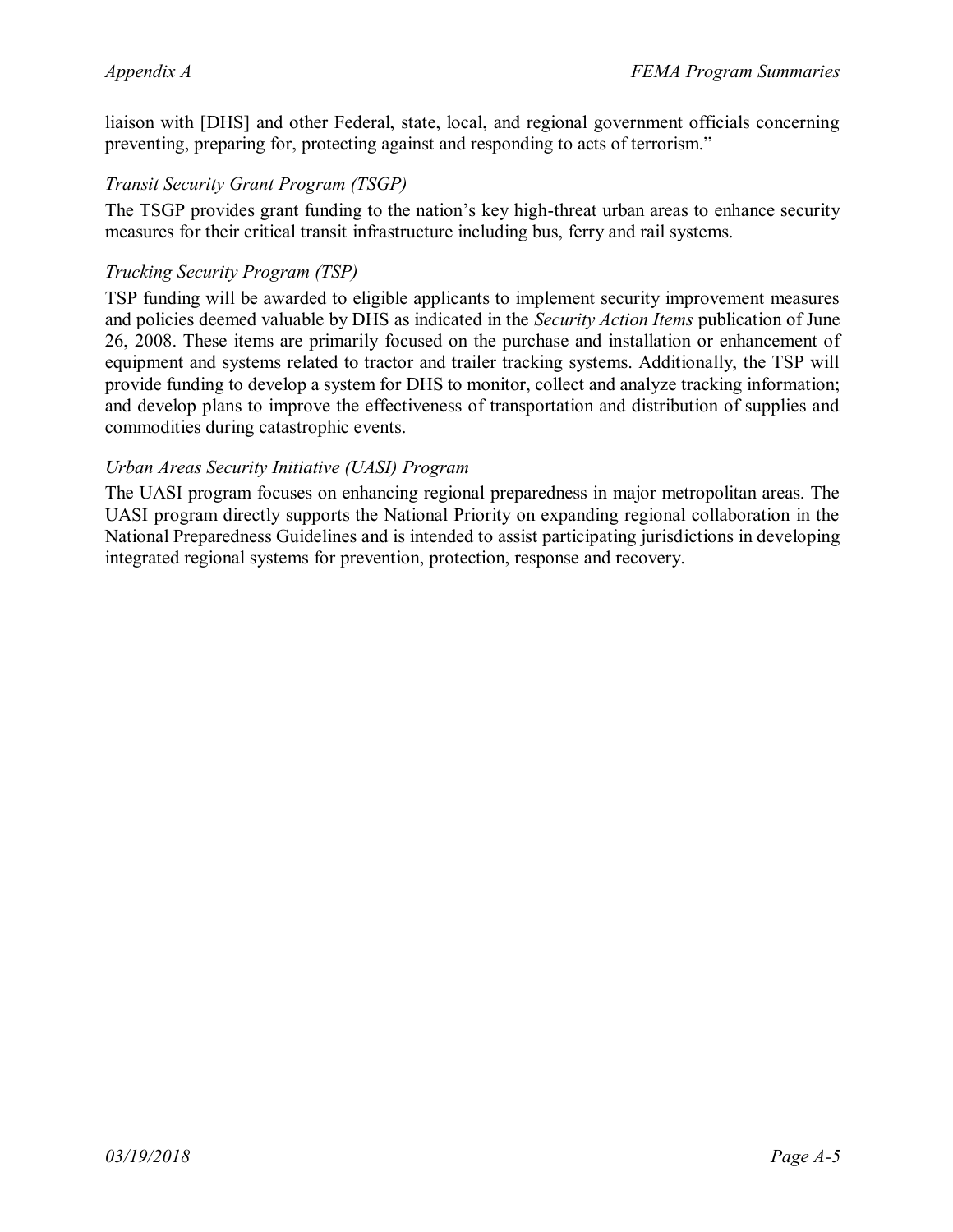liaison with [DHS] and other Federal, state, local, and regional government officials concerning preventing, preparing for, protecting against and responding to acts of terrorism."

*Transit Security Grant Program (TSGP)*

The TSGP provides grant funding to the nation's key high-threat urban areas to enhance security measures for their critical transit infrastructure including bus, ferry and rail systems.

*Trucking Security Program (TSP)*

TSP funding will be awarded to eligible applicants to implement security improvement measures and policies deemed valuable by DHS as indicated in the *Security Action Items* publication of June 26, 2008. These items are primarily focused on the purchase and installation or enhancement of equipment and systems related to tractor and trailer tracking systems. Additionally, the TSP will provide funding to develop a system for DHS to monitor, collect and analyze tracking information; and develop plans to improve the effectiveness of transportation and distribution of supplies and commodities during catastrophic events.

*Urban Areas Security Initiative (UASI) Program*

The UASI program focuses on enhancing regional preparedness in major metropolitan areas. The UASI program directly supports the National Priority on expanding regional collaboration in the National Preparedness Guidelines and is intended to assist participating jurisdictions in developing integrated regional systems for prevention, protection, response and recovery.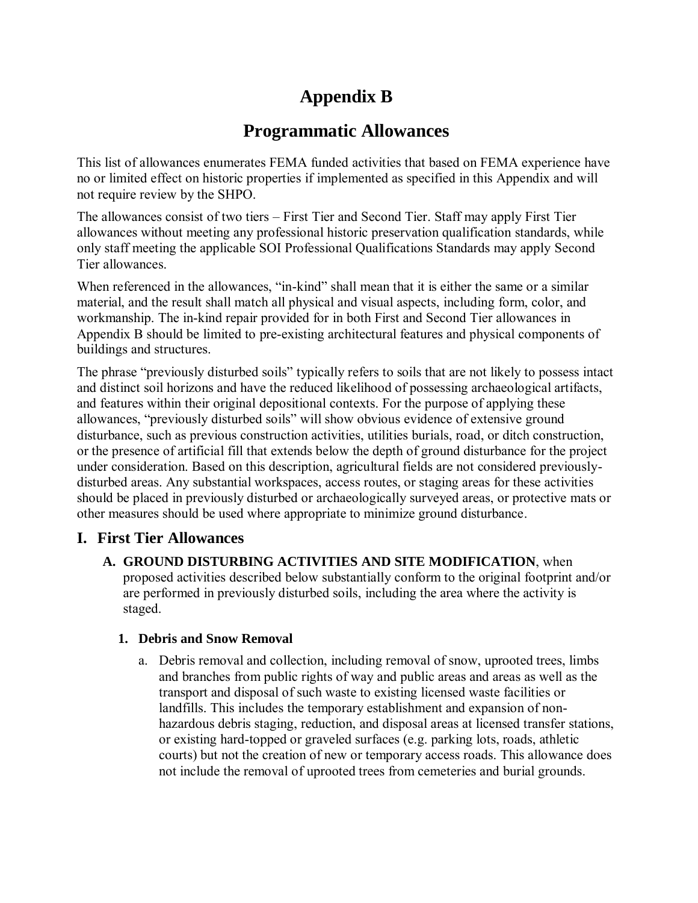# Appendix B

# Programmatic Allowances

This list of allowances enumerates FEMA funded activities that based on FEMA experience have no or limited effect on historic properties if implemented as specified in this Appendix and will not require review by the SHPO.

The allowances consist of two tiers – First Tier and Second Tier. Staff may apply First Tier allowances without meeting any professional historic preservation qualification standards, while only staff meeting the applicable SOI Professional Qualifications Standards may apply Second Tier allowances.

When referenced in the allowances, "in-kind" shall mean that it is either the same or a similar material, and the result shall match all physical and visual aspects, including form, color, and workmanship. The in-kind repair provided for in both First and Second Tier allowances in Appendix B should be limited to pre-existing architectural features and physical components of buildings and structures.

The phrase "previously disturbed soils" typically refers to soils that are not likely to possess intact and distinct soil horizons and have the reduced likelihood of possessing archaeological artifacts, and features within their original depositional contexts. For the purpose of applying these allowances, "previously disturbed soils" will show obvious evidence of extensive ground disturbance, such as previous construction activities, utilities burials, road, or ditch construction, or the presence of artificial fill that extends below the depth of ground disturbance for the project under consideration. Based on this description, agricultural fields are not considered previously-disturbed areas. Any substantial workspaces, access routes, or staging areas for these activities should be placed in previously disturbed or archaeologically surveyed areas, or protective mats or other measures should be used where appropriate to minimize ground disturbance.

## I. First Tier Allowances

**A. GROUND DISTURBING ACTIVITIES AND SITE MODIFICATION**, when proposed activities described below substantially conform to the original footprint and/or are performed in previously disturbed soils, including the area where the activity is staged.

**1. Debris and Snow Removal**

a. Debris removal and collection, including removal of snow, uprooted trees, limbs and branches from public rights of way and public areas and areas as well as the transport and disposal of such waste to existing licensed waste facilities or landfills. This includes the temporary establishment and expansion of non-hazardous debris staging, reduction, and disposal areas at licensed transfer stations, or existing hard-topped or graveled surfaces (e.g. parking lots, roads, athletic courts) but not the creation of new or temporary access roads. This allowance does not include the removal of uprooted trees from cemeteries and burial grounds.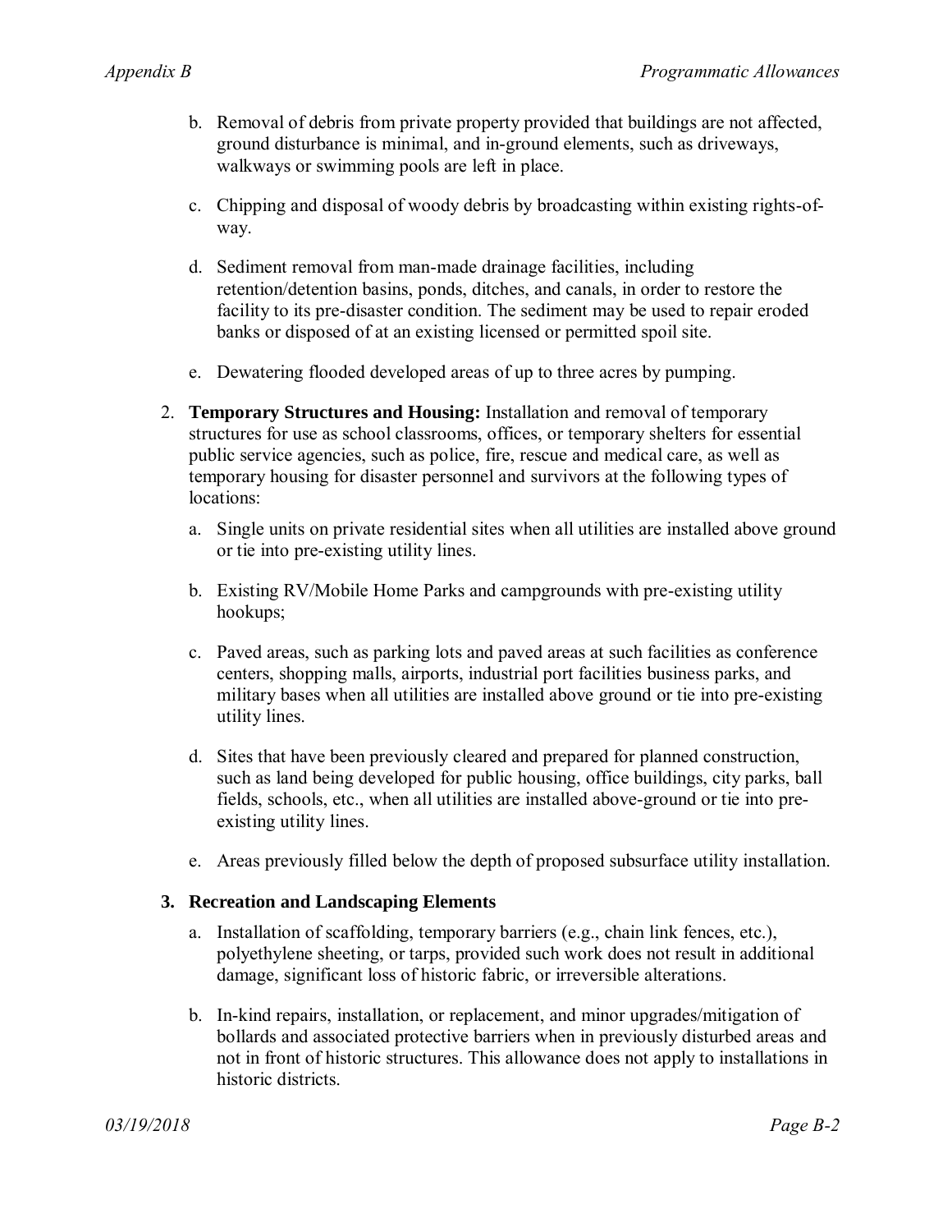b. Removal of debris from private property provided that buildings are not affected, ground disturbance is minimal, and in-ground elements, such as driveways, walkways or swimming pools are left in place.

c. Chipping and disposal of woody debris by broadcasting within existing rights-of-way.

d. Sediment removal from man-made drainage facilities, including retention/detention basins, ponds, ditches, and canals, in order to restore the facility to its pre-disaster condition. The sediment may be used to repair eroded banks or disposed of at an existing licensed or permitted spoil site.

e. Dewatering flooded developed areas of up to three acres by pumping.

2. **Temporary Structures and Housing:** Installation and removal of temporary structures for use as school classrooms, offices, or temporary shelters for essential public service agencies, such as police, fire, rescue and medical care, as well as temporary housing for disaster personnel and survivors at the following types of locations:

   a. Single units on private residential sites when all utilities are installed above ground or tie into pre-existing utility lines.

   b. Existing RV/Mobile Home Parks and campgrounds with pre-existing utility hookups;

   c. Paved areas, such as parking lots and paved areas at such facilities as conference centers, shopping malls, airports, industrial port facilities business parks, and military bases when all utilities are installed above ground or tie into pre-existing utility lines.

   d. Sites that have been previously cleared and prepared for planned construction, such as land being developed for public housing, office buildings, city parks, ball fields, schools, etc., when all utilities are installed above-ground or tie into pre-existing utility lines.

   e. Areas previously filled below the depth of proposed subsurface utility installation.

3. **Recreation and Landscaping Elements**

   a. Installation of scaffolding, temporary barriers (e.g., chain link fences, etc.), polyethylene sheeting, or tarps, provided such work does not result in additional damage, significant loss of historic fabric, or irreversible alterations.

   b. In-kind repairs, installation, or replacement, and minor upgrades/mitigation of bollards and associated protective barriers when in previously disturbed areas and not in front of historic structures. This allowance does not apply to installations in historic districts.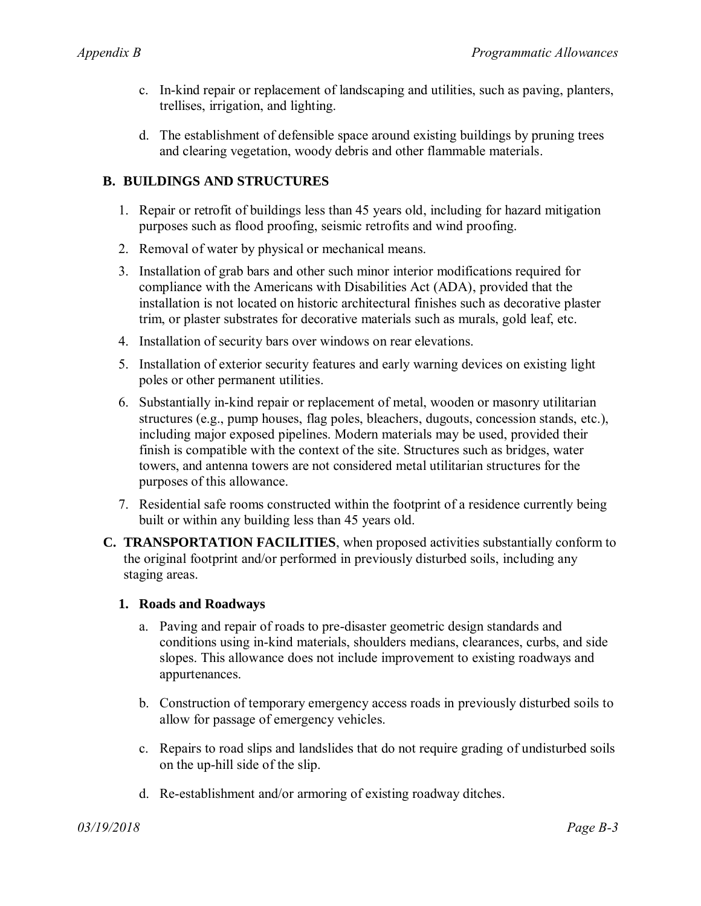c. In-kind repair or replacement of landscaping and utilities, such as paving, planters, trellises, irrigation, and lighting.

d. The establishment of defensible space around existing buildings by pruning trees and clearing vegetation, woody debris and other flammable materials.

### B. BUILDINGS AND STRUCTURES

1. Repair or retrofit of buildings less than 45 years old, including for hazard mitigation purposes such as flood proofing, seismic retrofits and wind proofing.
2. Removal of water by physical or mechanical means.
3. Installation of grab bars and other such minor interior modifications required for compliance with the Americans with Disabilities Act (ADA), provided that the installation is not located on historic architectural finishes such as decorative plaster trim, or plaster substrates for decorative materials such as murals, gold leaf, etc.
4. Installation of security bars over windows on rear elevations.
5. Installation of exterior security features and early warning devices on existing light poles or other permanent utilities.
6. Substantially in-kind repair or replacement of metal, wooden or masonry utilitarian structures (e.g., pump houses, flag poles, bleachers, dugouts, concession stands, etc.), including major exposed pipelines. Modern materials may be used, provided their finish is compatible with the context of the site. Structures such as bridges, water towers, and antenna towers are not considered metal utilitarian structures for the purposes of this allowance.
7. Residential safe rooms constructed within the footprint of a residence currently being built or within any building less than 45 years old.

**C. TRANSPORTATION FACILITIES**, when proposed activities substantially conform to the original footprint and/or performed in previously disturbed soils, including any staging areas.

#### 1. Roads and Roadways

a. Paving and repair of roads to pre-disaster geometric design standards and conditions using in-kind materials, shoulders medians, clearances, curbs, and side slopes. This allowance does not include improvement to existing roadways and appurtenances.

b. Construction of temporary emergency access roads in previously disturbed soils to allow for passage of emergency vehicles.

c. Repairs to road slips and landslides that do not require grading of undisturbed soils on the up-hill side of the slip.

d. Re-establishment and/or armoring of existing roadway ditches.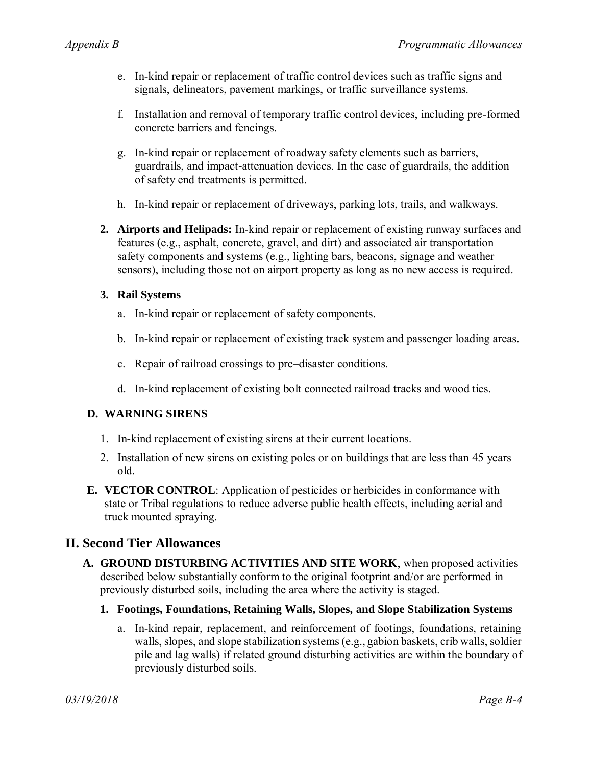e. In-kind repair or replacement of traffic control devices such as traffic signs and signals, delineators, pavement markings, or traffic surveillance systems.

f. Installation and removal of temporary traffic control devices, including pre-formed concrete barriers and fencings.

g. In-kind repair or replacement of roadway safety elements such as barriers, guardrails, and impact-attenuation devices. In the case of guardrails, the addition of safety end treatments is permitted.

h. In-kind repair or replacement of driveways, parking lots, trails, and walkways.

2. **Airports and Helipads:** In-kind repair or replacement of existing runway surfaces and features (e.g., asphalt, concrete, gravel, and dirt) and associated air transportation safety components and systems (e.g., lighting bars, beacons, signage and weather sensors), including those not on airport property as long as no new access is required.

3. **Rail Systems**

   a. In-kind repair or replacement of safety components.

   b. In-kind repair or replacement of existing track system and passenger loading areas.

   c. Repair of railroad crossings to pre–disaster conditions.

   d. In-kind replacement of existing bolt connected railroad tracks and wood ties.

**D. WARNING SIRENS**

1. In-kind replacement of existing sirens at their current locations.
2. Installation of new sirens on existing poles or on buildings that are less than 45 years old.

**E. VECTOR CONTROL**: Application of pesticides or herbicides in conformance with state or Tribal regulations to reduce adverse public health effects, including aerial and truck mounted spraying.

## II. Second Tier Allowances

**A. GROUND DISTURBING ACTIVITIES AND SITE WORK**, when proposed activities described below substantially conform to the original footprint and/or are performed in previously disturbed soils, including the area where the activity is staged.

1. **Footings, Foundations, Retaining Walls, Slopes, and Slope Stabilization Systems**

   a. In-kind repair, replacement, and reinforcement of footings, foundations, retaining walls, slopes, and slope stabilization systems (e.g., gabion baskets, crib walls, soldier pile and lag walls) if related ground disturbing activities are within the boundary of previously disturbed soils.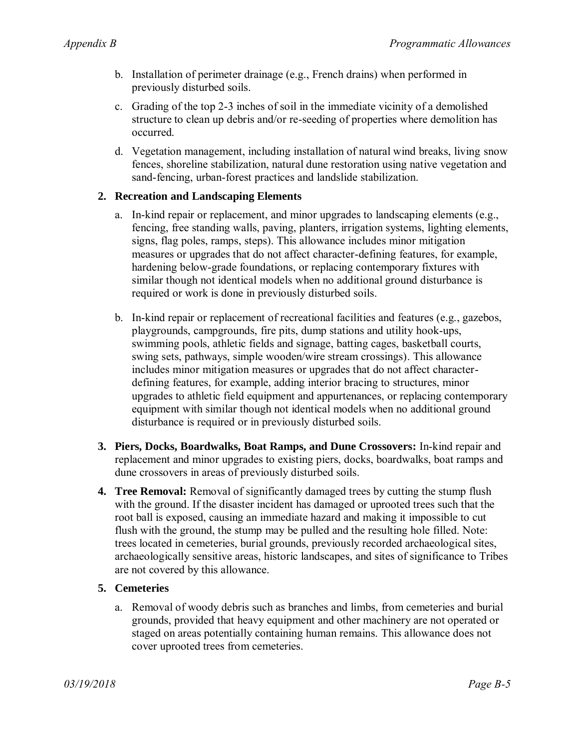b. Installation of perimeter drainage (e.g., French drains) when performed in previously disturbed soils.

c. Grading of the top 2-3 inches of soil in the immediate vicinity of a demolished structure to clean up debris and/or re-seeding of properties where demolition has occurred.

d. Vegetation management, including installation of natural wind breaks, living snow fences, shoreline stabilization, natural dune restoration using native vegetation and sand-fencing, urban-forest practices and landslide stabilization.

**2. Recreation and Landscaping Elements**

a. In-kind repair or replacement, and minor upgrades to landscaping elements (e.g., fencing, free standing walls, paving, planters, irrigation systems, lighting elements, signs, flag poles, ramps, steps). This allowance includes minor mitigation measures or upgrades that do not affect character-defining features, for example, hardening below-grade foundations, or replacing contemporary fixtures with similar though not identical models when no additional ground disturbance is required or work is done in previously disturbed soils.

b. In-kind repair or replacement of recreational facilities and features (e.g., gazebos, playgrounds, campgrounds, fire pits, dump stations and utility hook-ups, swimming pools, athletic fields and signage, batting cages, basketball courts, swing sets, pathways, simple wooden/wire stream crossings). This allowance includes minor mitigation measures or upgrades that do not affect character-defining features, for example, adding interior bracing to structures, minor upgrades to athletic field equipment and appurtenances, or replacing contemporary equipment with similar though not identical models when no additional ground disturbance is required or in previously disturbed soils.

**3. Piers, Docks, Boardwalks, Boat Ramps, and Dune Crossovers:** In-kind repair and replacement and minor upgrades to existing piers, docks, boardwalks, boat ramps and dune crossovers in areas of previously disturbed soils.

**4. Tree Removal:** Removal of significantly damaged trees by cutting the stump flush with the ground. If the disaster incident has damaged or uprooted trees such that the root ball is exposed, causing an immediate hazard and making it impossible to cut flush with the ground, the stump may be pulled and the resulting hole filled. Note: trees located in cemeteries, burial grounds, previously recorded archaeological sites, archaeologically sensitive areas, historic landscapes, and sites of significance to Tribes are not covered by this allowance.

**5. Cemeteries**

a. Removal of woody debris such as branches and limbs, from cemeteries and burial grounds, provided that heavy equipment and other machinery are not operated or staged on areas potentially containing human remains. This allowance does not cover uprooted trees from cemeteries.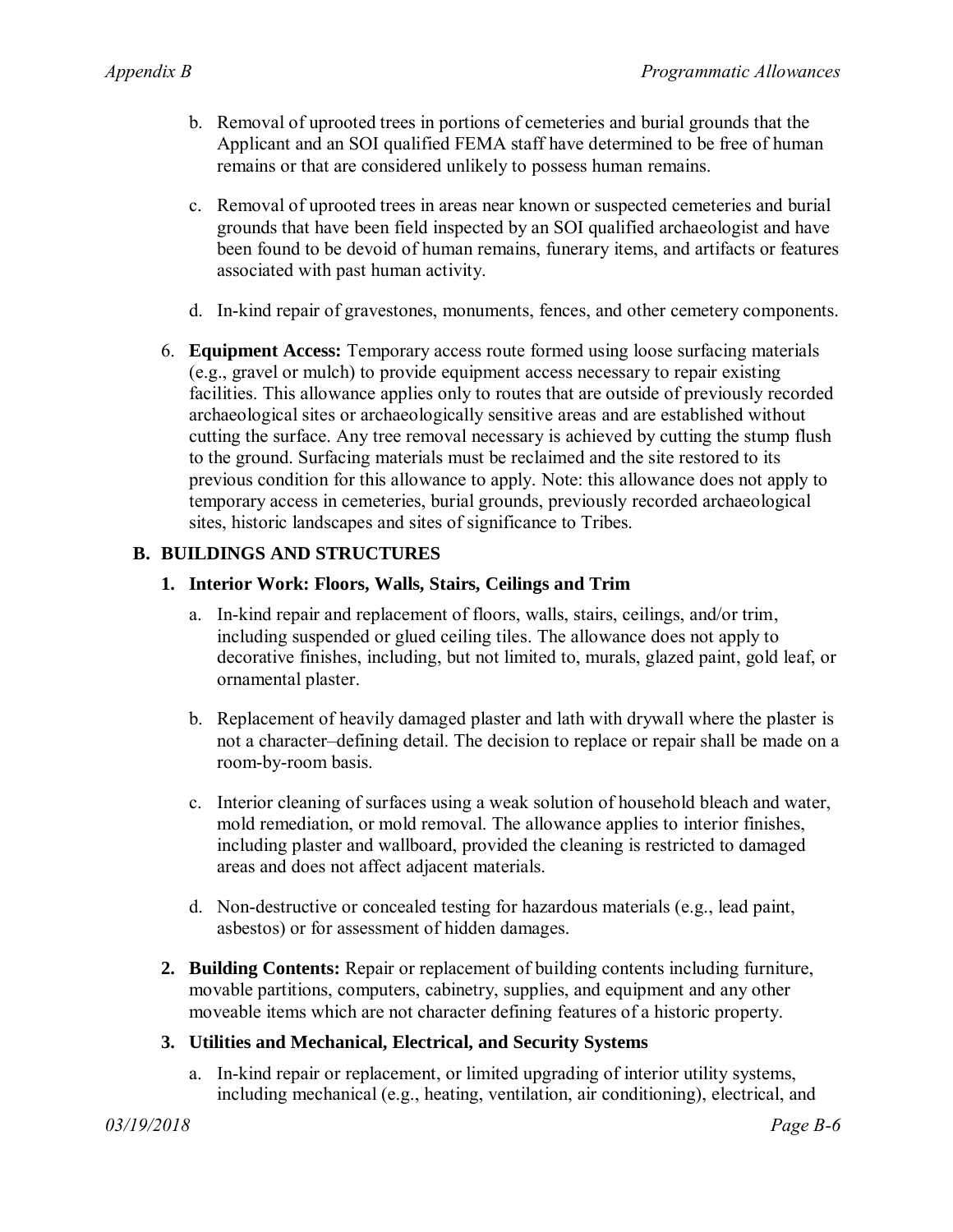b. Removal of uprooted trees in portions of cemeteries and burial grounds that the Applicant and an SOI qualified FEMA staff have determined to be free of human remains or that are considered unlikely to possess human remains.

c. Removal of uprooted trees in areas near known or suspected cemeteries and burial grounds that have been field inspected by an SOI qualified archaeologist and have been found to be devoid of human remains, funerary items, and artifacts or features associated with past human activity.

d. In-kind repair of gravestones, monuments, fences, and other cemetery components.

6. **Equipment Access:** Temporary access route formed using loose surfacing materials (e.g., gravel or mulch) to provide equipment access necessary to repair existing facilities. This allowance applies only to routes that are outside of previously recorded archaeological sites or archaeologically sensitive areas and are established without cutting the surface. Any tree removal necessary is achieved by cutting the stump flush to the ground. Surfacing materials must be reclaimed and the site restored to its previous condition for this allowance to apply. Note: this allowance does not apply to temporary access in cemeteries, burial grounds, previously recorded archaeological sites, historic landscapes and sites of significance to Tribes.

## B. BUILDINGS AND STRUCTURES

### 1. Interior Work: Floors, Walls, Stairs, Ceilings and Trim

a. In-kind repair and replacement of floors, walls, stairs, ceilings, and/or trim, including suspended or glued ceiling tiles. The allowance does not apply to decorative finishes, including, but not limited to, murals, glazed paint, gold leaf, or ornamental plaster.

b. Replacement of heavily damaged plaster and lath with drywall where the plaster is not a character–defining detail. The decision to replace or repair shall be made on a room-by-room basis.

c. Interior cleaning of surfaces using a weak solution of household bleach and water, mold remediation, or mold removal. The allowance applies to interior finishes, including plaster and wallboard, provided the cleaning is restricted to damaged areas and does not affect adjacent materials.

d. Non-destructive or concealed testing for hazardous materials (e.g., lead paint, asbestos) or for assessment of hidden damages.

### 2. Building Contents: 
Repair or replacement of building contents including furniture, movable partitions, computers, cabinetry, supplies, and equipment and any other moveable items which are not character defining features of a historic property.

### 3. Utilities and Mechanical, Electrical, and Security Systems

a. In-kind repair or replacement, or limited upgrading of interior utility systems, including mechanical (e.g., heating, ventilation, air conditioning), electrical, and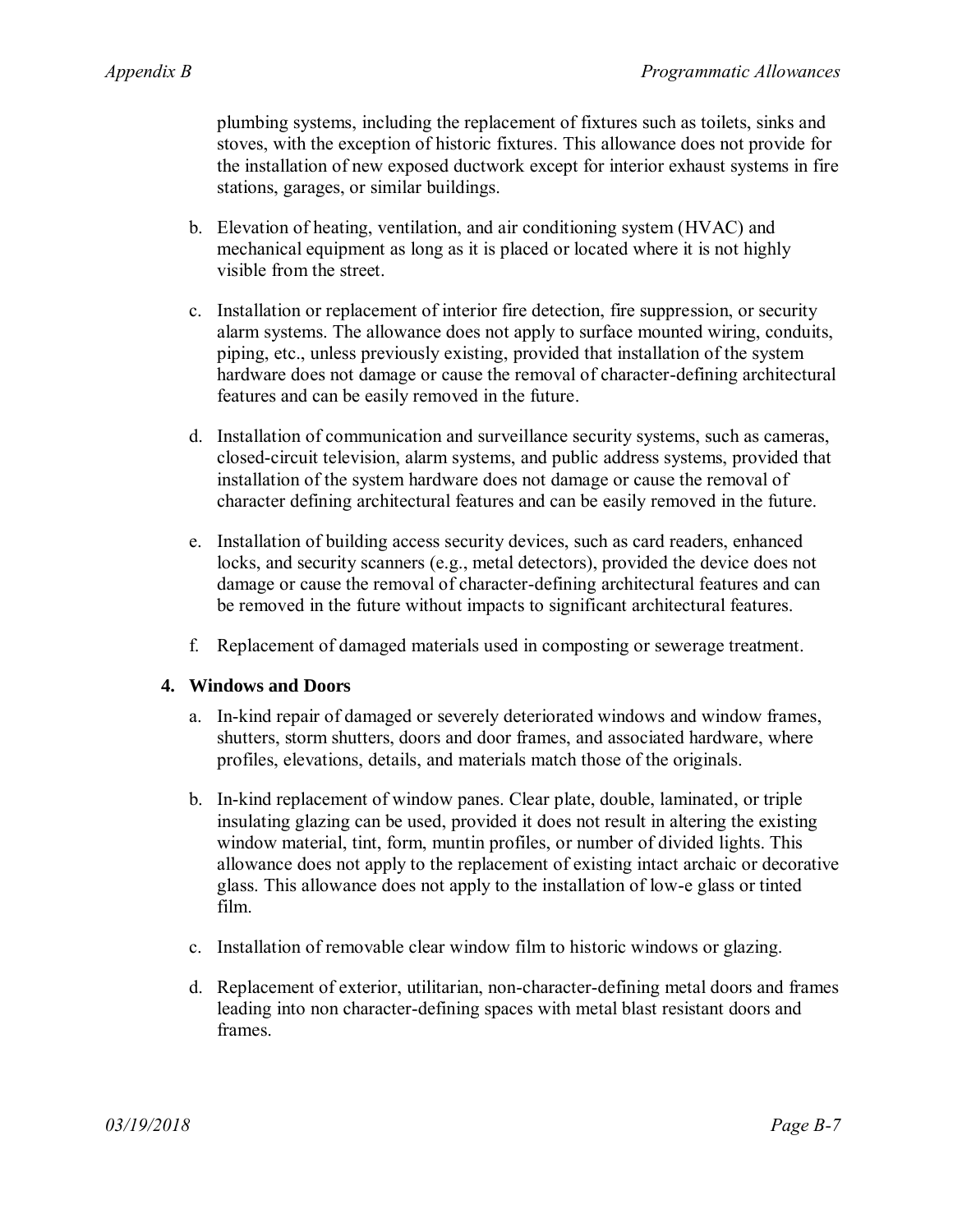plumbing systems, including the replacement of fixtures such as toilets, sinks and stoves, with the exception of historic fixtures. This allowance does not provide for the installation of new exposed ductwork except for interior exhaust systems in fire stations, garages, or similar buildings.

b. Elevation of heating, ventilation, and air conditioning system (HVAC) and mechanical equipment as long as it is placed or located where it is not highly visible from the street.

c. Installation or replacement of interior fire detection, fire suppression, or security alarm systems. The allowance does not apply to surface mounted wiring, conduits, piping, etc., unless previously existing, provided that installation of the system hardware does not damage or cause the removal of character-defining architectural features and can be easily removed in the future.

d. Installation of communication and surveillance security systems, such as cameras, closed-circuit television, alarm systems, and public address systems, provided that installation of the system hardware does not damage or cause the removal of character defining architectural features and can be easily removed in the future.

e. Installation of building access security devices, such as card readers, enhanced locks, and security scanners (e.g., metal detectors), provided the device does not damage or cause the removal of character-defining architectural features and can be removed in the future without impacts to significant architectural features.

f. Replacement of damaged materials used in composting or sewerage treatment.

**4. Windows and Doors**

a. In-kind repair of damaged or severely deteriorated windows and window frames, shutters, storm shutters, doors and door frames, and associated hardware, where profiles, elevations, details, and materials match those of the originals.

b. In-kind replacement of window panes. Clear plate, double, laminated, or triple insulating glazing can be used, provided it does not result in altering the existing window material, tint, form, muntin profiles, or number of divided lights. This allowance does not apply to the replacement of existing intact archaic or decorative glass. This allowance does not apply to the installation of low-e glass or tinted film.

c. Installation of removable clear window film to historic windows or glazing.

d. Replacement of exterior, utilitarian, non-character-defining metal doors and frames leading into non character-defining spaces with metal blast resistant doors and frames.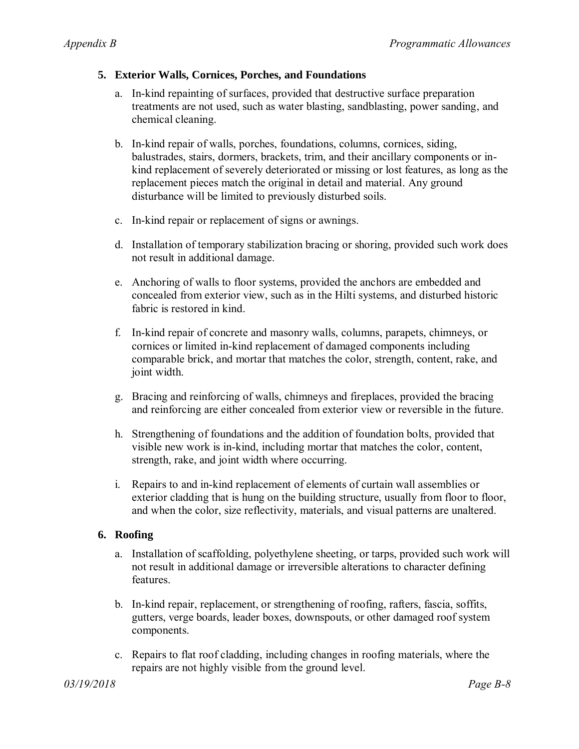### 5. Exterior Walls, Cornices, Porches, and Foundations

a. In-kind repainting of surfaces, provided that destructive surface preparation treatments are not used, such as water blasting, sandblasting, power sanding, and chemical cleaning.

b. In-kind repair of walls, porches, foundations, columns, cornices, siding, balustrades, stairs, dormers, brackets, trim, and their ancillary components or in-kind replacement of severely deteriorated or missing or lost features, as long as the replacement pieces match the original in detail and material. Any ground disturbance will be limited to previously disturbed soils.

c. In-kind repair or replacement of signs or awnings.

d. Installation of temporary stabilization bracing or shoring, provided such work does not result in additional damage.

e. Anchoring of walls to floor systems, provided the anchors are embedded and concealed from exterior view, such as in the Hilti systems, and disturbed historic fabric is restored in kind.

f. In-kind repair of concrete and masonry walls, columns, parapets, chimneys, or cornices or limited in-kind replacement of damaged components including comparable brick, and mortar that matches the color, strength, content, rake, and joint width.

g. Bracing and reinforcing of walls, chimneys and fireplaces, provided the bracing and reinforcing are either concealed from exterior view or reversible in the future.

h. Strengthening of foundations and the addition of foundation bolts, provided that visible new work is in-kind, including mortar that matches the color, content, strength, rake, and joint width where occurring.

i. Repairs to and in-kind replacement of elements of curtain wall assemblies or exterior cladding that is hung on the building structure, usually from floor to floor, and when the color, size reflectivity, materials, and visual patterns are unaltered.

### 6. Roofing

a. Installation of scaffolding, polyethylene sheeting, or tarps, provided such work will not result in additional damage or irreversible alterations to character defining features.

b. In-kind repair, replacement, or strengthening of roofing, rafters, fascia, soffits, gutters, verge boards, leader boxes, downspouts, or other damaged roof system components.

c. Repairs to flat roof cladding, including changes in roofing materials, where the repairs are not highly visible from the ground level.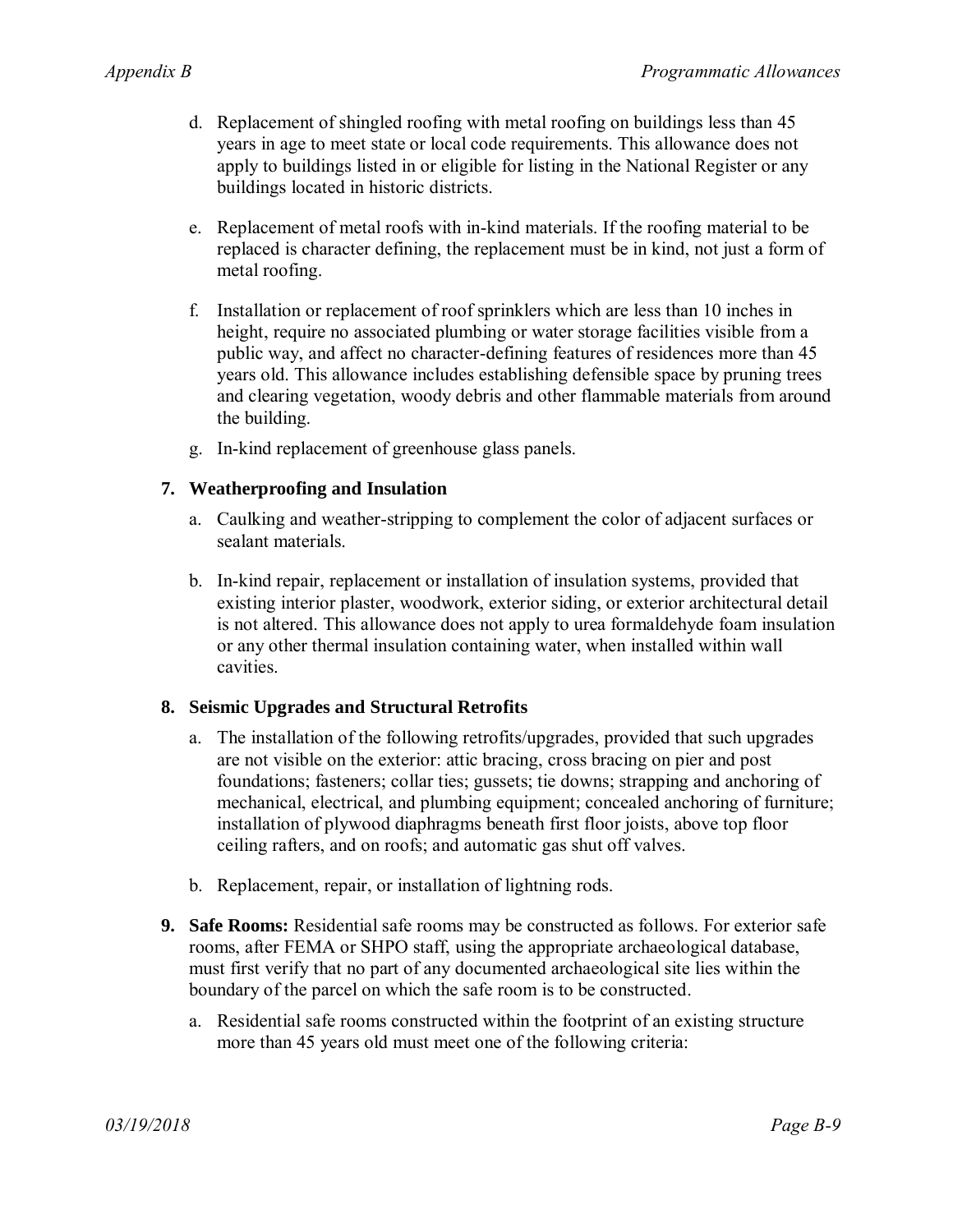d. Replacement of shingled roofing with metal roofing on buildings less than 45 years in age to meet state or local code requirements. This allowance does not apply to buildings listed in or eligible for listing in the National Register or any buildings located in historic districts.

e. Replacement of metal roofs with in-kind materials. If the roofing material to be replaced is character defining, the replacement must be in kind, not just a form of metal roofing.

f. Installation or replacement of roof sprinklers which are less than 10 inches in height, require no associated plumbing or water storage facilities visible from a public way, and affect no character-defining features of residences more than 45 years old. This allowance includes establishing defensible space by pruning trees and clearing vegetation, woody debris and other flammable materials from around the building.

g. In-kind replacement of greenhouse glass panels.

**7. Weatherproofing and Insulation**

a. Caulking and weather-stripping to complement the color of adjacent surfaces or sealant materials.

b. In-kind repair, replacement or installation of insulation systems, provided that existing interior plaster, woodwork, exterior siding, or exterior architectural detail is not altered. This allowance does not apply to urea formaldehyde foam insulation or any other thermal insulation containing water, when installed within wall cavities.

**8. Seismic Upgrades and Structural Retrofits**

a. The installation of the following retrofits/upgrades, provided that such upgrades are not visible on the exterior: attic bracing, cross bracing on pier and post foundations; fasteners; collar ties; gussets; tie downs; strapping and anchoring of mechanical, electrical, and plumbing equipment; concealed anchoring of furniture; installation of plywood diaphragms beneath first floor joists, above top floor ceiling rafters, and on roofs; and automatic gas shut off valves.

b. Replacement, repair, or installation of lightning rods.

**9. Safe Rooms:** Residential safe rooms may be constructed as follows. For exterior safe rooms, after FEMA or SHPO staff, using the appropriate archaeological database, must first verify that no part of any documented archaeological site lies within the boundary of the parcel on which the safe room is to be constructed.

a. Residential safe rooms constructed within the footprint of an existing structure more than 45 years old must meet one of the following criteria: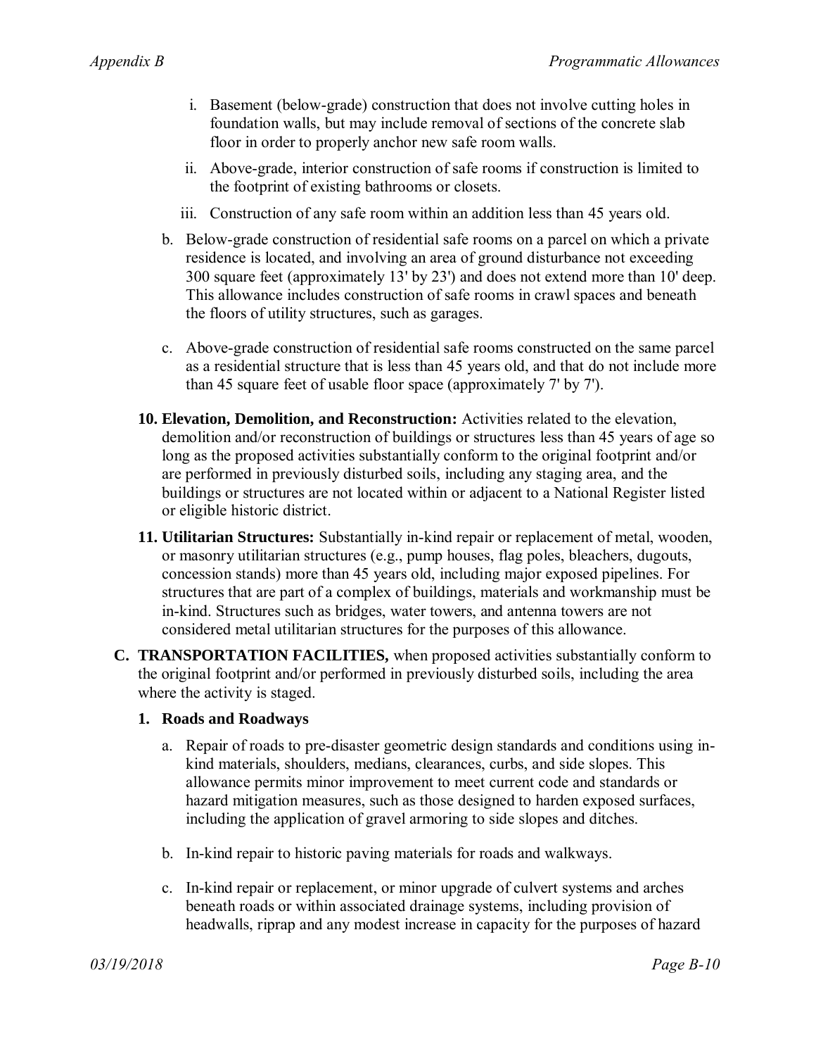i. Basement (below-grade) construction that does not involve cutting holes in foundation walls, but may include removal of sections of the concrete slab floor in order to properly anchor new safe room walls.

ii. Above-grade, interior construction of safe rooms if construction is limited to the footprint of existing bathrooms or closets.

iii. Construction of any safe room within an addition less than 45 years old.

b. Below-grade construction of residential safe rooms on a parcel on which a private residence is located, and involving an area of ground disturbance not exceeding 300 square feet (approximately 13' by 23') and does not extend more than 10' deep. This allowance includes construction of safe rooms in crawl spaces and beneath the floors of utility structures, such as garages.

c. Above-grade construction of residential safe rooms constructed on the same parcel as a residential structure that is less than 45 years old, and that do not include more than 45 square feet of usable floor space (approximately 7' by 7').

**10. Elevation, Demolition, and Reconstruction:** Activities related to the elevation, demolition and/or reconstruction of buildings or structures less than 45 years of age so long as the proposed activities substantially conform to the original footprint and/or are performed in previously disturbed soils, including any staging area, and the buildings or structures are not located within or adjacent to a National Register listed or eligible historic district.

**11. Utilitarian Structures:** Substantially in-kind repair or replacement of metal, wooden, or masonry utilitarian structures (e.g., pump houses, flag poles, bleachers, dugouts, concession stands) more than 45 years old, including major exposed pipelines. For structures that are part of a complex of buildings, materials and workmanship must be in-kind. Structures such as bridges, water towers, and antenna towers are not considered metal utilitarian structures for the purposes of this allowance.

**C. TRANSPORTATION FACILITIES,** when proposed activities substantially conform to the original footprint and/or performed in previously disturbed soils, including the area where the activity is staged.

**1. Roads and Roadways**

a. Repair of roads to pre-disaster geometric design standards and conditions using in-kind materials, shoulders, medians, clearances, curbs, and side slopes. This allowance permits minor improvement to meet current code and standards or hazard mitigation measures, such as those designed to harden exposed surfaces, including the application of gravel armoring to side slopes and ditches.

b. In-kind repair to historic paving materials for roads and walkways.

c. In-kind repair or replacement, or minor upgrade of culvert systems and arches beneath roads or within associated drainage systems, including provision of headwalls, riprap and any modest increase in capacity for the purposes of hazard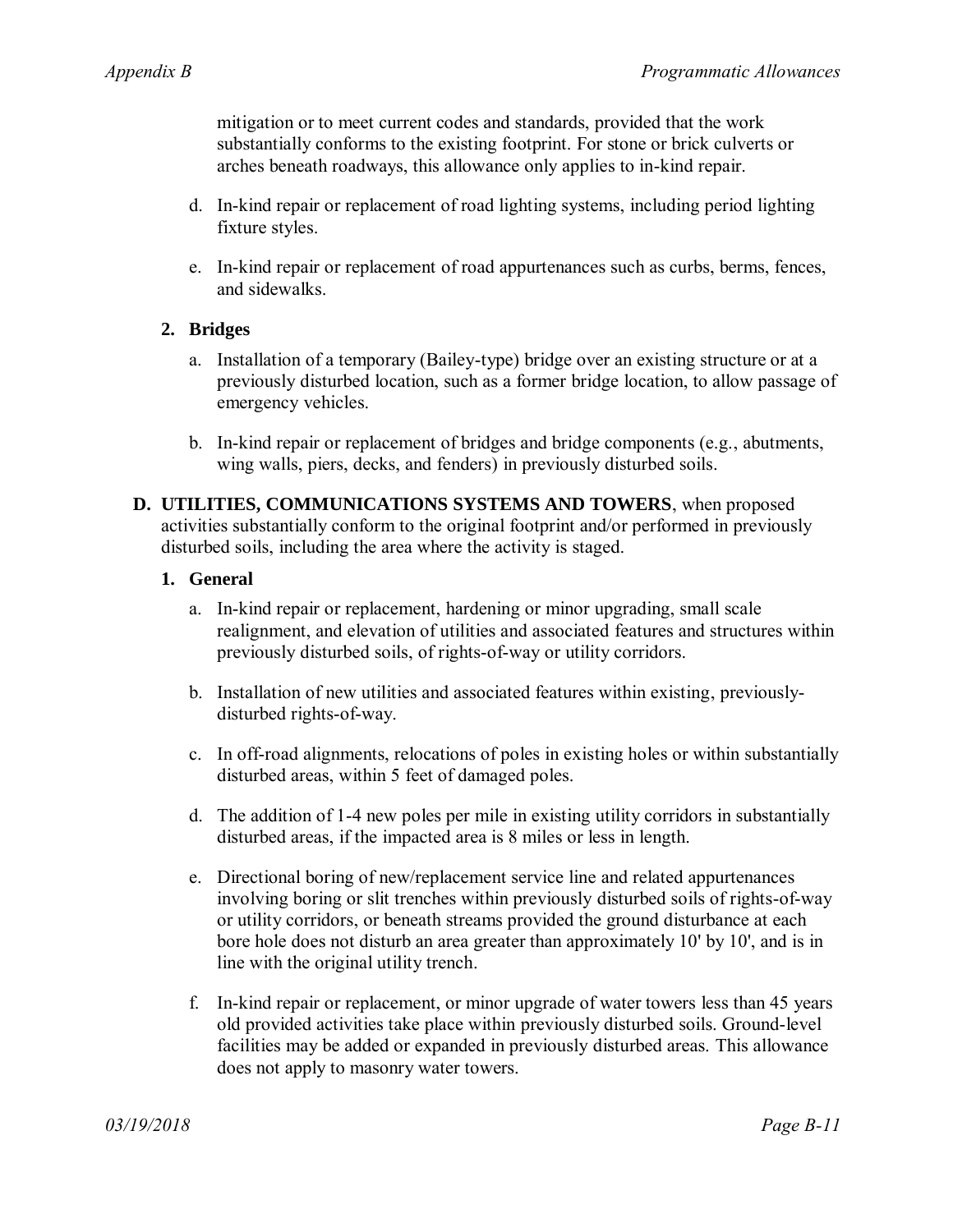mitigation or to meet current codes and standards, provided that the work substantially conforms to the existing footprint. For stone or brick culverts or arches beneath roadways, this allowance only applies to in-kind repair.

d. In-kind repair or replacement of road lighting systems, including period lighting fixture styles.

e. In-kind repair or replacement of road appurtenances such as curbs, berms, fences, and sidewalks.

**2. Bridges**

a. Installation of a temporary (Bailey-type) bridge over an existing structure or at a previously disturbed location, such as a former bridge location, to allow passage of emergency vehicles.

b. In-kind repair or replacement of bridges and bridge components (e.g., abutments, wing walls, piers, decks, and fenders) in previously disturbed soils.

**D. UTILITIES, COMMUNICATIONS SYSTEMS AND TOWERS**, when proposed activities substantially conform to the original footprint and/or performed in previously disturbed soils, including the area where the activity is staged.

**1. General**

a. In-kind repair or replacement, hardening or minor upgrading, small scale realignment, and elevation of utilities and associated features and structures within previously disturbed soils, of rights-of-way or utility corridors.

b. Installation of new utilities and associated features within existing, previously-disturbed rights-of-way.

c. In off-road alignments, relocations of poles in existing holes or within substantially disturbed areas, within 5 feet of damaged poles.

d. The addition of 1-4 new poles per mile in existing utility corridors in substantially disturbed areas, if the impacted area is 8 miles or less in length.

e. Directional boring of new/replacement service line and related appurtenances involving boring or slit trenches within previously disturbed soils of rights-of-way or utility corridors, or beneath streams provided the ground disturbance at each bore hole does not disturb an area greater than approximately 10' by 10', and is in line with the original utility trench.

f. In-kind repair or replacement, or minor upgrade of water towers less than 45 years old provided activities take place within previously disturbed soils. Ground-level facilities may be added or expanded in previously disturbed areas. This allowance does not apply to masonry water towers.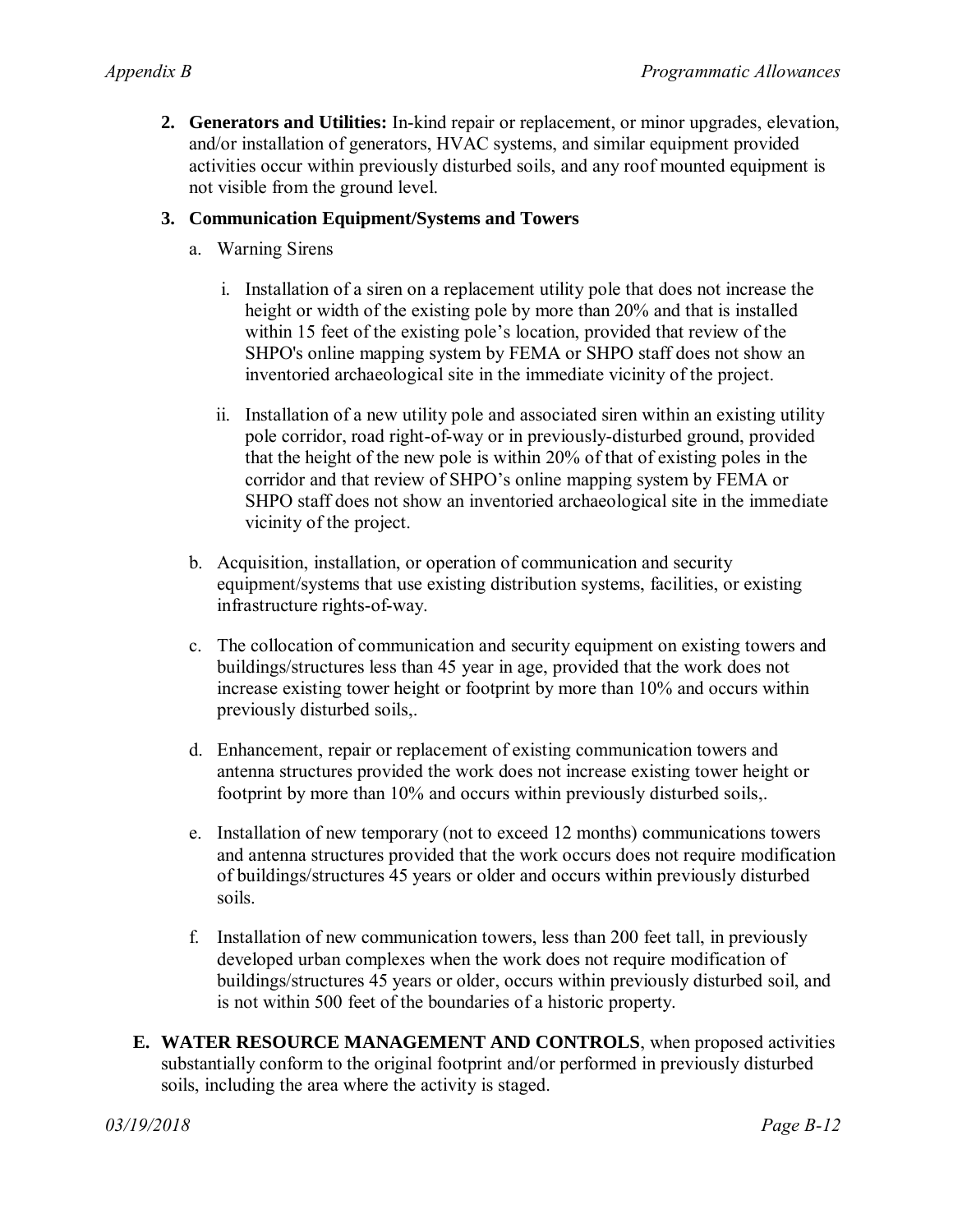2. **Generators and Utilities:** In-kind repair or replacement, or minor upgrades, elevation, and/or installation of generators, HVAC systems, and similar equipment provided activities occur within previously disturbed soils, and any roof mounted equipment is not visible from the ground level.

3. **Communication Equipment/Systems and Towers**

   a. Warning Sirens

      i. Installation of a siren on a replacement utility pole that does not increase the height or width of the existing pole by more than 20% and that is installed within 15 feet of the existing pole's location, provided that review of the SHPO's online mapping system by FEMA or SHPO staff does not show an inventoried archaeological site in the immediate vicinity of the project.

      ii. Installation of a new utility pole and associated siren within an existing utility pole corridor, road right-of-way or in previously-disturbed ground, provided that the height of the new pole is within 20% of that of existing poles in the corridor and that review of SHPO's online mapping system by FEMA or SHPO staff does not show an inventoried archaeological site in the immediate vicinity of the project.

   b. Acquisition, installation, or operation of communication and security equipment/systems that use existing distribution systems, facilities, or existing infrastructure rights-of-way.

   c. The collocation of communication and security equipment on existing towers and buildings/structures less than 45 year in age, provided that the work does not increase existing tower height or footprint by more than 10% and occurs within previously disturbed soils,.

   d. Enhancement, repair or replacement of existing communication towers and antenna structures provided the work does not increase existing tower height or footprint by more than 10% and occurs within previously disturbed soils,.

   e. Installation of new temporary (not to exceed 12 months) communications towers and antenna structures provided that the work occurs does not require modification of buildings/structures 45 years or older and occurs within previously disturbed soils.

   f. Installation of new communication towers, less than 200 feet tall, in previously developed urban complexes when the work does not require modification of buildings/structures 45 years or older, occurs within previously disturbed soil, and is not within 500 feet of the boundaries of a historic property.

**E. WATER RESOURCE MANAGEMENT AND CONTROLS**, when proposed activities substantially conform to the original footprint and/or performed in previously disturbed soils, including the area where the activity is staged.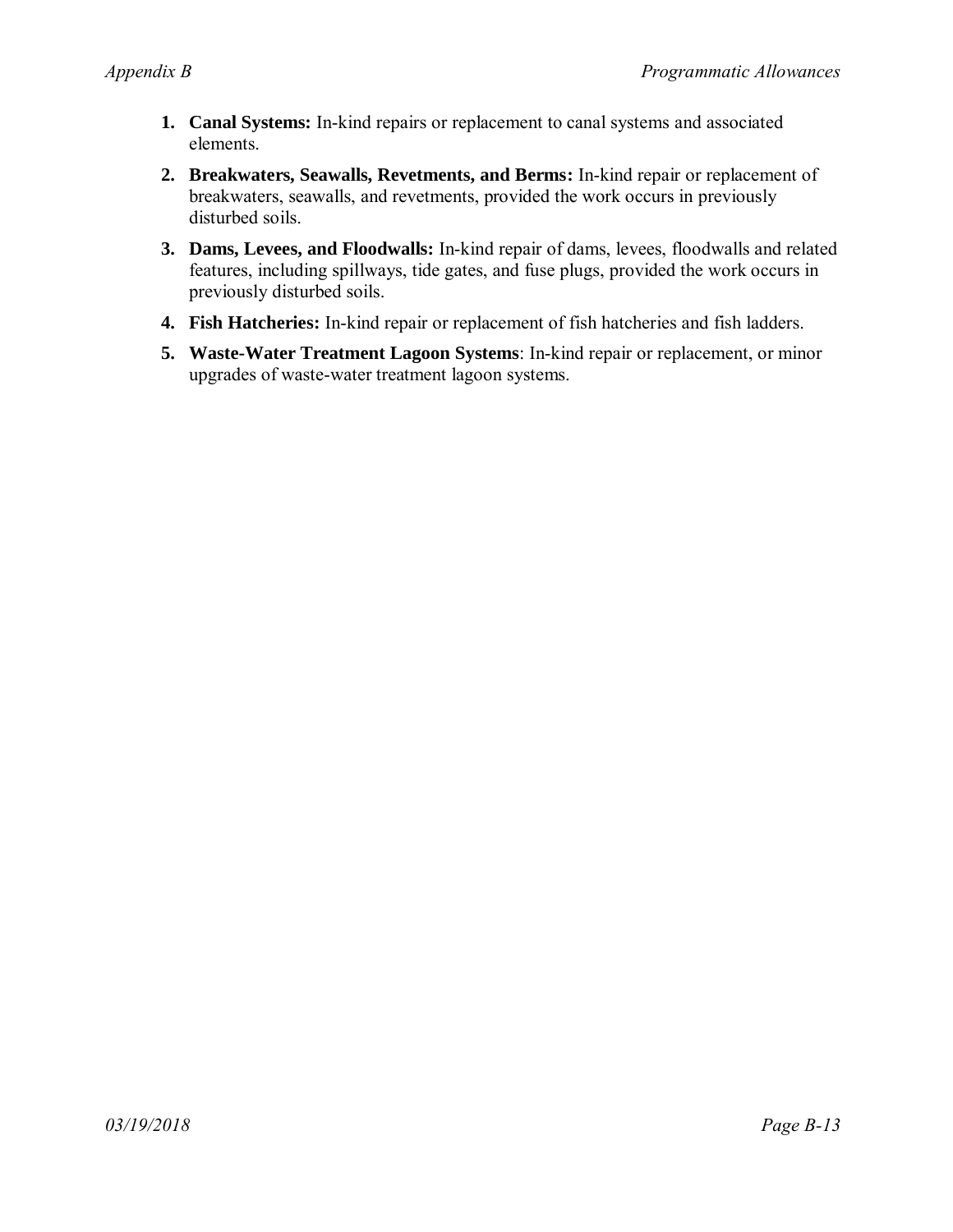1. **Canal Systems:** In-kind repairs or replacement to canal systems and associated elements.
2. **Breakwaters, Seawalls, Revetments, and Berms:** In-kind repair or replacement of breakwaters, seawalls, and revetments, provided the work occurs in previously disturbed soils.
3. **Dams, Levees, and Floodwalls:** In-kind repair of dams, levees, floodwalls and related features, including spillways, tide gates, and fuse plugs, provided the work occurs in previously disturbed soils.
4. **Fish Hatcheries:** In-kind repair or replacement of fish hatcheries and fish ladders.
5. **Waste-Water Treatment Lagoon Systems**: In-kind repair or replacement, or minor upgrades of waste-water treatment lagoon systems.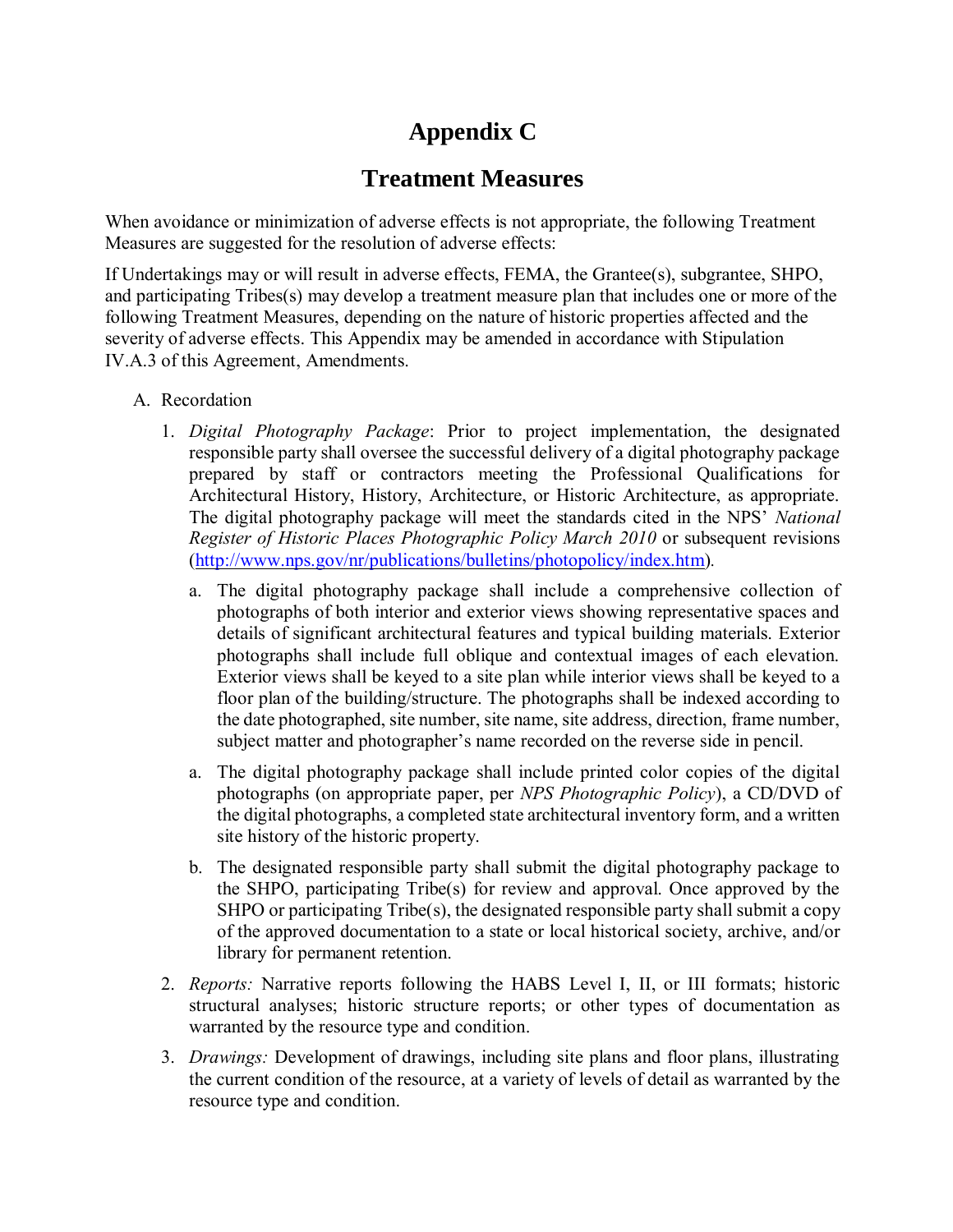# Appendix C

## Treatment Measures

When avoidance or minimization of adverse effects is not appropriate, the following Treatment Measures are suggested for the resolution of adverse effects:

If Undertakings may or will result in adverse effects, FEMA, the Grantee(s), subgrantee, SHPO, and participating Tribes(s) may develop a treatment measure plan that includes one or more of the following Treatment Measures, depending on the nature of historic properties affected and the severity of adverse effects. This Appendix may be amended in accordance with Stipulation IV.A.3 of this Agreement, Amendments.

A. Recordation

1. *Digital Photography Package*: Prior to project implementation, the designated responsible party shall oversee the successful delivery of a digital photography package prepared by staff or contractors meeting the Professional Qualifications for Architectural History, History, Architecture, or Historic Architecture, as appropriate. The digital photography package will meet the standards cited in the NPS' *National Register of Historic Places Photographic Policy March 2010* or subsequent revisions (http://www.nps.gov/nr/publications/bulletins/photopolicy/index.htm).

   a. The digital photography package shall include a comprehensive collection of photographs of both interior and exterior views showing representative spaces and details of significant architectural features and typical building materials. Exterior photographs shall include full oblique and contextual images of each elevation. Exterior views shall be keyed to a site plan while interior views shall be keyed to a floor plan of the building/structure. The photographs shall be indexed according to the date photographed, site number, site name, site address, direction, frame number, subject matter and photographer's name recorded on the reverse side in pencil.

   a. The digital photography package shall include printed color copies of the digital photographs (on appropriate paper, per *NPS Photographic Policy*), a CD/DVD of the digital photographs, a completed state architectural inventory form, and a written site history of the historic property.

   b. The designated responsible party shall submit the digital photography package to the SHPO, participating Tribe(s) for review and approval. Once approved by the SHPO or participating Tribe(s), the designated responsible party shall submit a copy of the approved documentation to a state or local historical society, archive, and/or library for permanent retention.

2. *Reports:* Narrative reports following the HABS Level I, II, or III formats; historic structural analyses; historic structure reports; or other types of documentation as warranted by the resource type and condition.

3. *Drawings:* Development of drawings, including site plans and floor plans, illustrating the current condition of the resource, at a variety of levels of detail as warranted by the resource type and condition.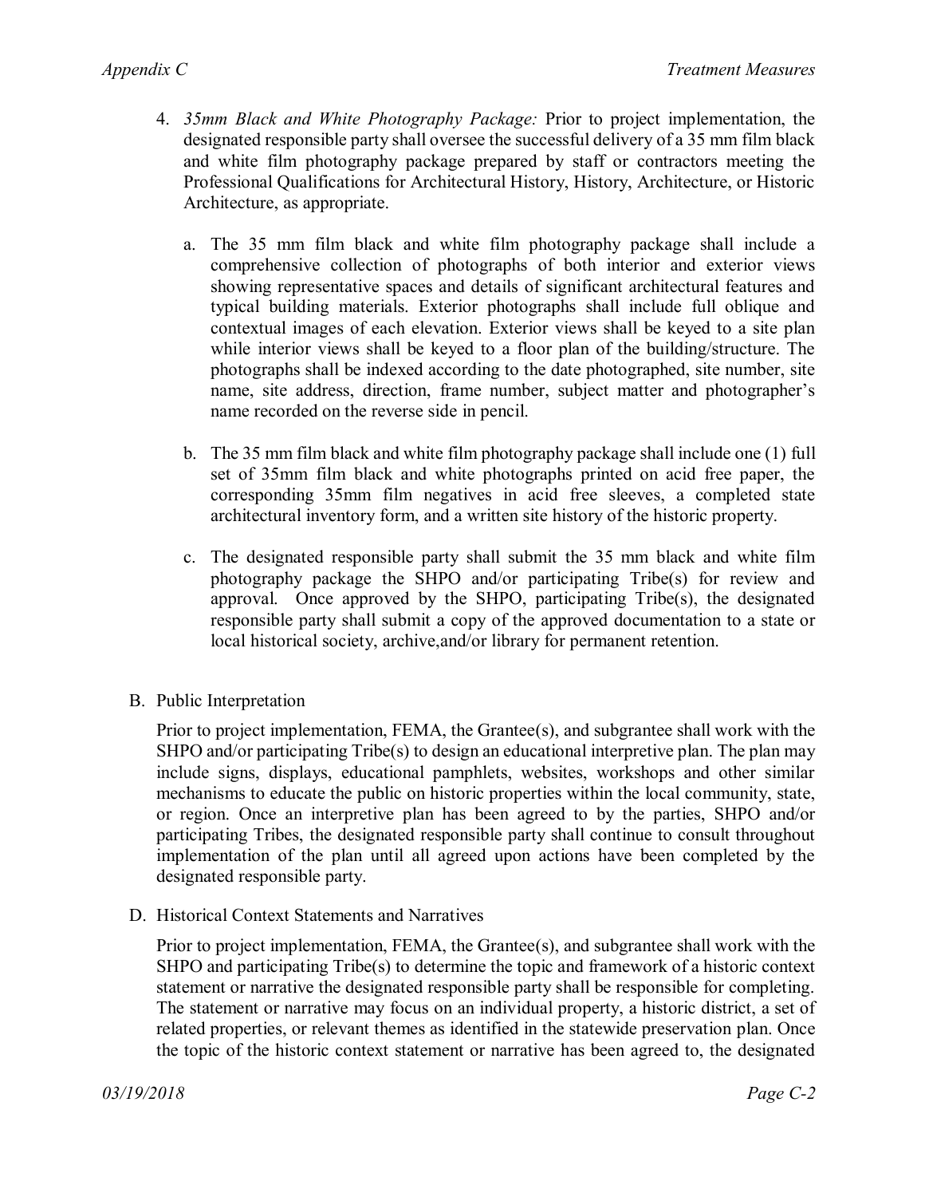4. *35mm Black and White Photography Package:* Prior to project implementation, the designated responsible party shall oversee the successful delivery of a 35 mm film black and white film photography package prepared by staff or contractors meeting the Professional Qualifications for Architectural History, History, Architecture, or Historic Architecture, as appropriate.

   a. The 35 mm film black and white film photography package shall include a comprehensive collection of photographs of both interior and exterior views showing representative spaces and details of significant architectural features and typical building materials. Exterior photographs shall include full oblique and contextual images of each elevation. Exterior views shall be keyed to a site plan while interior views shall be keyed to a floor plan of the building/structure. The photographs shall be indexed according to the date photographed, site number, site name, site address, direction, frame number, subject matter and photographer's name recorded on the reverse side in pencil.

   b. The 35 mm film black and white film photography package shall include one (1) full set of 35mm film black and white photographs printed on acid free paper, the corresponding 35mm film negatives in acid free sleeves, a completed state architectural inventory form, and a written site history of the historic property.

   c. The designated responsible party shall submit the 35 mm black and white film photography package the SHPO and/or participating Tribe(s) for review and approval. Once approved by the SHPO, participating Tribe(s), the designated responsible party shall submit a copy of the approved documentation to a state or local historical society, archive,and/or library for permanent retention.

B. Public Interpretation

Prior to project implementation, FEMA, the Grantee(s), and subgrantee shall work with the SHPO and/or participating Tribe(s) to design an educational interpretive plan. The plan may include signs, displays, educational pamphlets, websites, workshops and other similar mechanisms to educate the public on historic properties within the local community, state, or region. Once an interpretive plan has been agreed to by the parties, SHPO and/or participating Tribes, the designated responsible party shall continue to consult throughout implementation of the plan until all agreed upon actions have been completed by the designated responsible party.

D. Historical Context Statements and Narratives

Prior to project implementation, FEMA, the Grantee(s), and subgrantee shall work with the SHPO and participating Tribe(s) to determine the topic and framework of a historic context statement or narrative the designated responsible party shall be responsible for completing. The statement or narrative may focus on an individual property, a historic district, a set of related properties, or relevant themes as identified in the statewide preservation plan. Once the topic of the historic context statement or narrative has been agreed to, the designated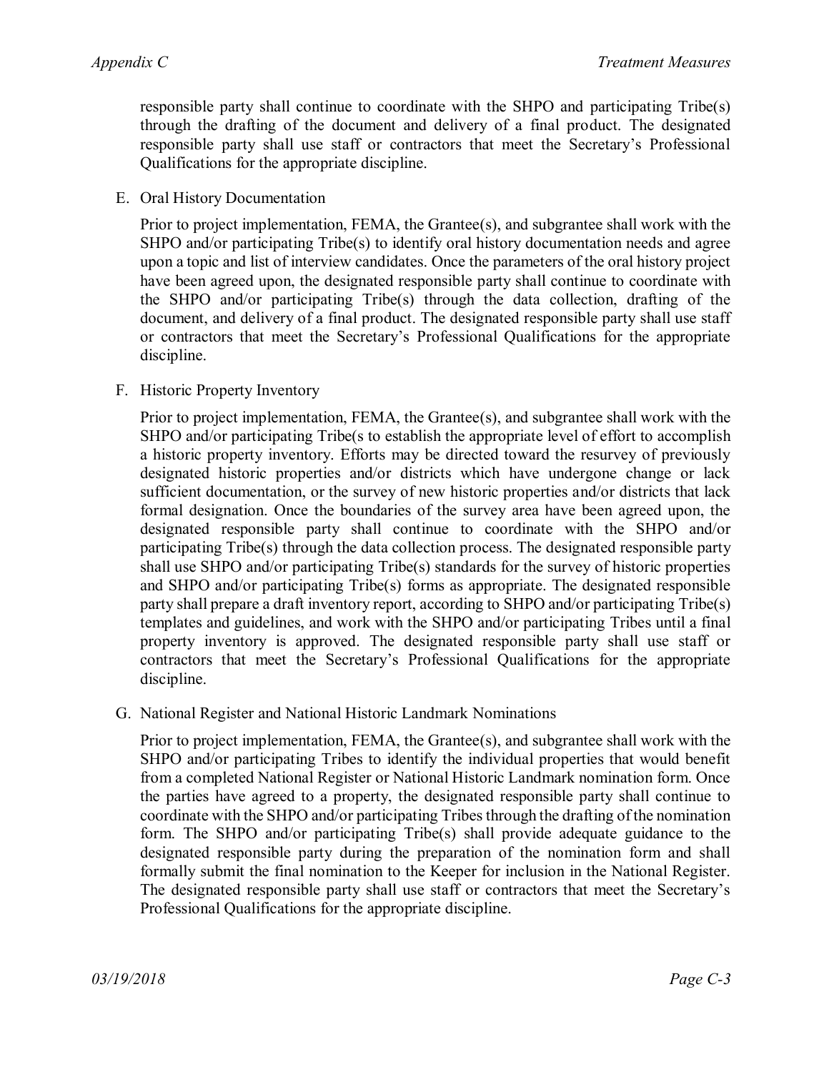responsible party shall continue to coordinate with the SHPO and participating Tribe(s) through the drafting of the document and delivery of a final product. The designated responsible party shall use staff or contractors that meet the Secretary's Professional Qualifications for the appropriate discipline.

E. Oral History Documentation

   Prior to project implementation, FEMA, the Grantee(s), and subgrantee shall work with the SHPO and/or participating Tribe(s) to identify oral history documentation needs and agree upon a topic and list of interview candidates. Once the parameters of the oral history project have been agreed upon, the designated responsible party shall continue to coordinate with the SHPO and/or participating Tribe(s) through the data collection, drafting of the document, and delivery of a final product. The designated responsible party shall use staff or contractors that meet the Secretary's Professional Qualifications for the appropriate discipline.

F. Historic Property Inventory

   Prior to project implementation, FEMA, the Grantee(s), and subgrantee shall work with the SHPO and/or participating Tribe(s to establish the appropriate level of effort to accomplish a historic property inventory. Efforts may be directed toward the resurvey of previously designated historic properties and/or districts which have undergone change or lack sufficient documentation, or the survey of new historic properties and/or districts that lack formal designation. Once the boundaries of the survey area have been agreed upon, the designated responsible party shall continue to coordinate with the SHPO and/or participating Tribe(s) through the data collection process. The designated responsible party shall use SHPO and/or participating Tribe(s) standards for the survey of historic properties and SHPO and/or participating Tribe(s) forms as appropriate. The designated responsible party shall prepare a draft inventory report, according to SHPO and/or participating Tribe(s) templates and guidelines, and work with the SHPO and/or participating Tribes until a final property inventory is approved. The designated responsible party shall use staff or contractors that meet the Secretary's Professional Qualifications for the appropriate discipline.

G. National Register and National Historic Landmark Nominations

   Prior to project implementation, FEMA, the Grantee(s), and subgrantee shall work with the SHPO and/or participating Tribes to identify the individual properties that would benefit from a completed National Register or National Historic Landmark nomination form. Once the parties have agreed to a property, the designated responsible party shall continue to coordinate with the SHPO and/or participating Tribes through the drafting of the nomination form. The SHPO and/or participating Tribe(s) shall provide adequate guidance to the designated responsible party during the preparation of the nomination form and shall formally submit the final nomination to the Keeper for inclusion in the National Register. The designated responsible party shall use staff or contractors that meet the Secretary's Professional Qualifications for the appropriate discipline.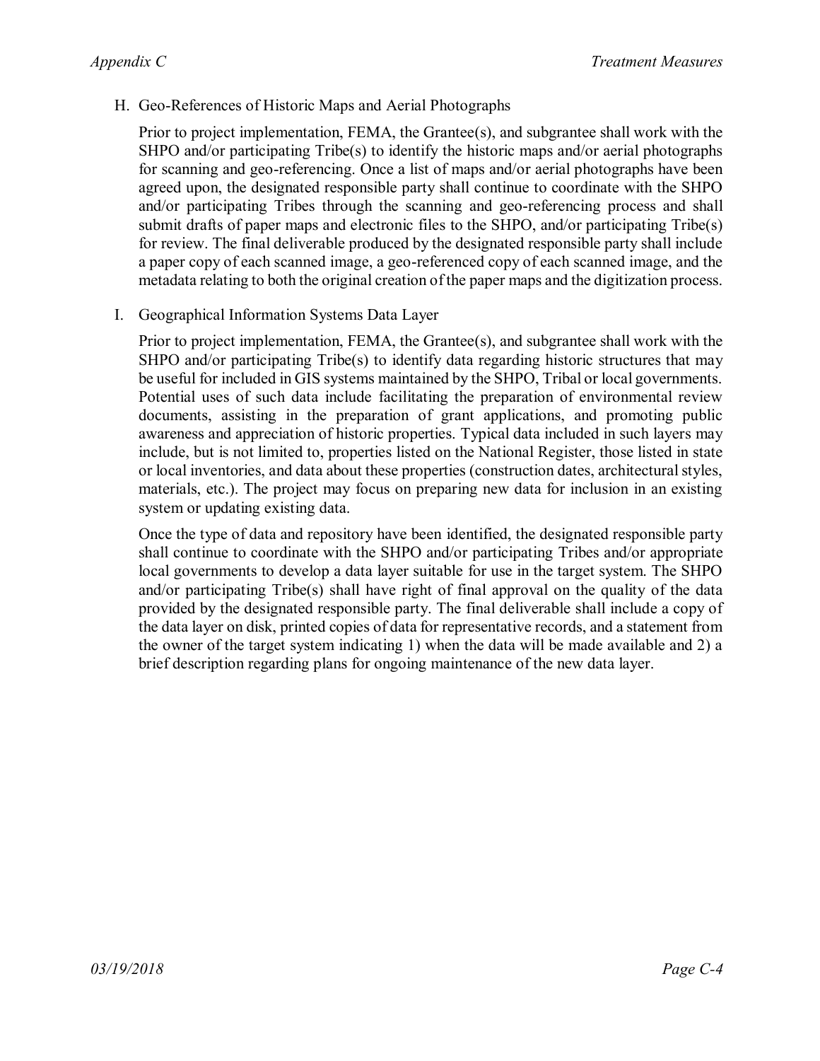H. Geo-References of Historic Maps and Aerial Photographs

Prior to project implementation, FEMA, the Grantee(s), and subgrantee shall work with the SHPO and/or participating Tribe(s) to identify the historic maps and/or aerial photographs for scanning and geo-referencing. Once a list of maps and/or aerial photographs have been agreed upon, the designated responsible party shall continue to coordinate with the SHPO and/or participating Tribes through the scanning and geo-referencing process and shall submit drafts of paper maps and electronic files to the SHPO, and/or participating Tribe(s) for review. The final deliverable produced by the designated responsible party shall include a paper copy of each scanned image, a geo-referenced copy of each scanned image, and the metadata relating to both the original creation of the paper maps and the digitization process.

I. Geographical Information Systems Data Layer

Prior to project implementation, FEMA, the Grantee(s), and subgrantee shall work with the SHPO and/or participating Tribe(s) to identify data regarding historic structures that may be useful for included in GIS systems maintained by the SHPO, Tribal or local governments. Potential uses of such data include facilitating the preparation of environmental review documents, assisting in the preparation of grant applications, and promoting public awareness and appreciation of historic properties. Typical data included in such layers may include, but is not limited to, properties listed on the National Register, those listed in state or local inventories, and data about these properties (construction dates, architectural styles, materials, etc.). The project may focus on preparing new data for inclusion in an existing system or updating existing data.

Once the type of data and repository have been identified, the designated responsible party shall continue to coordinate with the SHPO and/or participating Tribes and/or appropriate local governments to develop a data layer suitable for use in the target system. The SHPO and/or participating Tribe(s) shall have right of final approval on the quality of the data provided by the designated responsible party. The final deliverable shall include a copy of the data layer on disk, printed copies of data for representative records, and a statement from the owner of the target system indicating 1) when the data will be made available and 2) a brief description regarding plans for ongoing maintenance of the new data layer.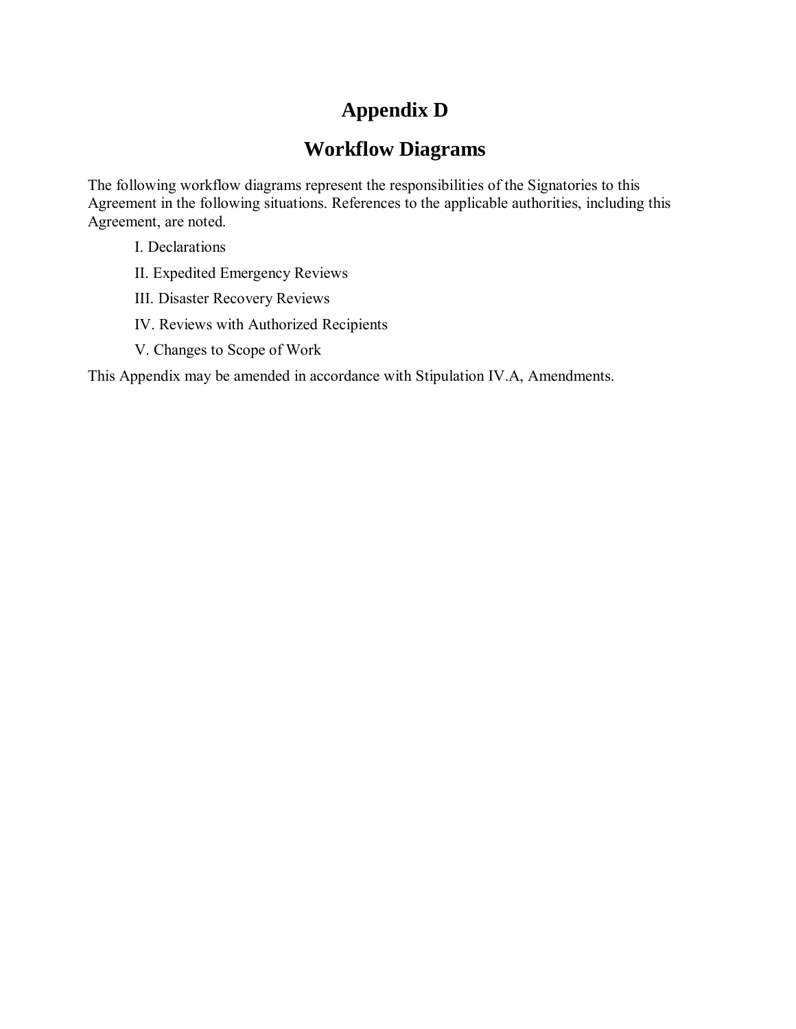# Appendix D

## Workflow Diagrams

The following workflow diagrams represent the responsibilities of the Signatories to this Agreement in the following situations. References to the applicable authorities, including this Agreement, are noted.

I. Declarations

II. Expedited Emergency Reviews

III. Disaster Recovery Reviews

IV. Reviews with Authorized Recipients

V. Changes to Scope of Work

This Appendix may be amended in accordance with Stipulation IV.A, Amendments.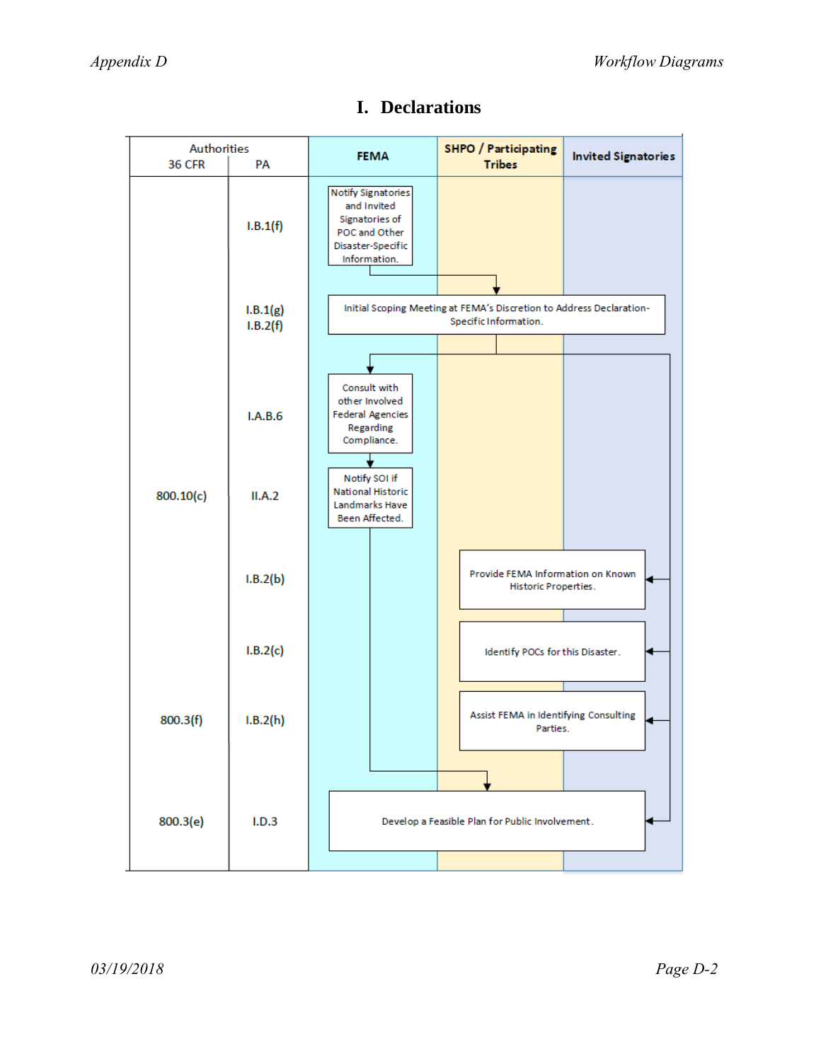# I. Declarations

| Authorities 36 CFR | Authorities PA | FEMA | SHPO / Participating Tribes | Invited Signatories |
|---|---|---|---|---|
| | I.B.1(f) | Notify Signatories and Invited Signatories of POC and Other Disaster-Specific Information. | | |
| | I.B.1(g) I.B.2(f) | Initial Scoping Meeting at FEMA's Discretion to Address Declaration-Specific Information. | | |
| | I.A.B.6 | Consult with other Involved Federal Agencies Regarding Compliance. | | |
| 800.10(c) | II.A.2 | Notify SOI if National Historic Landmarks Have Been Affected. | | |
| | I.B.2(b) | | Provide FEMA Information on Known Historic Properties. | |
| | I.B.2(c) | | Identify POCs for this Disaster. | |
| 800.3(f) | I.B.2(h) | | Assist FEMA in Identifying Consulting Parties. | |
| 800.3(e) | I.D.3 | Develop a Feasible Plan for Public Involvement. | | |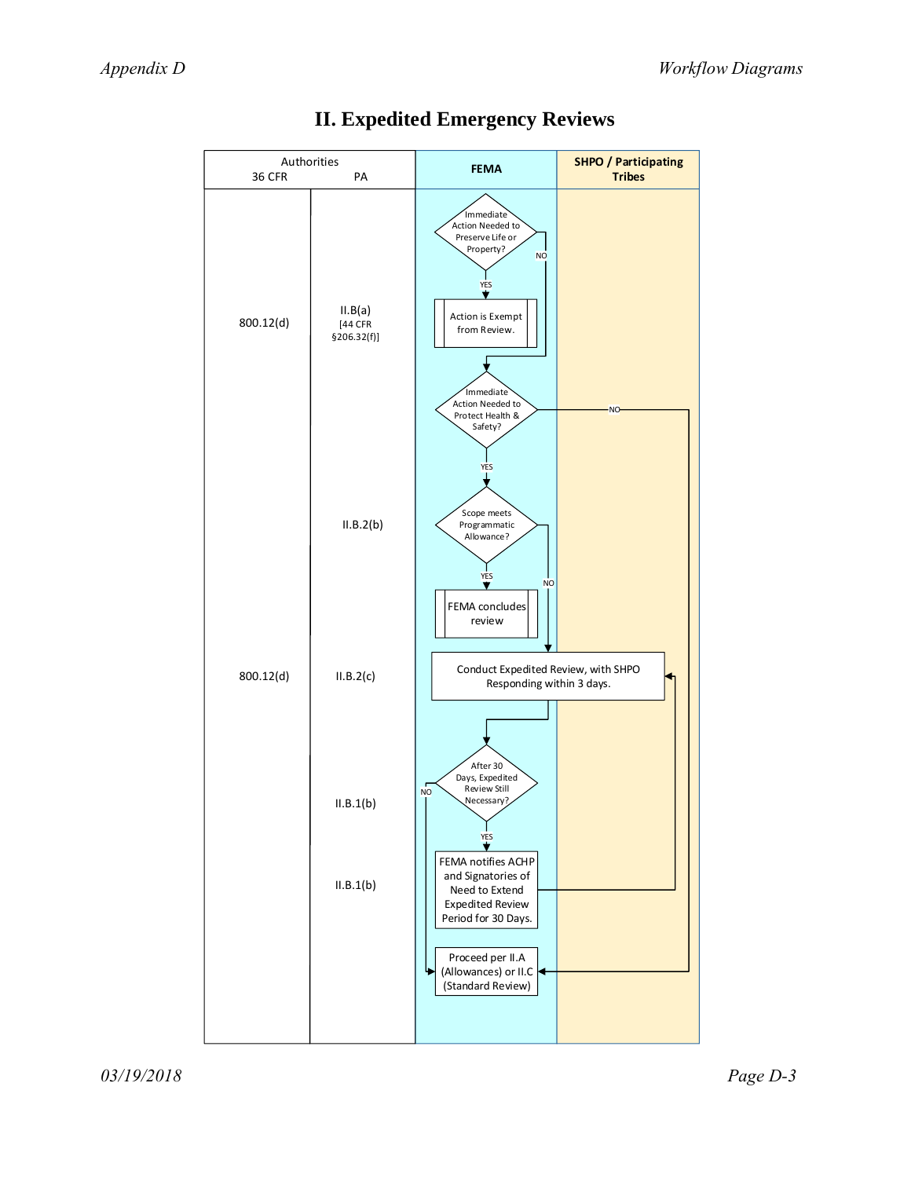# II. Expedited Emergency Reviews

| Authorities 36 CFR | Authorities PA | FEMA | SHPO / Participating Tribes |
|---|---|---|---|
| | | Immediate Action Needed to Preserve Life or Property? (YES → Action is Exempt from Review.; NO → next decision) | |
| 800.12(d) | II.B(a) [44 CFR §206.32(f)] | Action is Exempt from Review. | |
| | | Immediate Action Needed to Protect Health & Safety? (YES → Scope meets Programmatic Allowance?; NO → Proceed per II.A (Allowances) or II.C (Standard Review)) | |
| | II.B.2(b) | Scope meets Programmatic Allowance? (YES → FEMA concludes review; NO → Conduct Expedited Review) | |
| | | FEMA concludes review | |
| 800.12(d) | II.B.2(c) | Conduct Expedited Review, with SHPO Responding within 3 days. | Conduct Expedited Review, with SHPO Responding within 3 days. |
| | II.B.1(b) | After 30 Days, Expedited Review Still Necessary? (YES → FEMA notifies ACHP...; NO → Proceed per II.A (Allowances) or II.C (Standard Review)) | |
| | II.B.1(b) | FEMA notifies ACHP and Signatories of Need to Extend Expedited Review Period for 30 Days. (→ Conduct Expedited Review) | |
| | | Proceed per II.A (Allowances) or II.C (Standard Review) | |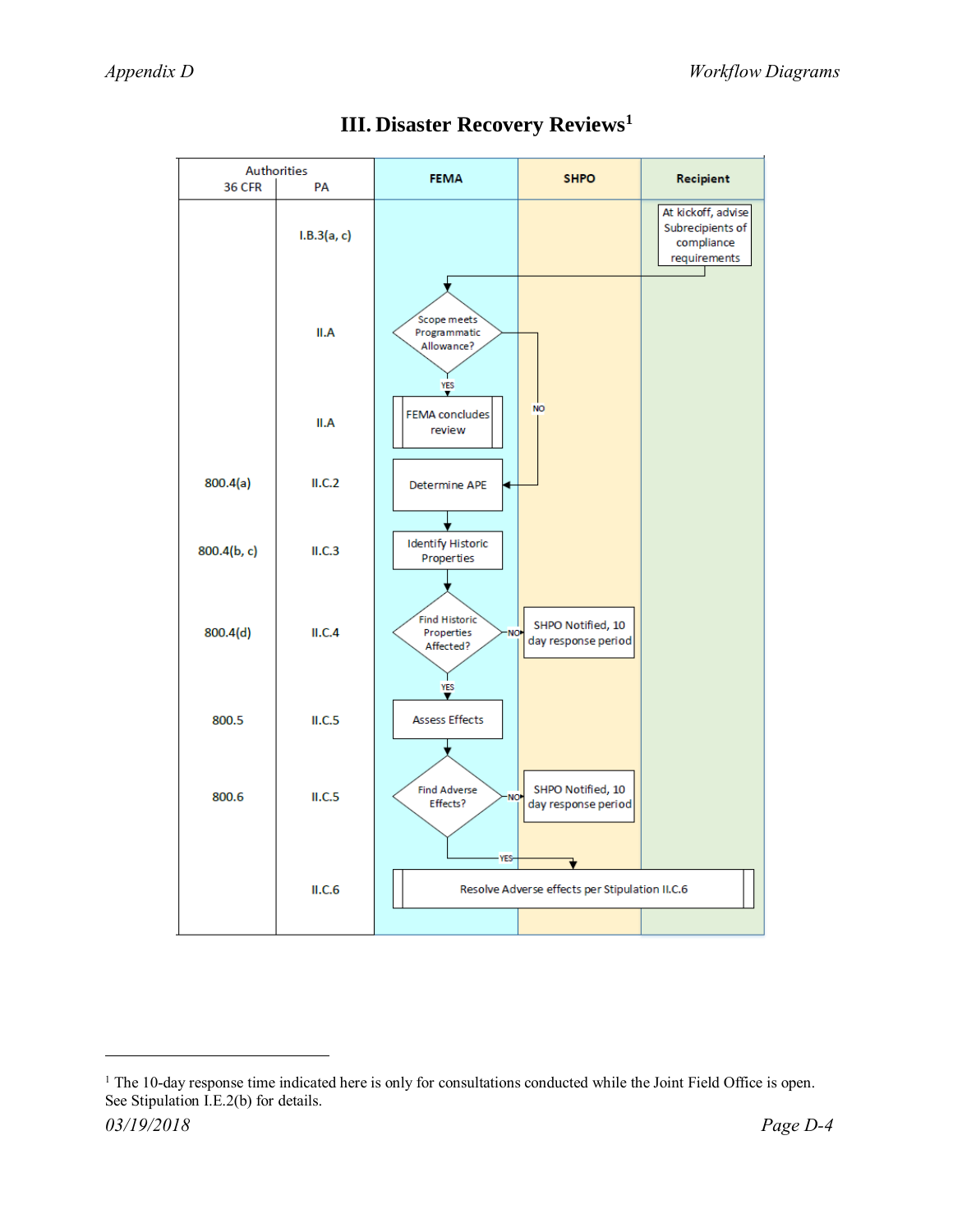# III. Disaster Recovery Reviews[1]

| Authorities 36 CFR | Authorities PA | FEMA | SHPO | Recipient |
|---|---|---|---|---|
| | I.B.3(a, c) | | | At kickoff, advise Subrecipients of compliance requirements |
| | II.A | Scope meets Programmatic Allowance? (YES → FEMA concludes review; NO → Determine APE) | | |
| | II.A | FEMA concludes review | | |
| 800.4(a) | II.C.2 | Determine APE | | |
| 800.4(b, c) | II.C.3 | Identify Historic Properties | | |
| 800.4(d) | II.C.4 | Find Historic Properties Affected? (YES → Assess Effects; NO → SHPO) | SHPO Notified, 10 day response period | |
| 800.5 | II.C.5 | Assess Effects | | |
| 800.6 | II.C.5 | Find Adverse Effects? (YES → Resolve Adverse effects; NO → SHPO) | SHPO Notified, 10 day response period | |
| | II.C.6 | Resolve Adverse effects per Stipulation II.C.6 | Resolve Adverse effects per Stipulation II.C.6 | Resolve Adverse effects per Stipulation II.C.6 |

[1] The 10-day response time indicated here is only for consultations conducted while the Joint Field Office is open. See Stipulation I.E.2(b) for details.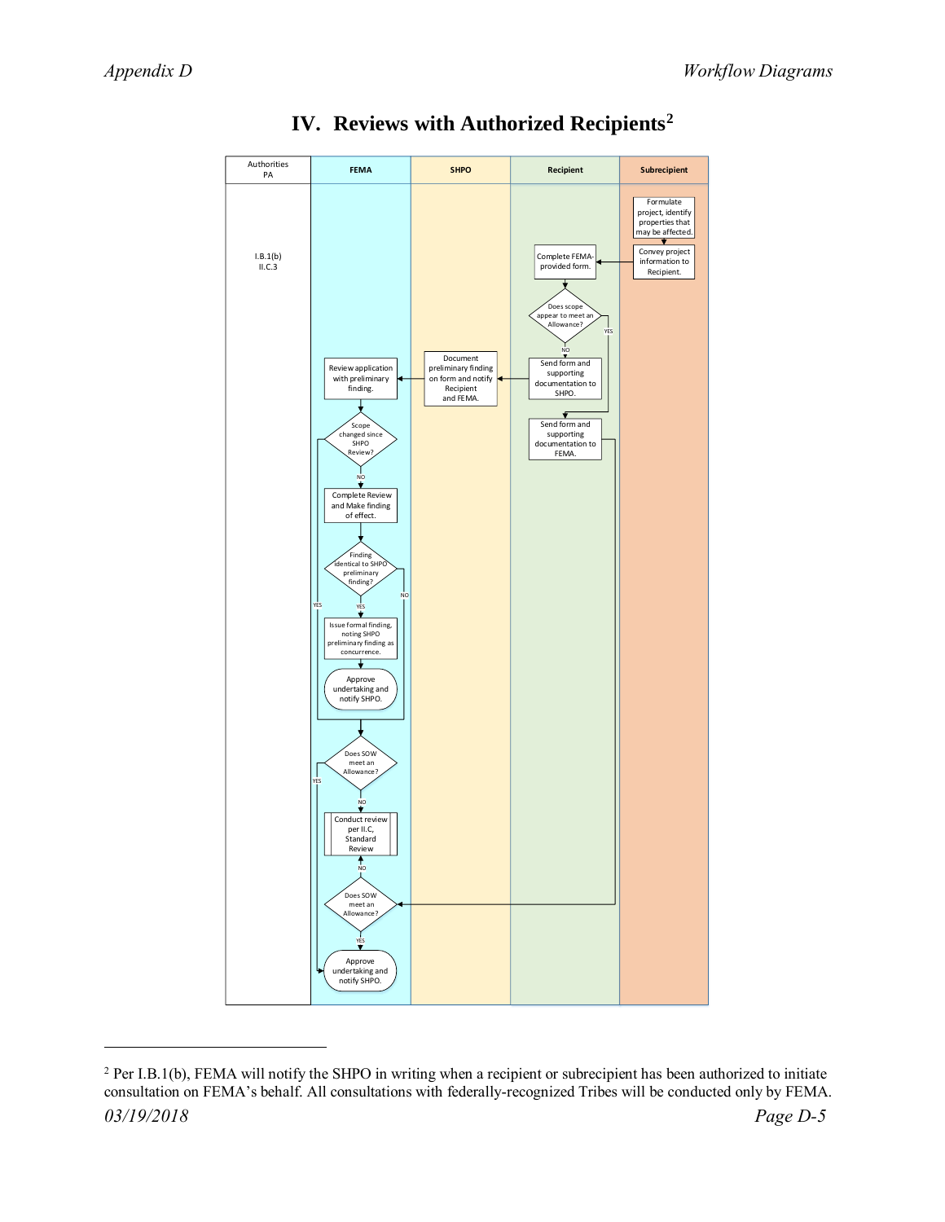# IV. Reviews with Authorized Recipients[2]

| Authorities PA | FEMA | SHPO | Recipient | Subrecipient |
|---|---|---|---|---|
| I.B.1(b) II.C.3 | | | | |

**Subrecipient:** Formulate project, identify properties that may be affected. → Convey project information to Recipient.

**Recipient:** Complete FEMA-provided form. → Does scope appear to meet an Allowance?
- NO → Send form and supporting documentation to SHPO.
- YES → Send form and supporting documentation to FEMA.

**SHPO:** Document preliminary finding on form and notify Recipient and FEMA.

**FEMA:** Review application with preliminary finding. → Scope changed since SHPO Review?
- NO → Complete Review and Make finding of effect. → Finding identical to SHPO preliminary finding?
  - YES → Issue formal finding, noting SHPO preliminary finding as concurrence. → Approve undertaking and notify SHPO.
  - NO → Does SOW meet an Allowance?
- YES → Does SOW meet an Allowance?

Does SOW meet an Allowance?
- YES → Approve undertaking and notify SHPO.
- NO → Conduct review per II.C, Standard Review

From "Send form and supporting documentation to FEMA": Does SOW meet an Allowance?
- YES → Approve undertaking and notify SHPO.
- NO → Conduct review per II.C, Standard Review

---

[2] Per I.B.1(b), FEMA will notify the SHPO in writing when a recipient or subrecipient has been authorized to initiate consultation on FEMA's behalf. All consultations with federally-recognized Tribes will be conducted only by FEMA.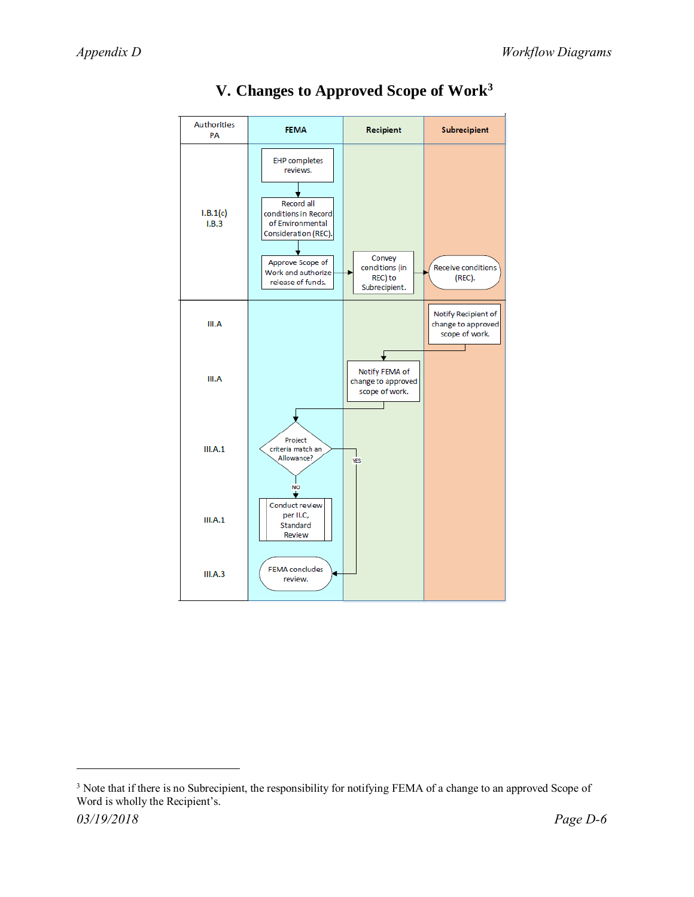# V. Changes to Approved Scope of Work[3]

Authorities PA

FEMA

Recipient

Subrecipient

I.B.1(c)
I.B.3

EHP completes reviews.

Record all conditions in Record of Environmental Consideration (REC).

Approve Scope of Work and authorize release of funds.

Convey conditions (in REC) to Subrecipient.

Receive conditions (REC).

III.A

Notify Recipient of change to approved scope of work.

III.A

Notify FEMA of change to approved scope of work.

III.A.1

Project criteria match an Allowance?

YES

NO

III.A.1

Conduct review per II.C, Standard Review

III.A.3

FEMA concludes review.

[3] Note that if there is no Subrecipient, the responsibility for notifying FEMA of a change to an approved Scope of Word is wholly the Recipient's.